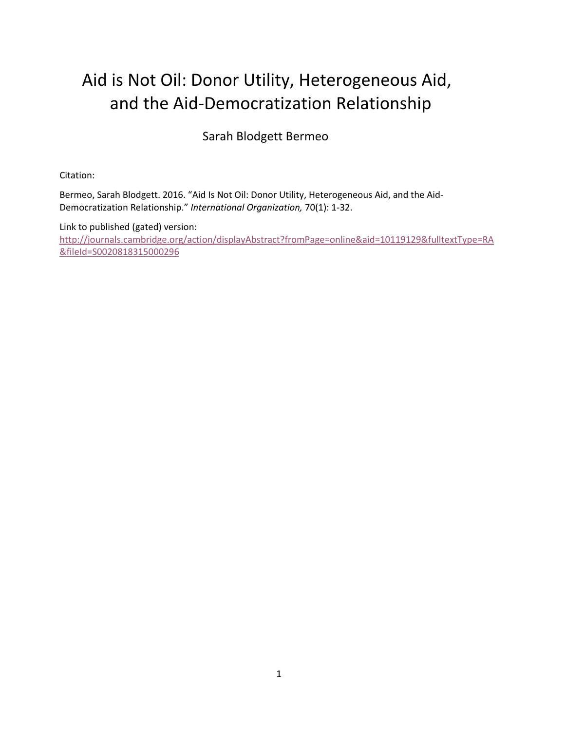# Aid is Not Oil: Donor Utility, Heterogeneous Aid, and the Aid-Democratization Relationship

Sarah Blodgett Bermeo

Citation:

Bermeo, Sarah Blodgett. 2016. "Aid Is Not Oil: Donor Utility, Heterogeneous Aid, and the Aid-Democratization Relationship." *International Organization,* 70(1): 1-32.

Link to published (gated) version:
[http://journals.cambridge.org/action/displayAbstract?fromPage=online&aid=10119129&fulltextType=RA&fileId=S0020818315000296](http://journals.cambridge.org/action/displayAbstract?fromPage=online&aid=10119129&fulltextType=RA&fileId=S0020818315000296)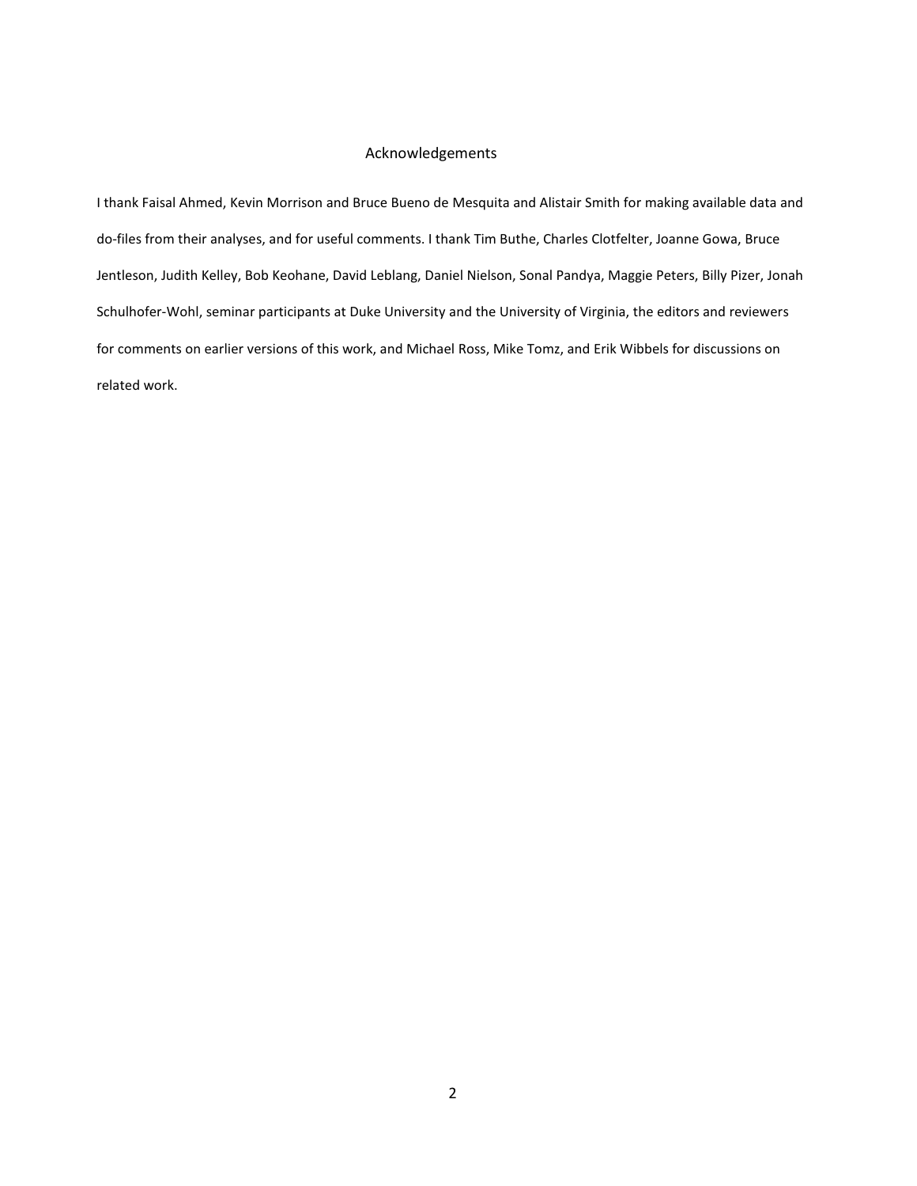## Acknowledgements

I thank Faisal Ahmed, Kevin Morrison and Bruce Bueno de Mesquita and Alistair Smith for making available data and do-files from their analyses, and for useful comments. I thank Tim Buthe, Charles Clotfelter, Joanne Gowa, Bruce Jentleson, Judith Kelley, Bob Keohane, David Leblang, Daniel Nielson, Sonal Pandya, Maggie Peters, Billy Pizer, Jonah Schulhofer-Wohl, seminar participants at Duke University and the University of Virginia, the editors and reviewers for comments on earlier versions of this work, and Michael Ross, Mike Tomz, and Erik Wibbels for discussions on related work.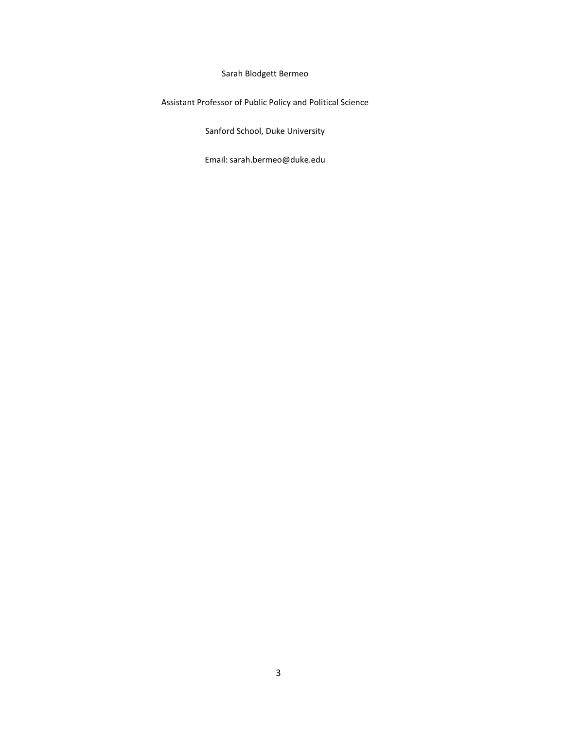Sarah Blodgett Bermeo

Assistant Professor of Public Policy and Political Science

Sanford School, Duke University

Email: sarah.bermeo@duke.edu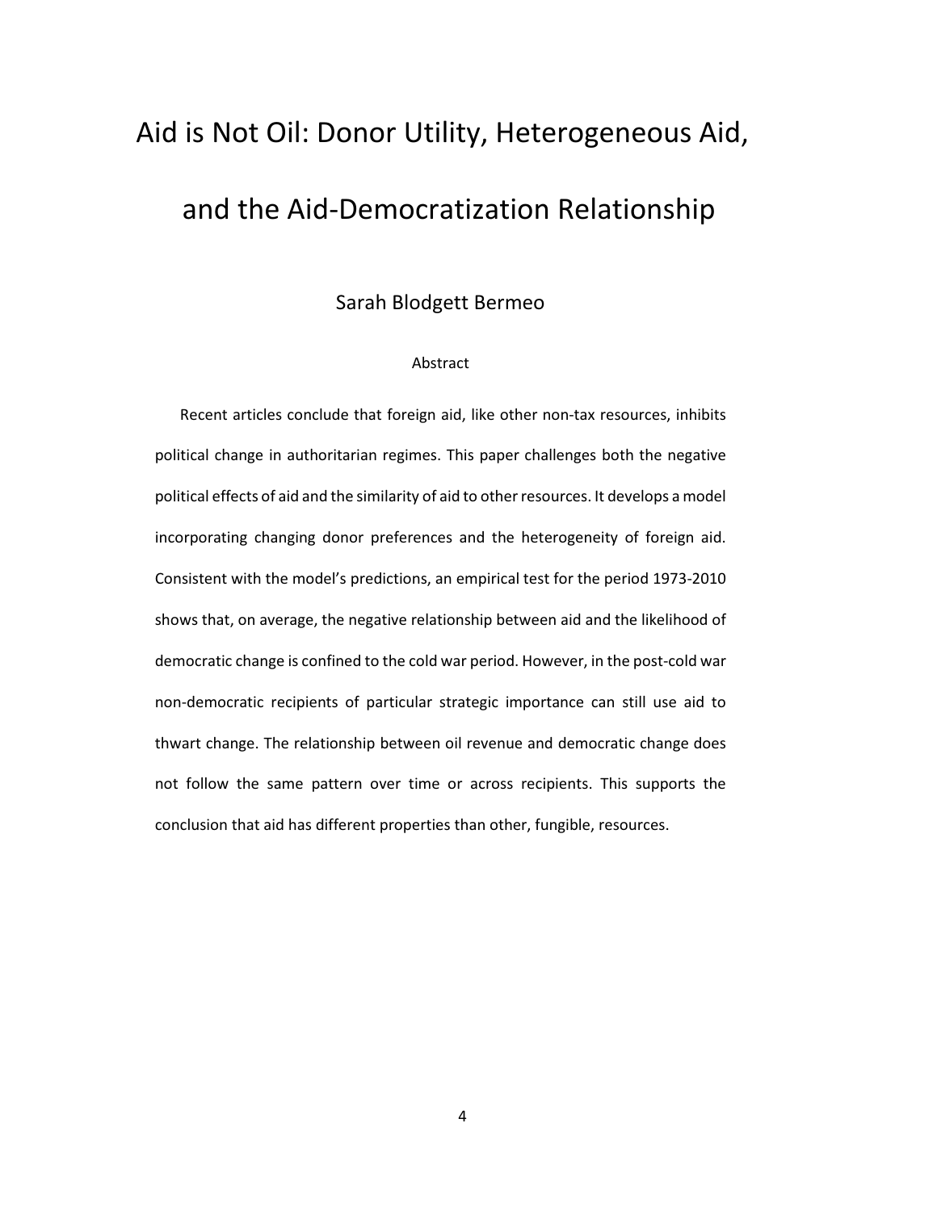# Aid is Not Oil: Donor Utility, Heterogeneous Aid, and the Aid-Democratization Relationship

Sarah Blodgett Bermeo

## Abstract

Recent articles conclude that foreign aid, like other non-tax resources, inhibits political change in authoritarian regimes. This paper challenges both the negative political effects of aid and the similarity of aid to other resources. It develops a model incorporating changing donor preferences and the heterogeneity of foreign aid. Consistent with the model's predictions, an empirical test for the period 1973-2010 shows that, on average, the negative relationship between aid and the likelihood of democratic change is confined to the cold war period. However, in the post-cold war non-democratic recipients of particular strategic importance can still use aid to thwart change. The relationship between oil revenue and democratic change does not follow the same pattern over time or across recipients. This supports the conclusion that aid has different properties than other, fungible, resources.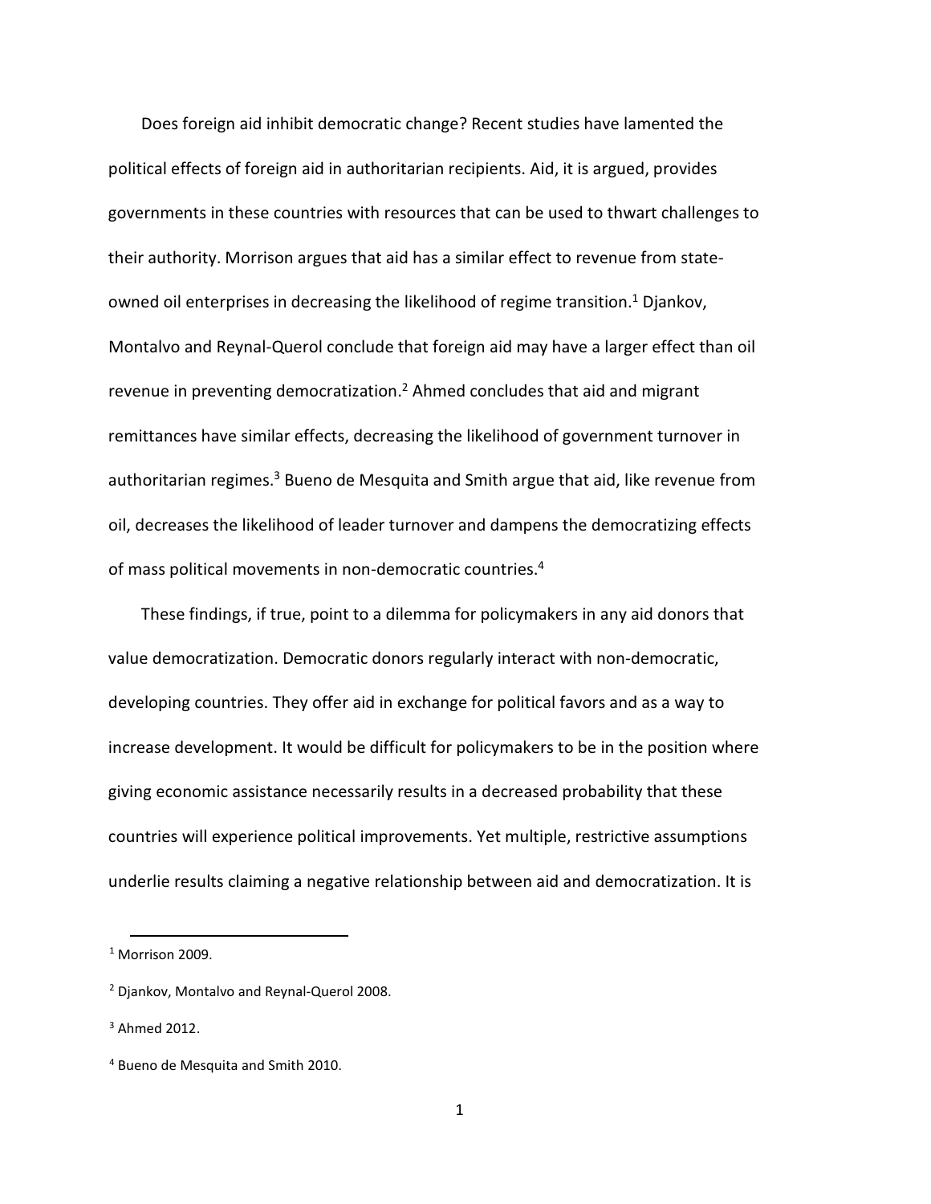Does foreign aid inhibit democratic change? Recent studies have lamented the political effects of foreign aid in authoritarian recipients. Aid, it is argued, provides governments in these countries with resources that can be used to thwart challenges to their authority. Morrison argues that aid has a similar effect to revenue from state-owned oil enterprises in decreasing the likelihood of regime transition.[1] Djankov, Montalvo and Reynal-Querol conclude that foreign aid may have a larger effect than oil revenue in preventing democratization.[2] Ahmed concludes that aid and migrant remittances have similar effects, decreasing the likelihood of government turnover in authoritarian regimes.[3] Bueno de Mesquita and Smith argue that aid, like revenue from oil, decreases the likelihood of leader turnover and dampens the democratizing effects of mass political movements in non-democratic countries.[4]

These findings, if true, point to a dilemma for policymakers in any aid donors that value democratization. Democratic donors regularly interact with non-democratic, developing countries. They offer aid in exchange for political favors and as a way to increase development. It would be difficult for policymakers to be in the position where giving economic assistance necessarily results in a decreased probability that these countries will experience political improvements. Yet multiple, restrictive assumptions underlie results claiming a negative relationship between aid and democratization. It is

[1] Morrison 2009.

[2] Djankov, Montalvo and Reynal-Querol 2008.

[3] Ahmed 2012.

[4] Bueno de Mesquita and Smith 2010.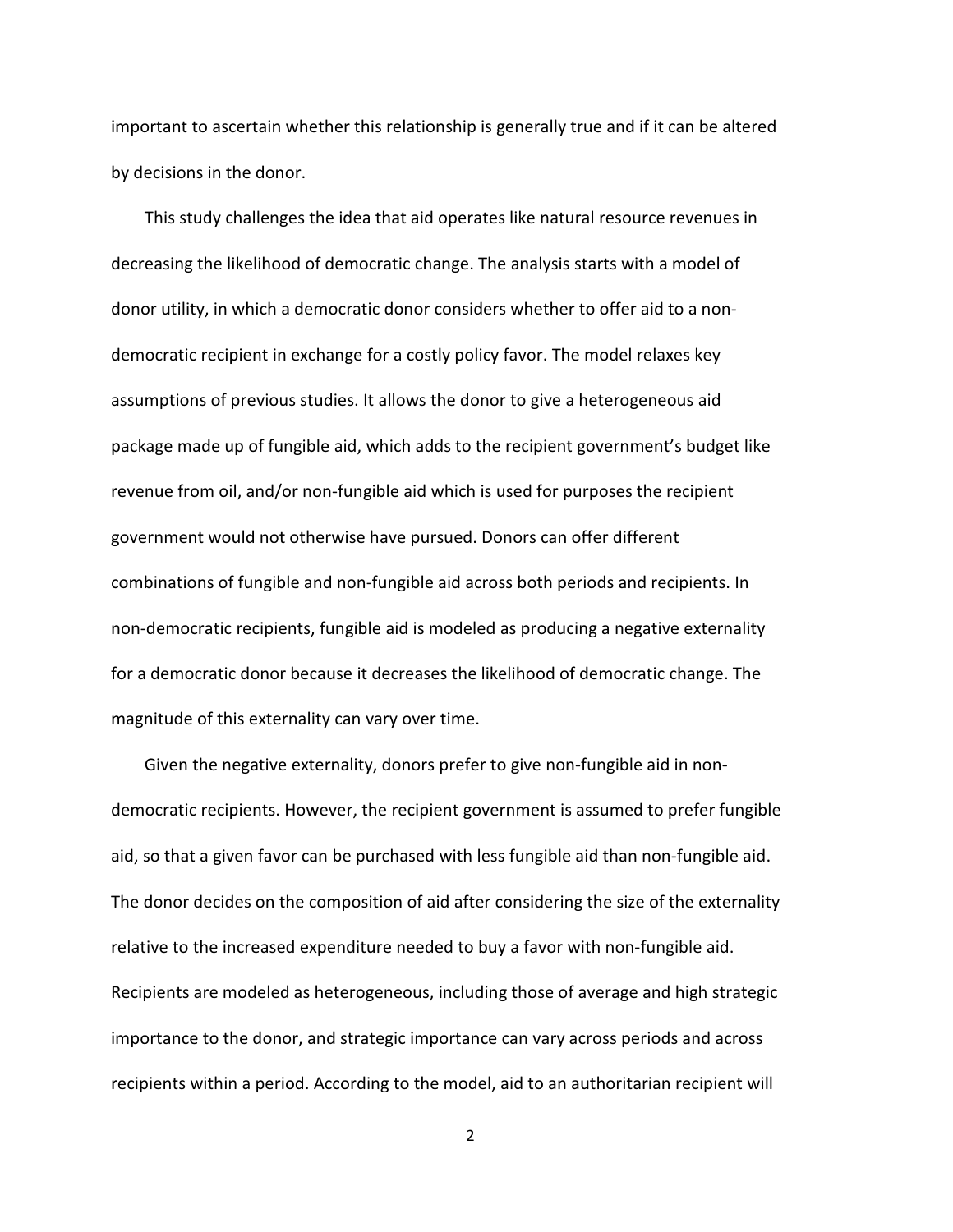important to ascertain whether this relationship is generally true and if it can be altered by decisions in the donor.

This study challenges the idea that aid operates like natural resource revenues in decreasing the likelihood of democratic change. The analysis starts with a model of donor utility, in which a democratic donor considers whether to offer aid to a non-democratic recipient in exchange for a costly policy favor. The model relaxes key assumptions of previous studies. It allows the donor to give a heterogeneous aid package made up of fungible aid, which adds to the recipient government's budget like revenue from oil, and/or non-fungible aid which is used for purposes the recipient government would not otherwise have pursued. Donors can offer different combinations of fungible and non-fungible aid across both periods and recipients. In non-democratic recipients, fungible aid is modeled as producing a negative externality for a democratic donor because it decreases the likelihood of democratic change. The magnitude of this externality can vary over time.

Given the negative externality, donors prefer to give non-fungible aid in non-democratic recipients. However, the recipient government is assumed to prefer fungible aid, so that a given favor can be purchased with less fungible aid than non-fungible aid. The donor decides on the composition of aid after considering the size of the externality relative to the increased expenditure needed to buy a favor with non-fungible aid. Recipients are modeled as heterogeneous, including those of average and high strategic importance to the donor, and strategic importance can vary across periods and across recipients within a period. According to the model, aid to an authoritarian recipient will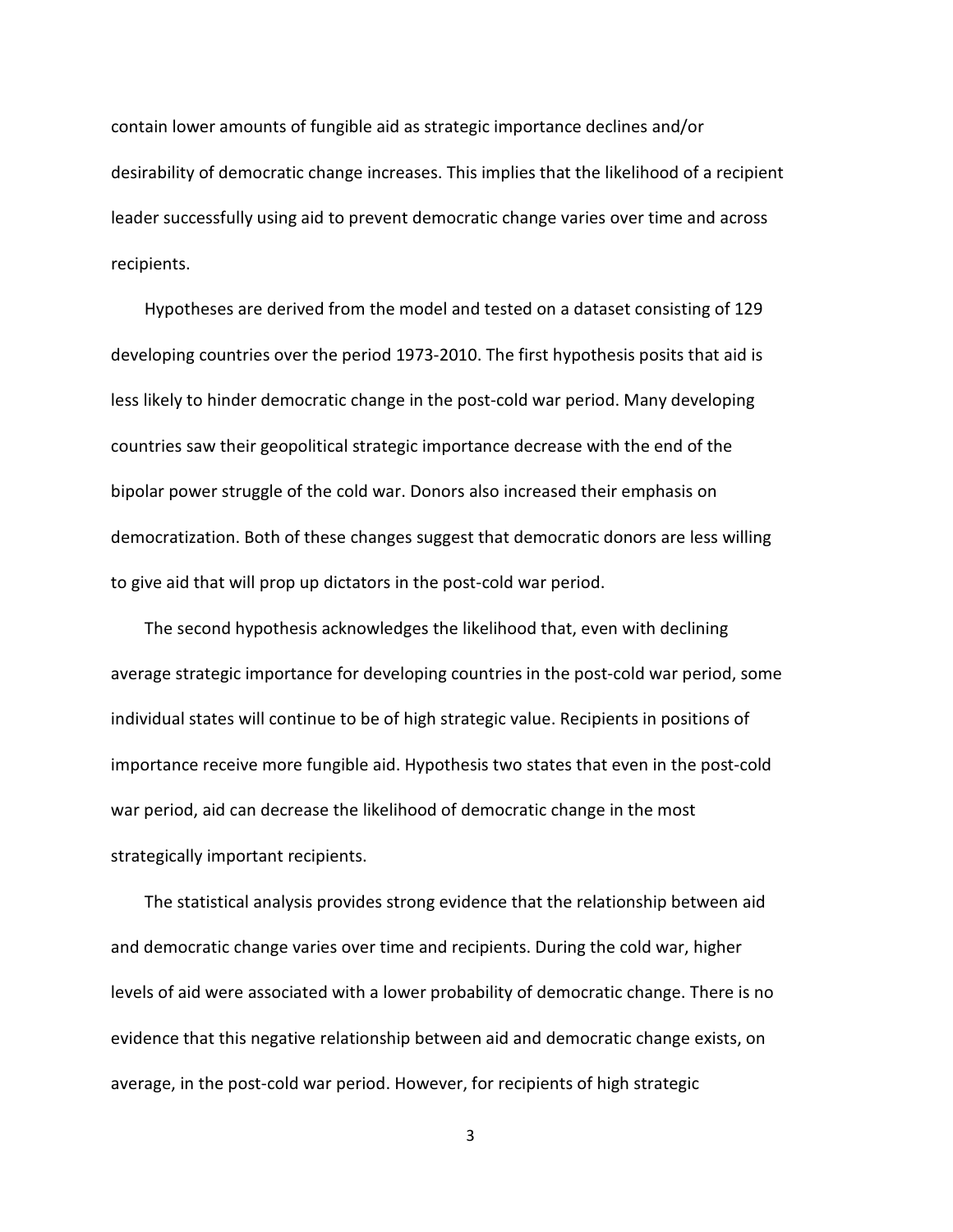contain lower amounts of fungible aid as strategic importance declines and/or desirability of democratic change increases. This implies that the likelihood of a recipient leader successfully using aid to prevent democratic change varies over time and across recipients.

Hypotheses are derived from the model and tested on a dataset consisting of 129 developing countries over the period 1973-2010. The first hypothesis posits that aid is less likely to hinder democratic change in the post-cold war period. Many developing countries saw their geopolitical strategic importance decrease with the end of the bipolar power struggle of the cold war. Donors also increased their emphasis on democratization. Both of these changes suggest that democratic donors are less willing to give aid that will prop up dictators in the post-cold war period.

The second hypothesis acknowledges the likelihood that, even with declining average strategic importance for developing countries in the post-cold war period, some individual states will continue to be of high strategic value. Recipients in positions of importance receive more fungible aid. Hypothesis two states that even in the post-cold war period, aid can decrease the likelihood of democratic change in the most strategically important recipients.

The statistical analysis provides strong evidence that the relationship between aid and democratic change varies over time and recipients. During the cold war, higher levels of aid were associated with a lower probability of democratic change. There is no evidence that this negative relationship between aid and democratic change exists, on average, in the post-cold war period. However, for recipients of high strategic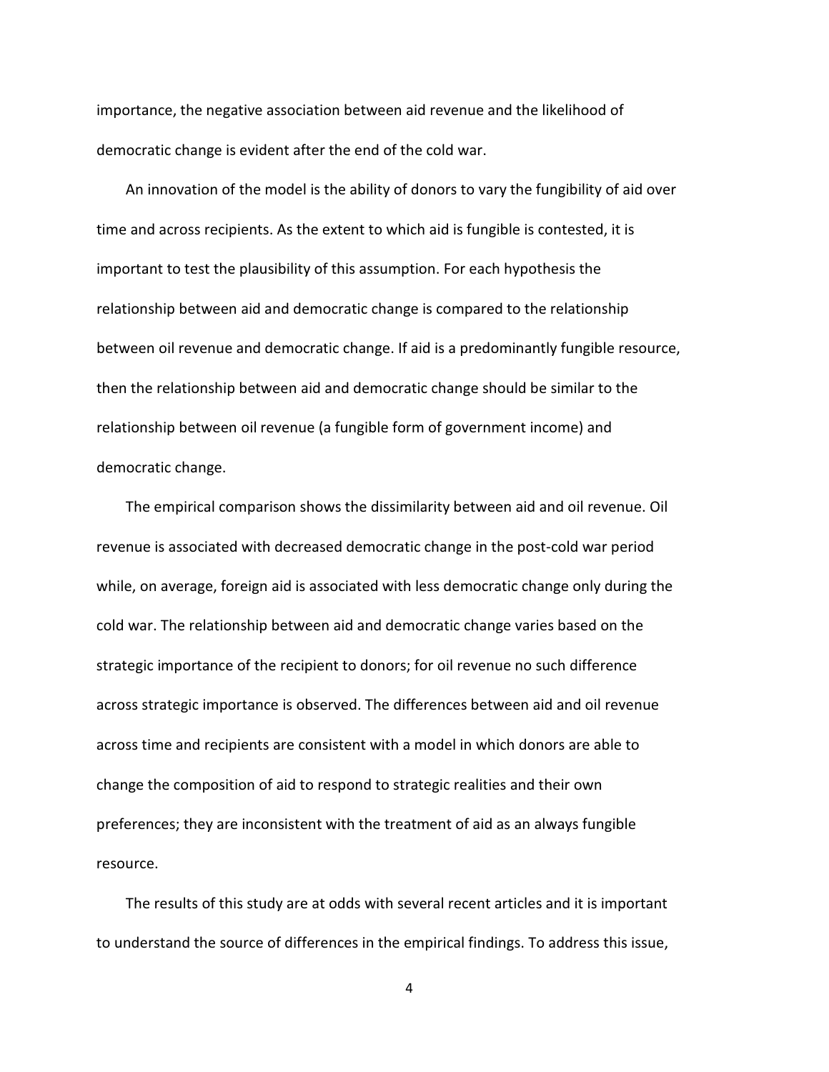importance, the negative association between aid revenue and the likelihood of democratic change is evident after the end of the cold war.

An innovation of the model is the ability of donors to vary the fungibility of aid over time and across recipients. As the extent to which aid is fungible is contested, it is important to test the plausibility of this assumption. For each hypothesis the relationship between aid and democratic change is compared to the relationship between oil revenue and democratic change. If aid is a predominantly fungible resource, then the relationship between aid and democratic change should be similar to the relationship between oil revenue (a fungible form of government income) and democratic change.

The empirical comparison shows the dissimilarity between aid and oil revenue. Oil revenue is associated with decreased democratic change in the post-cold war period while, on average, foreign aid is associated with less democratic change only during the cold war. The relationship between aid and democratic change varies based on the strategic importance of the recipient to donors; for oil revenue no such difference across strategic importance is observed. The differences between aid and oil revenue across time and recipients are consistent with a model in which donors are able to change the composition of aid to respond to strategic realities and their own preferences; they are inconsistent with the treatment of aid as an always fungible resource.

The results of this study are at odds with several recent articles and it is important to understand the source of differences in the empirical findings. To address this issue,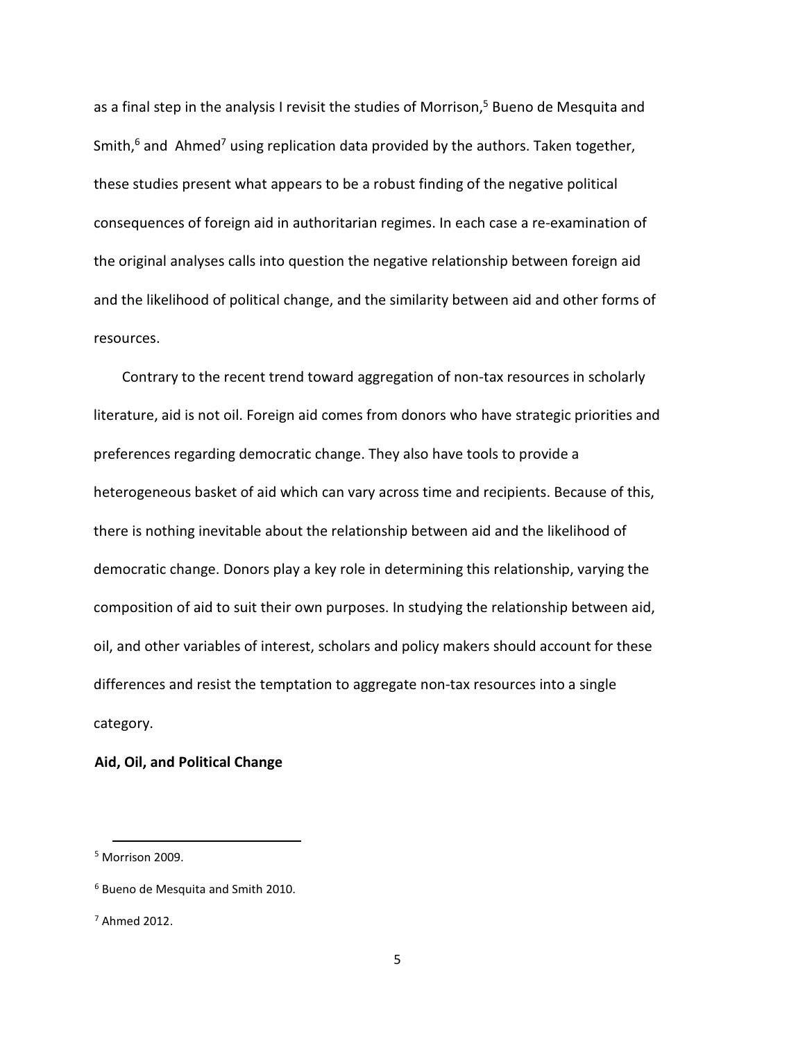as a final step in the analysis I revisit the studies of Morrison,[5] Bueno de Mesquita and Smith,[6] and Ahmed[7] using replication data provided by the authors. Taken together, these studies present what appears to be a robust finding of the negative political consequences of foreign aid in authoritarian regimes. In each case a re-examination of the original analyses calls into question the negative relationship between foreign aid and the likelihood of political change, and the similarity between aid and other forms of resources.

Contrary to the recent trend toward aggregation of non-tax resources in scholarly literature, aid is not oil. Foreign aid comes from donors who have strategic priorities and preferences regarding democratic change. They also have tools to provide a heterogeneous basket of aid which can vary across time and recipients. Because of this, there is nothing inevitable about the relationship between aid and the likelihood of democratic change. Donors play a key role in determining this relationship, varying the composition of aid to suit their own purposes. In studying the relationship between aid, oil, and other variables of interest, scholars and policy makers should account for these differences and resist the temptation to aggregate non-tax resources into a single category.

**Aid, Oil, and Political Change**

[5] Morrison 2009.

[6] Bueno de Mesquita and Smith 2010.

[7] Ahmed 2012.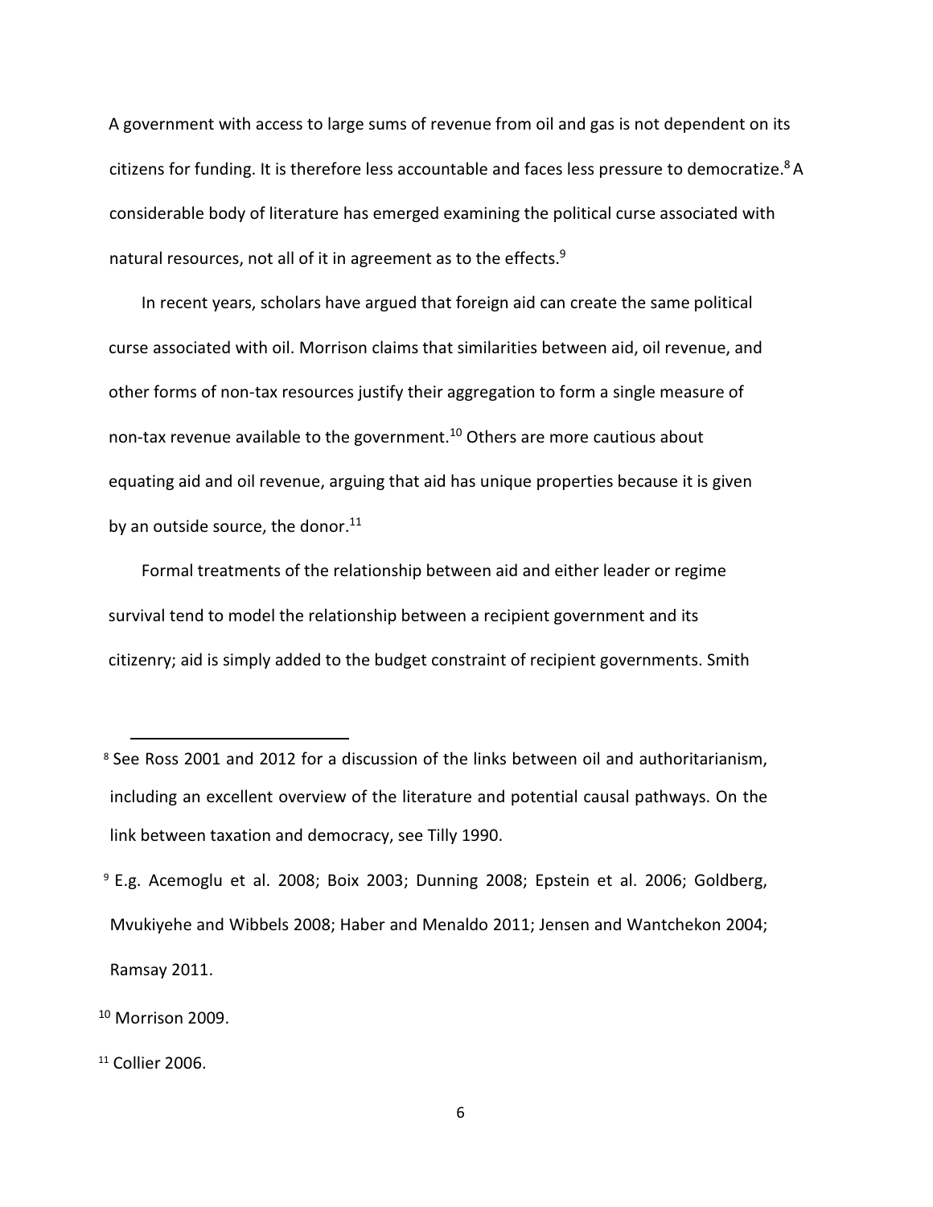A government with access to large sums of revenue from oil and gas is not dependent on its citizens for funding. It is therefore less accountable and faces less pressure to democratize.[8] A considerable body of literature has emerged examining the political curse associated with natural resources, not all of it in agreement as to the effects.[9]

In recent years, scholars have argued that foreign aid can create the same political curse associated with oil. Morrison claims that similarities between aid, oil revenue, and other forms of non-tax resources justify their aggregation to form a single measure of non-tax revenue available to the government.[10] Others are more cautious about equating aid and oil revenue, arguing that aid has unique properties because it is given by an outside source, the donor.[11]

Formal treatments of the relationship between aid and either leader or regime survival tend to model the relationship between a recipient government and its citizenry; aid is simply added to the budget constraint of recipient governments. Smith

---

[8] See Ross 2001 and 2012 for a discussion of the links between oil and authoritarianism, including an excellent overview of the literature and potential causal pathways. On the link between taxation and democracy, see Tilly 1990.

[9] E.g. Acemoglu et al. 2008; Boix 2003; Dunning 2008; Epstein et al. 2006; Goldberg, Mvukiyehe and Wibbels 2008; Haber and Menaldo 2011; Jensen and Wantchekon 2004; Ramsay 2011.

[10] Morrison 2009.

[11] Collier 2006.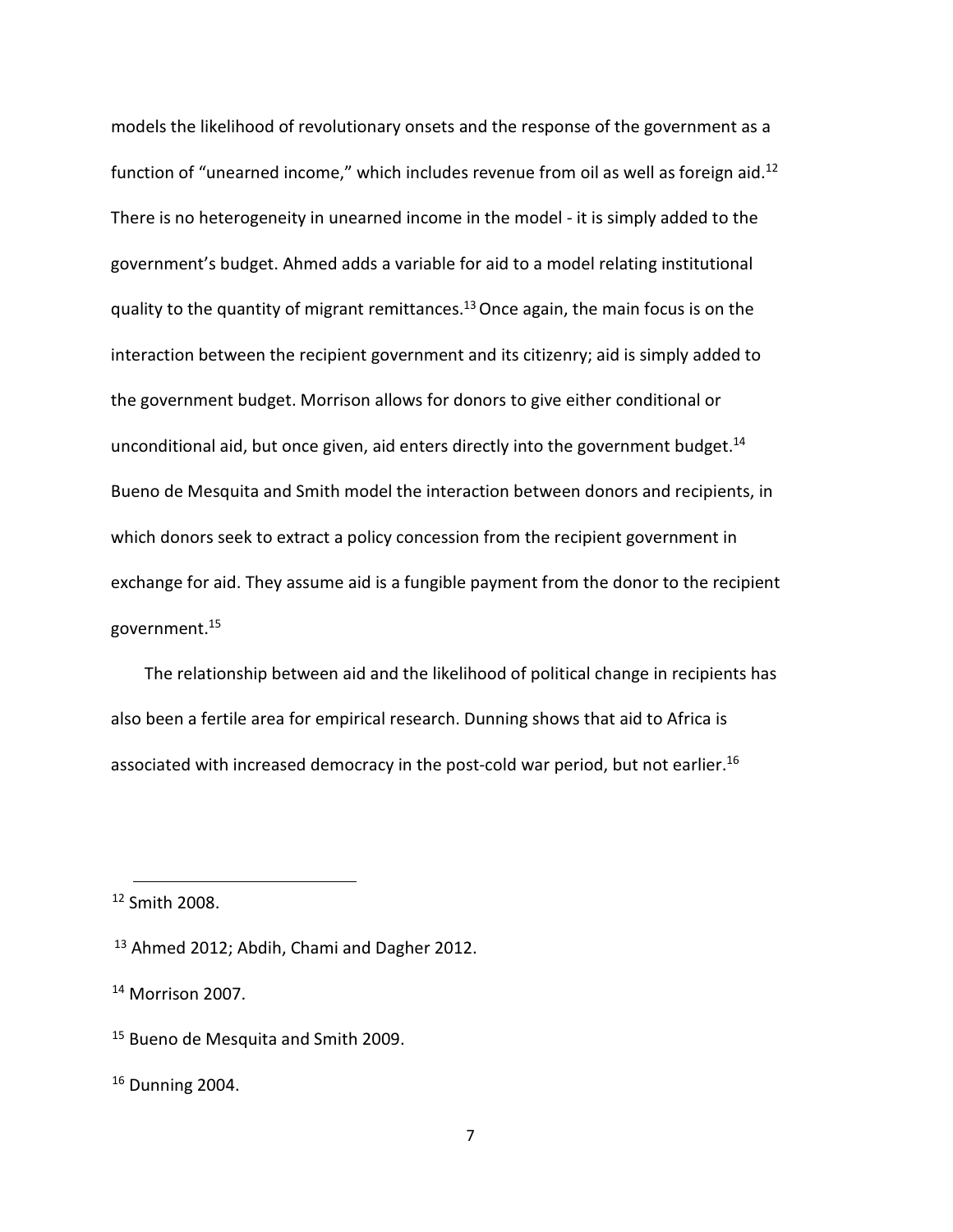models the likelihood of revolutionary onsets and the response of the government as a function of "unearned income," which includes revenue from oil as well as foreign aid.[12] There is no heterogeneity in unearned income in the model - it is simply added to the government's budget. Ahmed adds a variable for aid to a model relating institutional quality to the quantity of migrant remittances.[13] Once again, the main focus is on the interaction between the recipient government and its citizenry; aid is simply added to the government budget. Morrison allows for donors to give either conditional or unconditional aid, but once given, aid enters directly into the government budget.[14] Bueno de Mesquita and Smith model the interaction between donors and recipients, in which donors seek to extract a policy concession from the recipient government in exchange for aid. They assume aid is a fungible payment from the donor to the recipient government.[15]

The relationship between aid and the likelihood of political change in recipients has also been a fertile area for empirical research. Dunning shows that aid to Africa is associated with increased democracy in the post-cold war period, but not earlier.[16]

---

[12] Smith 2008.

[13] Ahmed 2012; Abdih, Chami and Dagher 2012.

[14] Morrison 2007.

[15] Bueno de Mesquita and Smith 2009.

[16] Dunning 2004.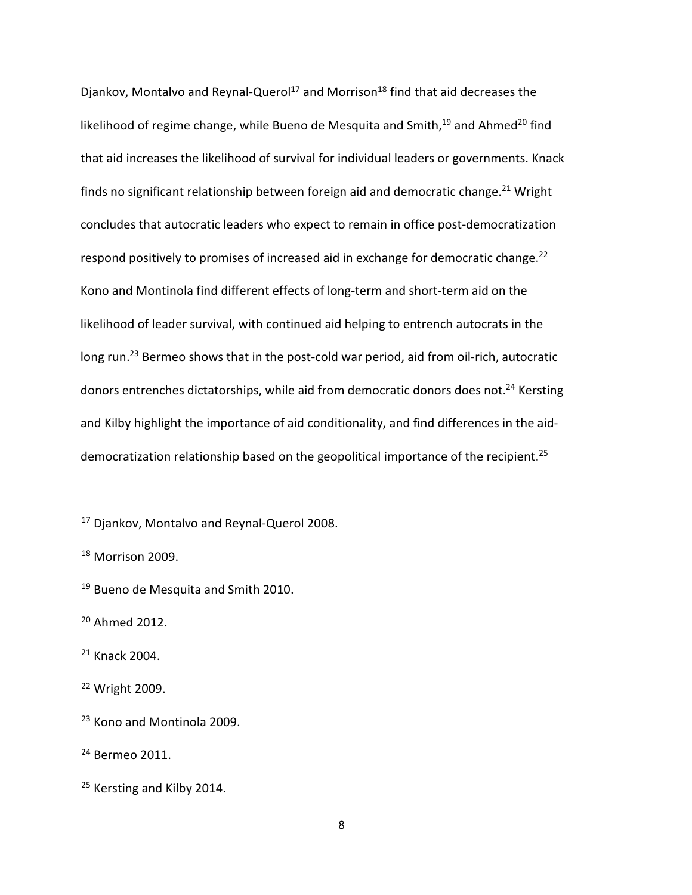Djankov, Montalvo and Reynal-Querol[17] and Morrison[18] find that aid decreases the likelihood of regime change, while Bueno de Mesquita and Smith,[19] and Ahmed[20] find that aid increases the likelihood of survival for individual leaders or governments. Knack finds no significant relationship between foreign aid and democratic change.[21] Wright concludes that autocratic leaders who expect to remain in office post-democratization respond positively to promises of increased aid in exchange for democratic change.[22] Kono and Montinola find different effects of long-term and short-term aid on the likelihood of leader survival, with continued aid helping to entrench autocrats in the long run.[23] Bermeo shows that in the post-cold war period, aid from oil-rich, autocratic donors entrenches dictatorships, while aid from democratic donors does not.[24] Kersting and Kilby highlight the importance of aid conditionality, and find differences in the aid-democratization relationship based on the geopolitical importance of the recipient.[25]

---

[17] Djankov, Montalvo and Reynal-Querol 2008.

[18] Morrison 2009.

[19] Bueno de Mesquita and Smith 2010.

[20] Ahmed 2012.

[21] Knack 2004.

[22] Wright 2009.

[23] Kono and Montinola 2009.

[24] Bermeo 2011.

[25] Kersting and Kilby 2014.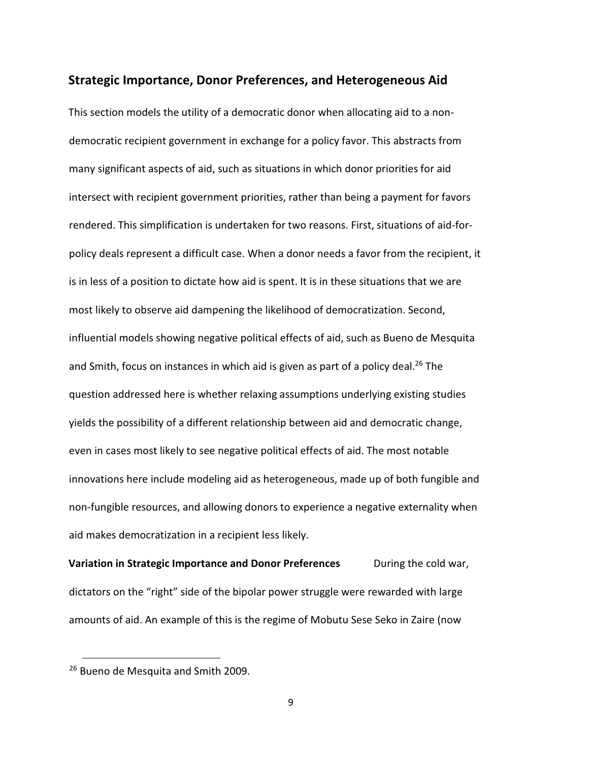## Strategic Importance, Donor Preferences, and Heterogeneous Aid

This section models the utility of a democratic donor when allocating aid to a non-democratic recipient government in exchange for a policy favor. This abstracts from many significant aspects of aid, such as situations in which donor priorities for aid intersect with recipient government priorities, rather than being a payment for favors rendered. This simplification is undertaken for two reasons. First, situations of aid-for-policy deals represent a difficult case. When a donor needs a favor from the recipient, it is in less of a position to dictate how aid is spent. It is in these situations that we are most likely to observe aid dampening the likelihood of democratization. Second, influential models showing negative political effects of aid, such as Bueno de Mesquita and Smith, focus on instances in which aid is given as part of a policy deal.[26] The question addressed here is whether relaxing assumptions underlying existing studies yields the possibility of a different relationship between aid and democratic change, even in cases most likely to see negative political effects of aid. The most notable innovations here include modeling aid as heterogeneous, made up of both fungible and non-fungible resources, and allowing donors to experience a negative externality when aid makes democratization in a recipient less likely.

**Variation in Strategic Importance and Donor Preferences** During the cold war, dictators on the "right" side of the bipolar power struggle were rewarded with large amounts of aid. An example of this is the regime of Mobutu Sese Seko in Zaire (now

[26] Bueno de Mesquita and Smith 2009.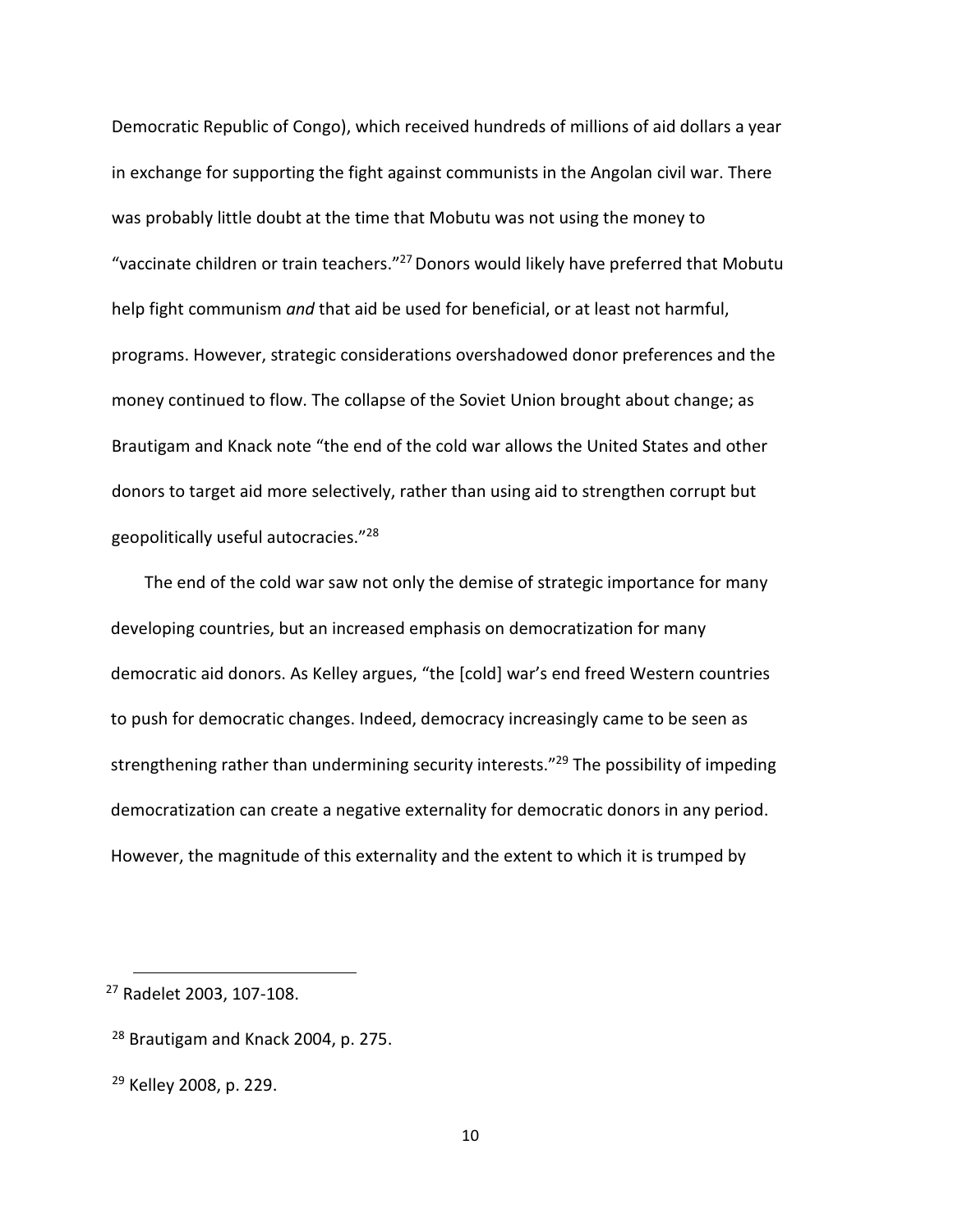Democratic Republic of Congo), which received hundreds of millions of aid dollars a year in exchange for supporting the fight against communists in the Angolan civil war. There was probably little doubt at the time that Mobutu was not using the money to "vaccinate children or train teachers."[27] Donors would likely have preferred that Mobutu help fight communism *and* that aid be used for beneficial, or at least not harmful, programs. However, strategic considerations overshadowed donor preferences and the money continued to flow. The collapse of the Soviet Union brought about change; as Brautigam and Knack note "the end of the cold war allows the United States and other donors to target aid more selectively, rather than using aid to strengthen corrupt but geopolitically useful autocracies."[28]

The end of the cold war saw not only the demise of strategic importance for many developing countries, but an increased emphasis on democratization for many democratic aid donors. As Kelley argues, "the [cold] war's end freed Western countries to push for democratic changes. Indeed, democracy increasingly came to be seen as strengthening rather than undermining security interests."[29] The possibility of impeding democratization can create a negative externality for democratic donors in any period. However, the magnitude of this externality and the extent to which it is trumped by

---

[27] Radelet 2003, 107-108.

[28] Brautigam and Knack 2004, p. 275.

[29] Kelley 2008, p. 229.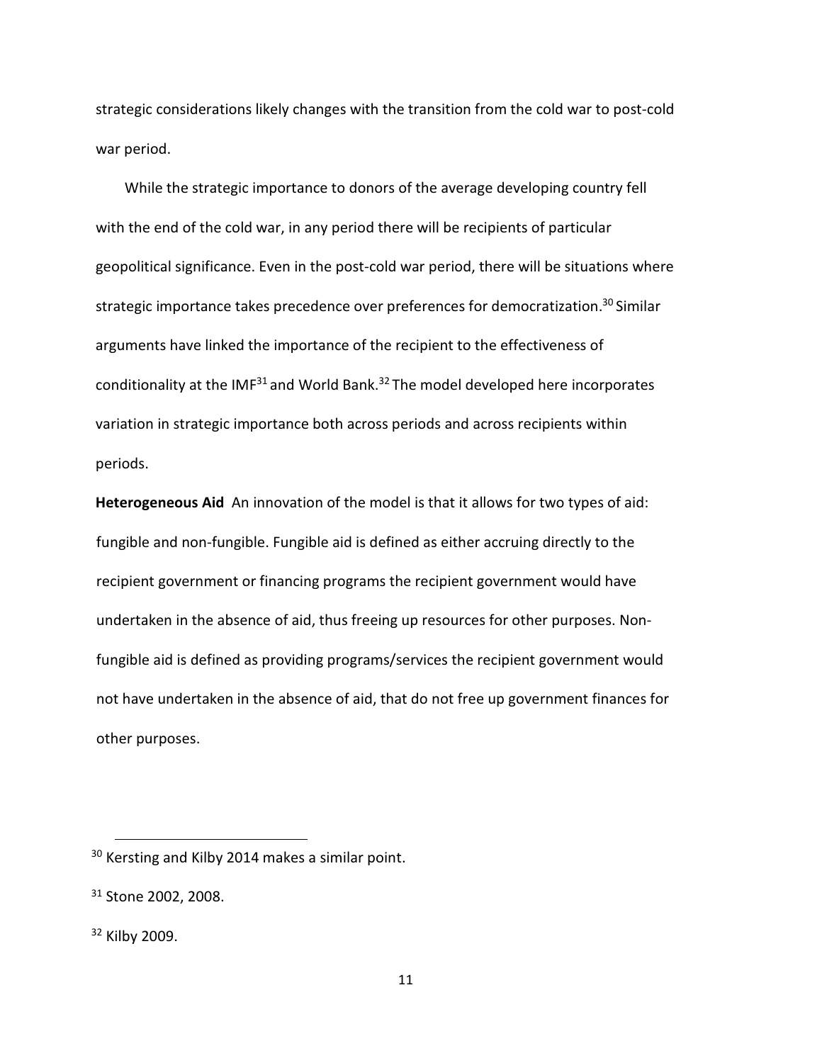strategic considerations likely changes with the transition from the cold war to post-cold war period.

While the strategic importance to donors of the average developing country fell with the end of the cold war, in any period there will be recipients of particular geopolitical significance. Even in the post-cold war period, there will be situations where strategic importance takes precedence over preferences for democratization.[30] Similar arguments have linked the importance of the recipient to the effectiveness of conditionality at the IMF[31] and World Bank.[32] The model developed here incorporates variation in strategic importance both across periods and across recipients within periods.

**Heterogeneous Aid** An innovation of the model is that it allows for two types of aid: fungible and non-fungible. Fungible aid is defined as either accruing directly to the recipient government or financing programs the recipient government would have undertaken in the absence of aid, thus freeing up resources for other purposes. Non-fungible aid is defined as providing programs/services the recipient government would not have undertaken in the absence of aid, that do not free up government finances for other purposes.

[30] Kersting and Kilby 2014 makes a similar point.

[31] Stone 2002, 2008.

[32] Kilby 2009.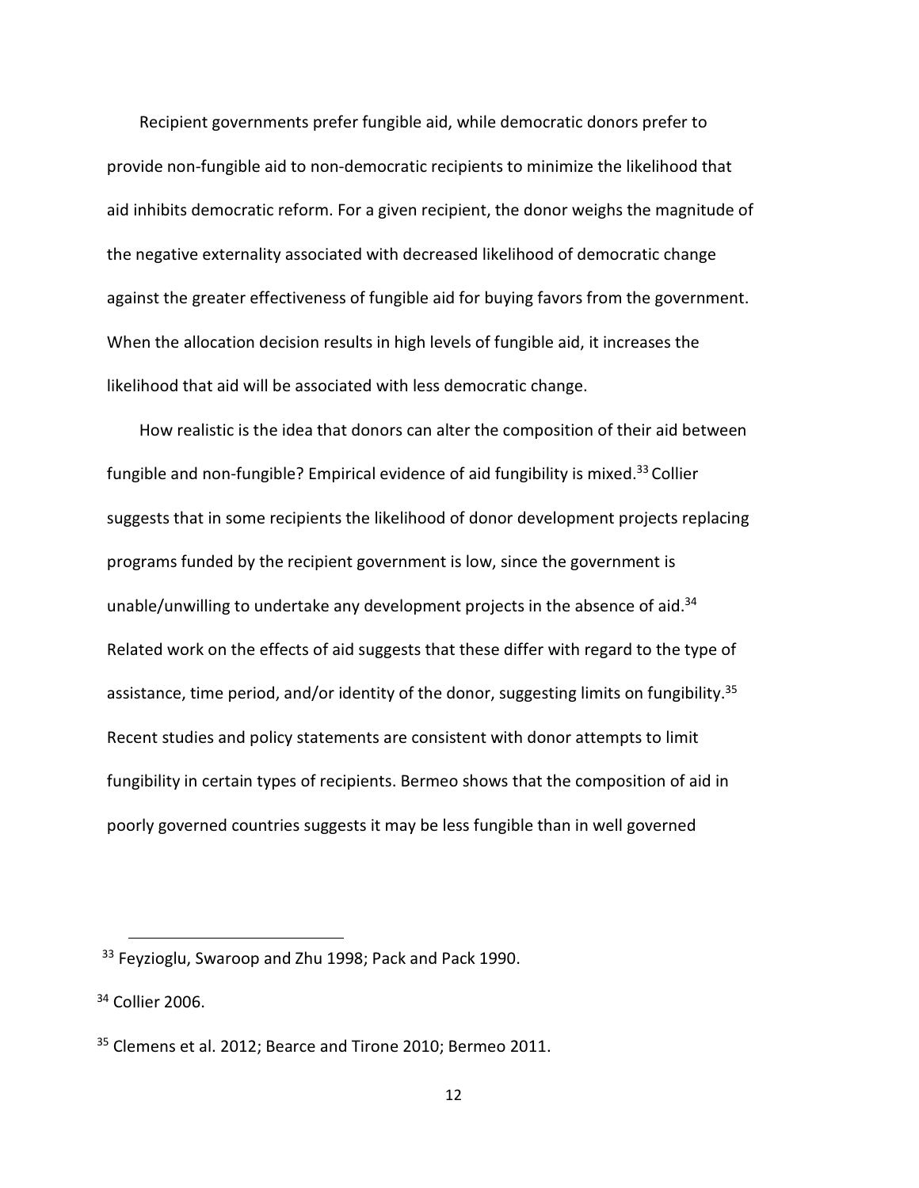Recipient governments prefer fungible aid, while democratic donors prefer to provide non-fungible aid to non-democratic recipients to minimize the likelihood that aid inhibits democratic reform. For a given recipient, the donor weighs the magnitude of the negative externality associated with decreased likelihood of democratic change against the greater effectiveness of fungible aid for buying favors from the government. When the allocation decision results in high levels of fungible aid, it increases the likelihood that aid will be associated with less democratic change.

How realistic is the idea that donors can alter the composition of their aid between fungible and non-fungible? Empirical evidence of aid fungibility is mixed.[33] Collier suggests that in some recipients the likelihood of donor development projects replacing programs funded by the recipient government is low, since the government is unable/unwilling to undertake any development projects in the absence of aid.[34] Related work on the effects of aid suggests that these differ with regard to the type of assistance, time period, and/or identity of the donor, suggesting limits on fungibility.[35] Recent studies and policy statements are consistent with donor attempts to limit fungibility in certain types of recipients. Bermeo shows that the composition of aid in poorly governed countries suggests it may be less fungible than in well governed

---

[33] Feyzioglu, Swaroop and Zhu 1998; Pack and Pack 1990.

[34] Collier 2006.

[35] Clemens et al. 2012; Bearce and Tirone 2010; Bermeo 2011.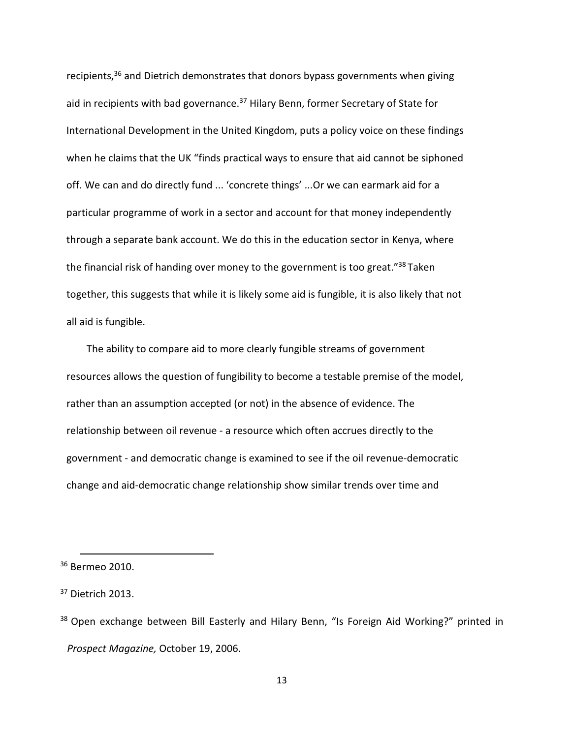recipients,[36] and Dietrich demonstrates that donors bypass governments when giving aid in recipients with bad governance.[37] Hilary Benn, former Secretary of State for International Development in the United Kingdom, puts a policy voice on these findings when he claims that the UK "finds practical ways to ensure that aid cannot be siphoned off. We can and do directly fund ... 'concrete things' ...Or we can earmark aid for a particular programme of work in a sector and account for that money independently through a separate bank account. We do this in the education sector in Kenya, where the financial risk of handing over money to the government is too great."[38] Taken together, this suggests that while it is likely some aid is fungible, it is also likely that not all aid is fungible.

The ability to compare aid to more clearly fungible streams of government resources allows the question of fungibility to become a testable premise of the model, rather than an assumption accepted (or not) in the absence of evidence. The relationship between oil revenue - a resource which often accrues directly to the government - and democratic change is examined to see if the oil revenue-democratic change and aid-democratic change relationship show similar trends over time and

---

[36] Bermeo 2010.

[37] Dietrich 2013.

[38] Open exchange between Bill Easterly and Hilary Benn, "Is Foreign Aid Working?" printed in *Prospect Magazine,* October 19, 2006.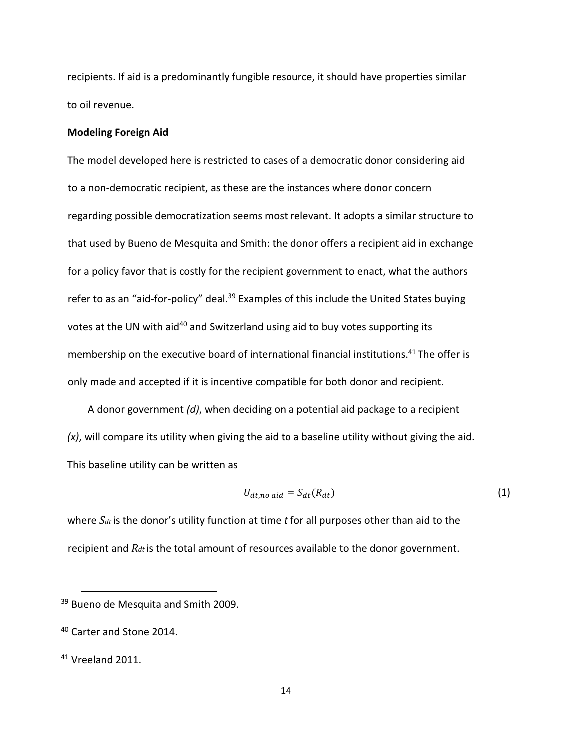recipients. If aid is a predominantly fungible resource, it should have properties similar to oil revenue.

**Modeling Foreign Aid**

The model developed here is restricted to cases of a democratic donor considering aid to a non-democratic recipient, as these are the instances where donor concern regarding possible democratization seems most relevant. It adopts a similar structure to that used by Bueno de Mesquita and Smith: the donor offers a recipient aid in exchange for a policy favor that is costly for the recipient government to enact, what the authors refer to as an "aid-for-policy" deal.[39] Examples of this include the United States buying votes at the UN with aid[40] and Switzerland using aid to buy votes supporting its membership on the executive board of international financial institutions.[41] The offer is only made and accepted if it is incentive compatible for both donor and recipient.

A donor government *(d)*, when deciding on a potential aid package to a recipient *(x)*, will compare its utility when giving the aid to a baseline utility without giving the aid. This baseline utility can be written as

$$U_{dt,no\ aid} = S_{dt}(R_{dt}) \tag{1}$$

where $S_{dt}$ is the donor's utility function at time $t$ for all purposes other than aid to the recipient and $R_{dt}$ is the total amount of resources available to the donor government.

---

[39] Bueno de Mesquita and Smith 2009.

[40] Carter and Stone 2014.

[41] Vreeland 2011.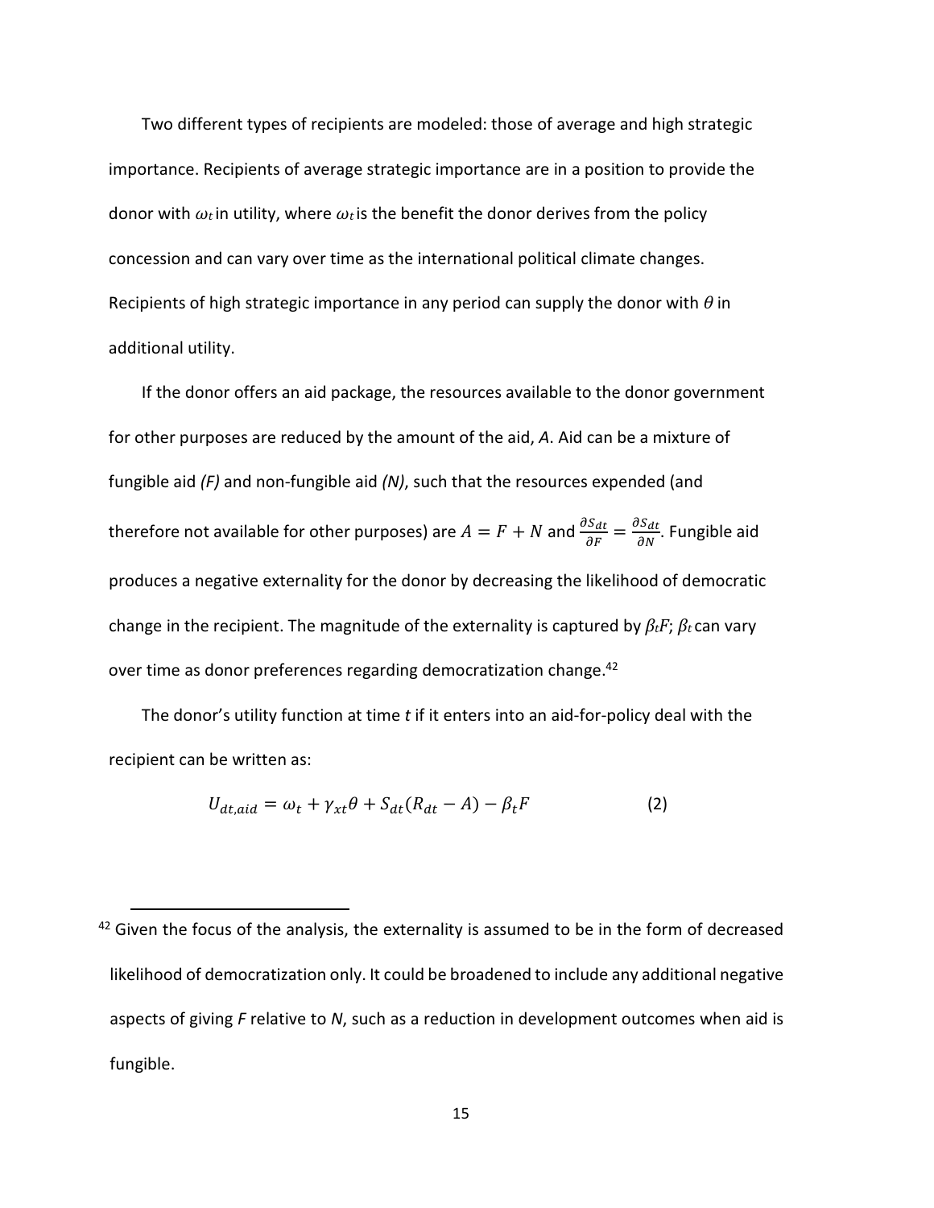Two different types of recipients are modeled: those of average and high strategic importance. Recipients of average strategic importance are in a position to provide the donor with $\omega_t$ in utility, where $\omega_t$ is the benefit the donor derives from the policy concession and can vary over time as the international political climate changes. Recipients of high strategic importance in any period can supply the donor with $\theta$ in additional utility.

If the donor offers an aid package, the resources available to the donor government for other purposes are reduced by the amount of the aid, $A$. Aid can be a mixture of fungible aid *(F)* and non-fungible aid *(N)*, such that the resources expended (and therefore not available for other purposes) are $A = F + N$ and $\frac{\partial S_{dt}}{\partial F} = \frac{\partial S_{dt}}{\partial N}$. Fungible aid produces a negative externality for the donor by decreasing the likelihood of democratic change in the recipient. The magnitude of the externality is captured by $\beta_t F$; $\beta_t$ can vary over time as donor preferences regarding democratization change.[42]

The donor's utility function at time *t* if it enters into an aid-for-policy deal with the recipient can be written as:

$$U_{dt,aid} = \omega_t + \gamma_{xt}\theta + S_{dt}(R_{dt} - A) - \beta_t F \qquad (2)$$

[42] Given the focus of the analysis, the externality is assumed to be in the form of decreased likelihood of democratization only. It could be broadened to include any additional negative aspects of giving *F* relative to *N*, such as a reduction in development outcomes when aid is fungible.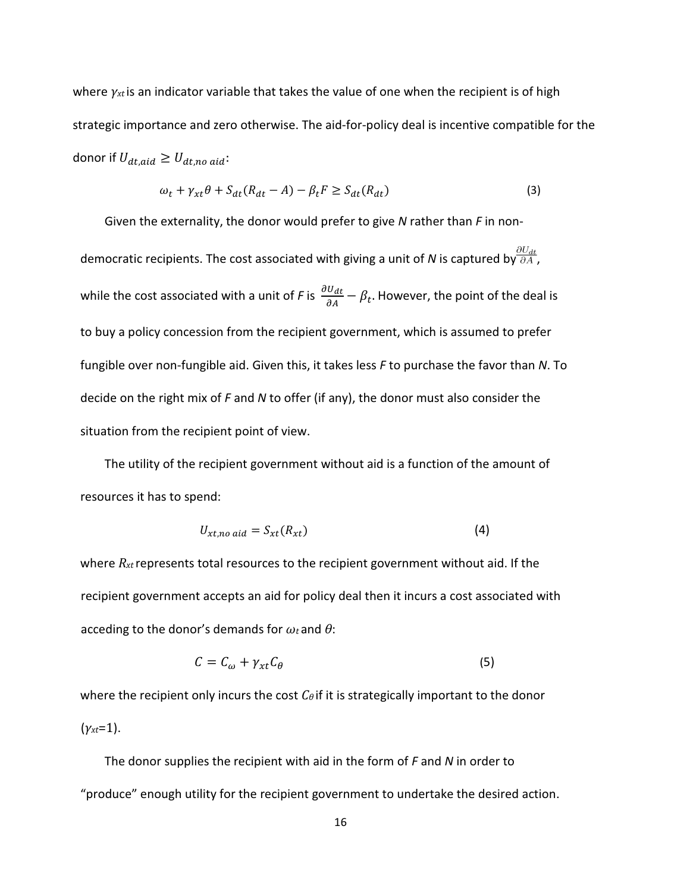where $\gamma_{xt}$ is an indicator variable that takes the value of one when the recipient is of high strategic importance and zero otherwise. The aid-for-policy deal is incentive compatible for the donor if $U_{dt,aid} \geq U_{dt,no\ aid}$:

$$\omega_t + \gamma_{xt}\theta + S_{dt}(R_{dt} - A) - \beta_t F \geq S_{dt}(R_{dt}) \tag{3}$$

Given the externality, the donor would prefer to give *N* rather than *F* in non-democratic recipients. The cost associated with giving a unit of *N* is captured by $\frac{\partial U_{dt}}{\partial A}$, while the cost associated with a unit of *F* is $\frac{\partial U_{dt}}{\partial A} - \beta_t$. However, the point of the deal is to buy a policy concession from the recipient government, which is assumed to prefer fungible over non-fungible aid. Given this, it takes less *F* to purchase the favor than *N*. To decide on the right mix of *F* and *N* to offer (if any), the donor must also consider the situation from the recipient point of view.

The utility of the recipient government without aid is a function of the amount of resources it has to spend:

$$U_{xt,no\ aid} = S_{xt}(R_{xt}) \tag{4}$$

where $R_{xt}$ represents total resources to the recipient government without aid. If the recipient government accepts an aid for policy deal then it incurs a cost associated with acceding to the donor's demands for $\omega_t$ and $\theta$:

$$C = C_\omega + \gamma_{xt} C_\theta \tag{5}$$

where the recipient only incurs the cost $C_\theta$ if it is strategically important to the donor ($\gamma_{xt}$=1).

The donor supplies the recipient with aid in the form of *F* and *N* in order to "produce" enough utility for the recipient government to undertake the desired action.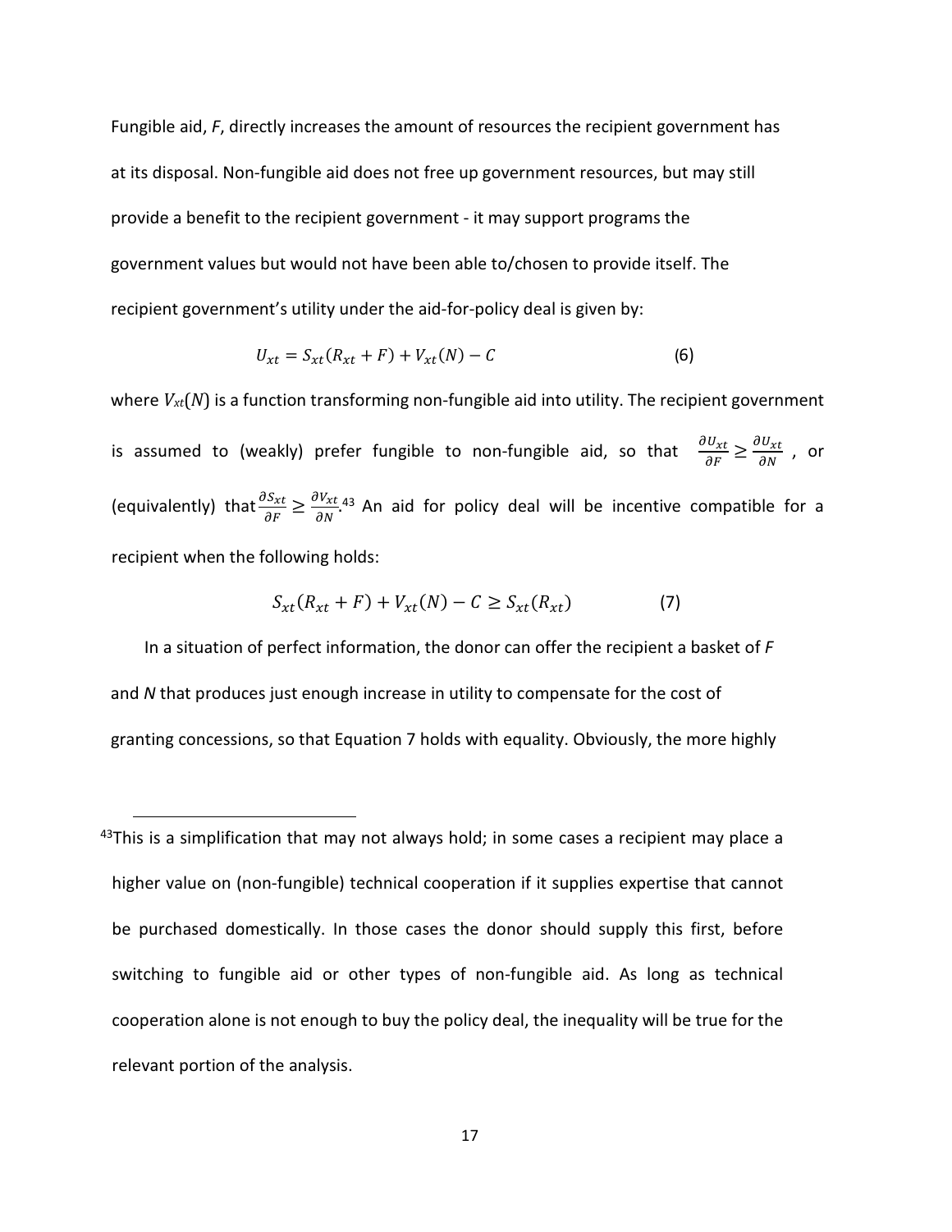Fungible aid, *F*, directly increases the amount of resources the recipient government has at its disposal. Non-fungible aid does not free up government resources, but may still provide a benefit to the recipient government - it may support programs the government values but would not have been able to/chosen to provide itself. The recipient government's utility under the aid-for-policy deal is given by:

$$U_{xt} = S_{xt}(R_{xt} + F) + V_{xt}(N) - C \qquad (6)$$

where $V_{xt}(N)$ is a function transforming non-fungible aid into utility. The recipient government is assumed to (weakly) prefer fungible to non-fungible aid, so that $\frac{\partial U_{xt}}{\partial F} \geq \frac{\partial U_{xt}}{\partial N}$ , or (equivalently) that $\frac{\partial S_{xt}}{\partial F} \geq \frac{\partial V_{xt}}{\partial N}$.[43] An aid for policy deal will be incentive compatible for a recipient when the following holds:

$$S_{xt}(R_{xt} + F) + V_{xt}(N) - C \geq S_{xt}(R_{xt}) \qquad (7)$$

In a situation of perfect information, the donor can offer the recipient a basket of *F* and *N* that produces just enough increase in utility to compensate for the cost of granting concessions, so that Equation 7 holds with equality. Obviously, the more highly

[43] This is a simplification that may not always hold; in some cases a recipient may place a higher value on (non-fungible) technical cooperation if it supplies expertise that cannot be purchased domestically. In those cases the donor should supply this first, before switching to fungible aid or other types of non-fungible aid. As long as technical cooperation alone is not enough to buy the policy deal, the inequality will be true for the relevant portion of the analysis.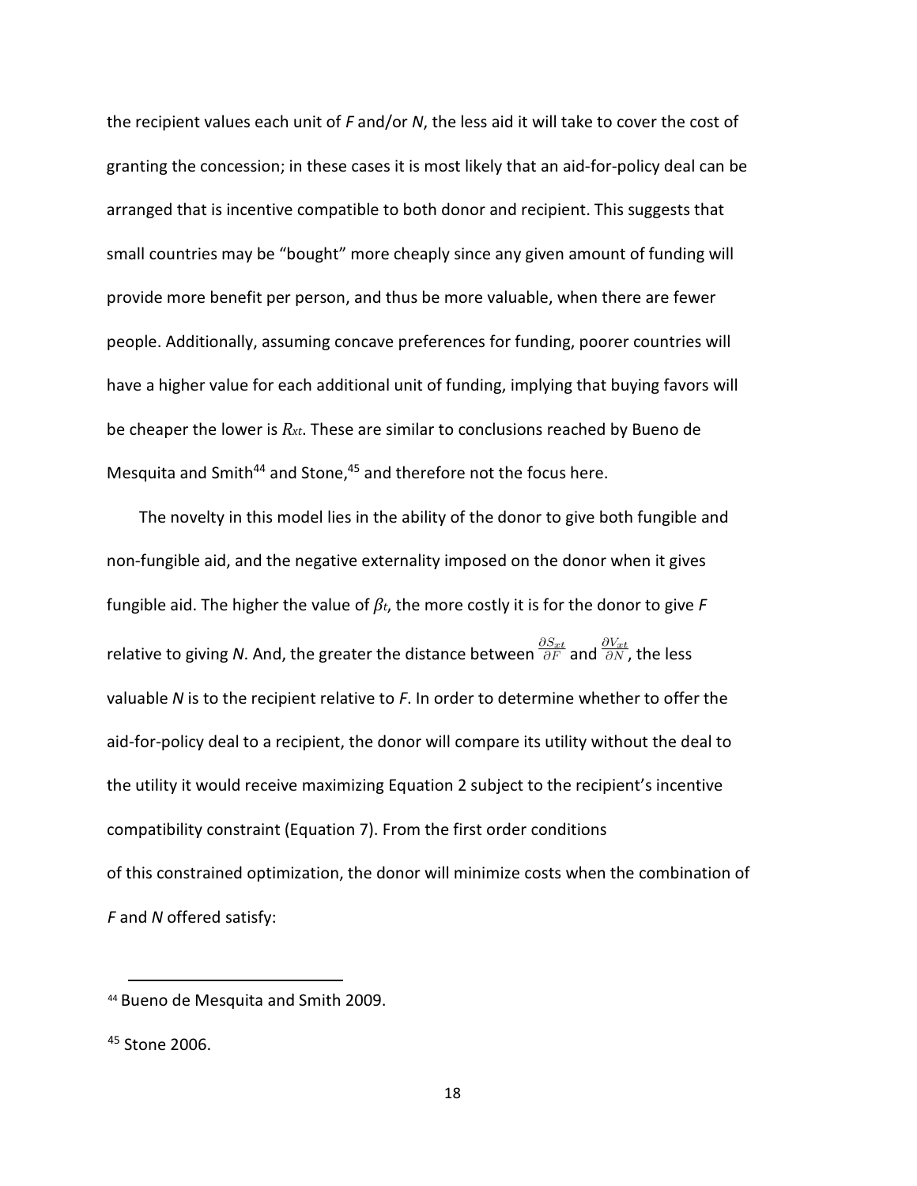the recipient values each unit of *F* and/or *N*, the less aid it will take to cover the cost of granting the concession; in these cases it is most likely that an aid-for-policy deal can be arranged that is incentive compatible to both donor and recipient. This suggests that small countries may be "bought" more cheaply since any given amount of funding will provide more benefit per person, and thus be more valuable, when there are fewer people. Additionally, assuming concave preferences for funding, poorer countries will have a higher value for each additional unit of funding, implying that buying favors will be cheaper the lower is $R_{xt}$. These are similar to conclusions reached by Bueno de Mesquita and Smith[44] and Stone,[45] and therefore not the focus here.

The novelty in this model lies in the ability of the donor to give both fungible and non-fungible aid, and the negative externality imposed on the donor when it gives fungible aid. The higher the value of $\beta_t$, the more costly it is for the donor to give *F* relative to giving *N*. And, the greater the distance between $\frac{\partial S_{xt}}{\partial F}$ and $\frac{\partial V_{xt}}{\partial N}$, the less valuable *N* is to the recipient relative to *F*. In order to determine whether to offer the aid-for-policy deal to a recipient, the donor will compare its utility without the deal to the utility it would receive maximizing Equation 2 subject to the recipient's incentive compatibility constraint (Equation 7). From the first order conditions of this constrained optimization, the donor will minimize costs when the combination of *F* and *N* offered satisfy:

[44] Bueno de Mesquita and Smith 2009.

[45] Stone 2006.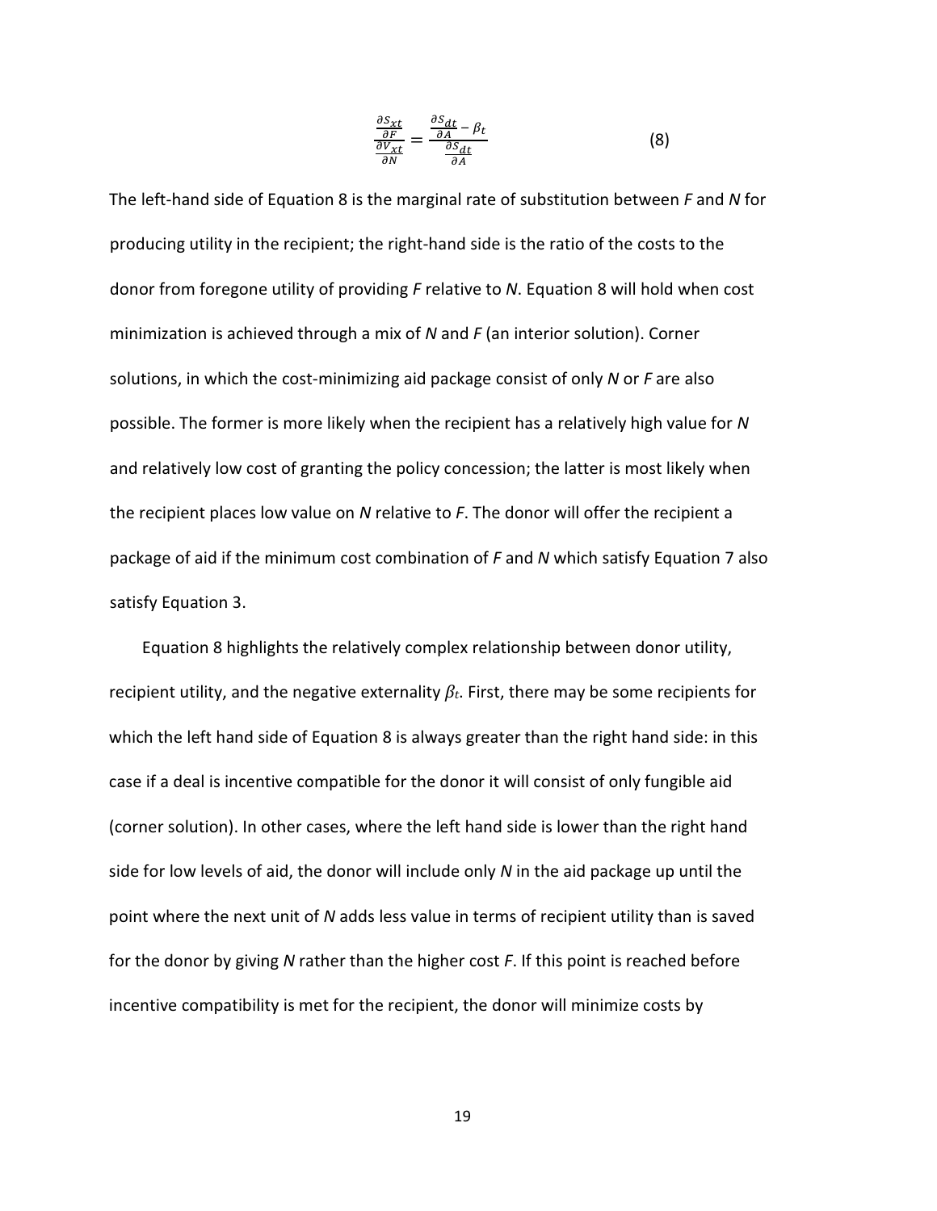$$\frac{\frac{\partial S_{xt}}{\partial F}}{\frac{\partial V_{xt}}{\partial N}} = \frac{\frac{\partial S_{dt}}{\partial A} - \beta_t}{\frac{\partial S_{dt}}{\partial A}} \tag{8}$$

The left-hand side of Equation 8 is the marginal rate of substitution between *F* and *N* for producing utility in the recipient; the right-hand side is the ratio of the costs to the donor from foregone utility of providing *F* relative to *N*. Equation 8 will hold when cost minimization is achieved through a mix of *N* and *F* (an interior solution). Corner solutions, in which the cost-minimizing aid package consist of only *N* or *F* are also possible. The former is more likely when the recipient has a relatively high value for *N* and relatively low cost of granting the policy concession; the latter is most likely when the recipient places low value on *N* relative to *F*. The donor will offer the recipient a package of aid if the minimum cost combination of *F* and *N* which satisfy Equation 7 also satisfy Equation 3.

Equation 8 highlights the relatively complex relationship between donor utility, recipient utility, and the negative externality $\beta_t$. First, there may be some recipients for which the left hand side of Equation 8 is always greater than the right hand side: in this case if a deal is incentive compatible for the donor it will consist of only fungible aid (corner solution). In other cases, where the left hand side is lower than the right hand side for low levels of aid, the donor will include only *N* in the aid package up until the point where the next unit of *N* adds less value in terms of recipient utility than is saved for the donor by giving *N* rather than the higher cost *F*. If this point is reached before incentive compatibility is met for the recipient, the donor will minimize costs by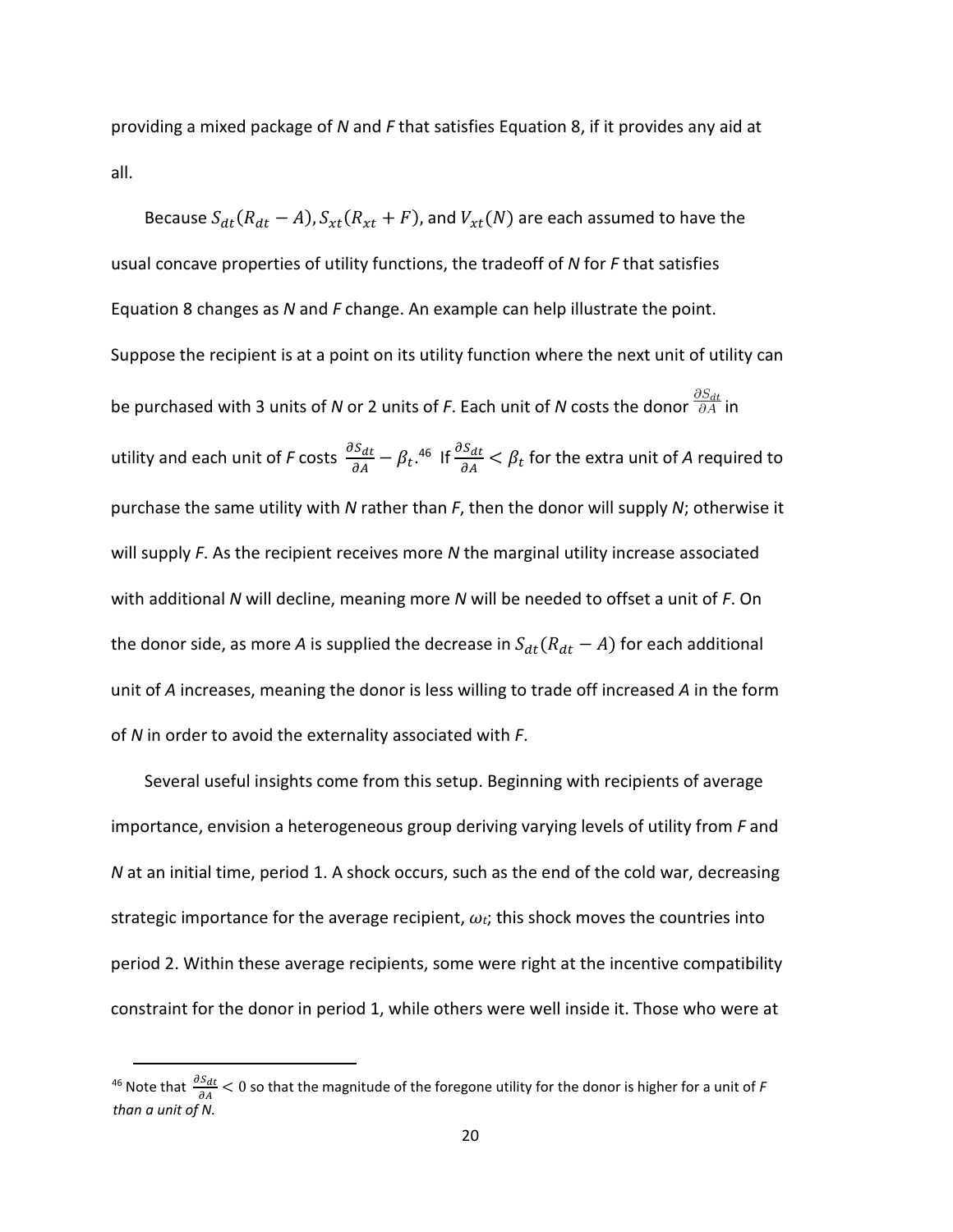providing a mixed package of *N* and *F* that satisfies Equation 8, if it provides any aid at all.

Because $S_{dt}(R_{dt} - A)$, $S_{xt}(R_{xt} + F)$, and $V_{xt}(N)$ are each assumed to have the usual concave properties of utility functions, the tradeoff of *N* for *F* that satisfies Equation 8 changes as *N* and *F* change. An example can help illustrate the point. Suppose the recipient is at a point on its utility function where the next unit of utility can be purchased with 3 units of *N* or 2 units of *F*. Each unit of *N* costs the donor $\frac{\partial S_{dt}}{\partial A}$ in utility and each unit of *F* costs $\frac{\partial S_{dt}}{\partial A} - \beta_t$.[46] If $\frac{\partial S_{dt}}{\partial A} < \beta_t$ for the extra unit of *A* required to purchase the same utility with *N* rather than *F*, then the donor will supply *N*; otherwise it will supply *F*. As the recipient receives more *N* the marginal utility increase associated with additional *N* will decline, meaning more *N* will be needed to offset a unit of *F*. On the donor side, as more *A* is supplied the decrease in $S_{dt}(R_{dt} - A)$ for each additional unit of *A* increases, meaning the donor is less willing to trade off increased *A* in the form of *N* in order to avoid the externality associated with *F*.

Several useful insights come from this setup. Beginning with recipients of average importance, envision a heterogeneous group deriving varying levels of utility from *F* and *N* at an initial time, period 1. A shock occurs, such as the end of the cold war, decreasing strategic importance for the average recipient, $\omega_t$; this shock moves the countries into period 2. Within these average recipients, some were right at the incentive compatibility constraint for the donor in period 1, while others were well inside it. Those who were at

[46] Note that $\frac{\partial S_{dt}}{\partial A} < 0$ so that the magnitude of the foregone utility for the donor is higher for a unit of *F than a unit of N.*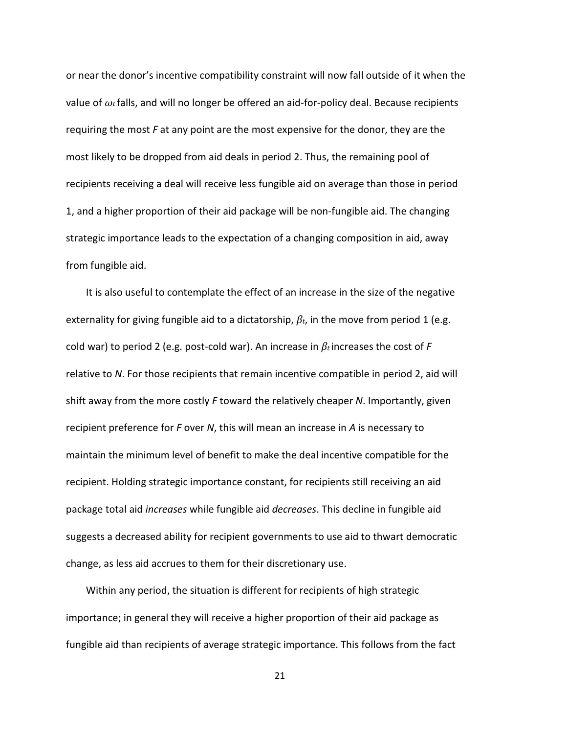or near the donor's incentive compatibility constraint will now fall outside of it when the value of $\omega_t$ falls, and will no longer be offered an aid-for-policy deal. Because recipients requiring the most *F* at any point are the most expensive for the donor, they are the most likely to be dropped from aid deals in period 2. Thus, the remaining pool of recipients receiving a deal will receive less fungible aid on average than those in period 1, and a higher proportion of their aid package will be non-fungible aid. The changing strategic importance leads to the expectation of a changing composition in aid, away from fungible aid.

It is also useful to contemplate the effect of an increase in the size of the negative externality for giving fungible aid to a dictatorship, $\beta_t$, in the move from period 1 (e.g. cold war) to period 2 (e.g. post-cold war). An increase in $\beta_t$ increases the cost of *F* relative to *N*. For those recipients that remain incentive compatible in period 2, aid will shift away from the more costly *F* toward the relatively cheaper *N*. Importantly, given recipient preference for *F* over *N*, this will mean an increase in *A* is necessary to maintain the minimum level of benefit to make the deal incentive compatible for the recipient. Holding strategic importance constant, for recipients still receiving an aid package total aid *increases* while fungible aid *decreases*. This decline in fungible aid suggests a decreased ability for recipient governments to use aid to thwart democratic change, as less aid accrues to them for their discretionary use.

Within any period, the situation is different for recipients of high strategic importance; in general they will receive a higher proportion of their aid package as fungible aid than recipients of average strategic importance. This follows from the fact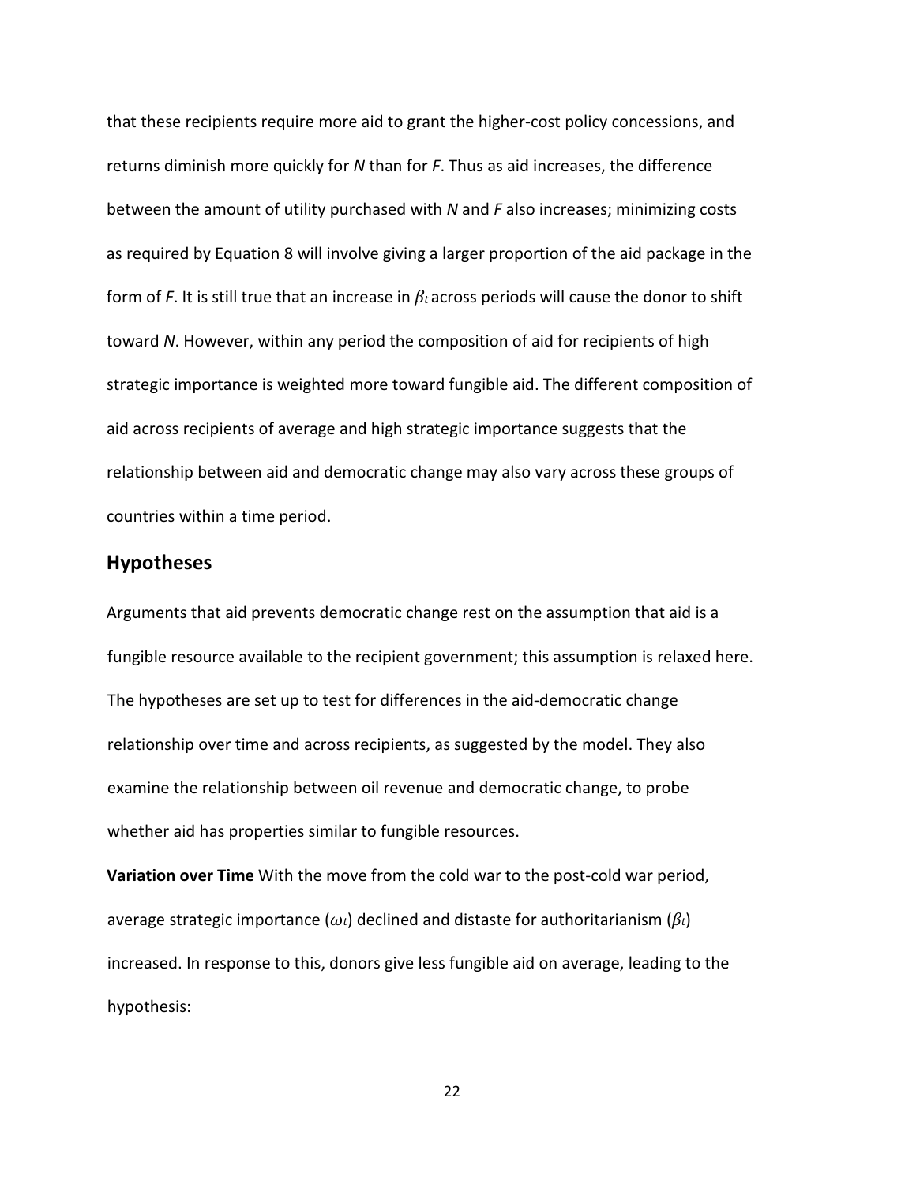that these recipients require more aid to grant the higher-cost policy concessions, and returns diminish more quickly for *N* than for *F*. Thus as aid increases, the difference between the amount of utility purchased with *N* and *F* also increases; minimizing costs as required by Equation 8 will involve giving a larger proportion of the aid package in the form of *F*. It is still true that an increase in $\beta_t$ across periods will cause the donor to shift toward *N*. However, within any period the composition of aid for recipients of high strategic importance is weighted more toward fungible aid. The different composition of aid across recipients of average and high strategic importance suggests that the relationship between aid and democratic change may also vary across these groups of countries within a time period.

## Hypotheses

Arguments that aid prevents democratic change rest on the assumption that aid is a fungible resource available to the recipient government; this assumption is relaxed here. The hypotheses are set up to test for differences in the aid-democratic change relationship over time and across recipients, as suggested by the model. They also examine the relationship between oil revenue and democratic change, to probe whether aid has properties similar to fungible resources.

**Variation over Time** With the move from the cold war to the post-cold war period, average strategic importance ($\omega_t$) declined and distaste for authoritarianism ($\beta_t$) increased. In response to this, donors give less fungible aid on average, leading to the hypothesis: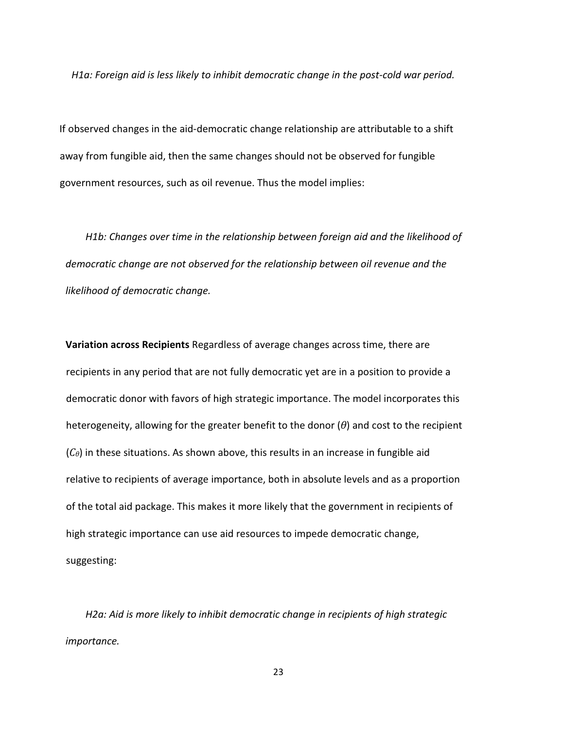*H1a: Foreign aid is less likely to inhibit democratic change in the post-cold war period.*

If observed changes in the aid-democratic change relationship are attributable to a shift away from fungible aid, then the same changes should not be observed for fungible government resources, such as oil revenue. Thus the model implies:

*H1b: Changes over time in the relationship between foreign aid and the likelihood of democratic change are not observed for the relationship between oil revenue and the likelihood of democratic change.*

**Variation across Recipients** Regardless of average changes across time, there are recipients in any period that are not fully democratic yet are in a position to provide a democratic donor with favors of high strategic importance. The model incorporates this heterogeneity, allowing for the greater benefit to the donor ($\theta$) and cost to the recipient ($C_\theta$) in these situations. As shown above, this results in an increase in fungible aid relative to recipients of average importance, both in absolute levels and as a proportion of the total aid package. This makes it more likely that the government in recipients of high strategic importance can use aid resources to impede democratic change, suggesting:

*H2a: Aid is more likely to inhibit democratic change in recipients of high strategic importance.*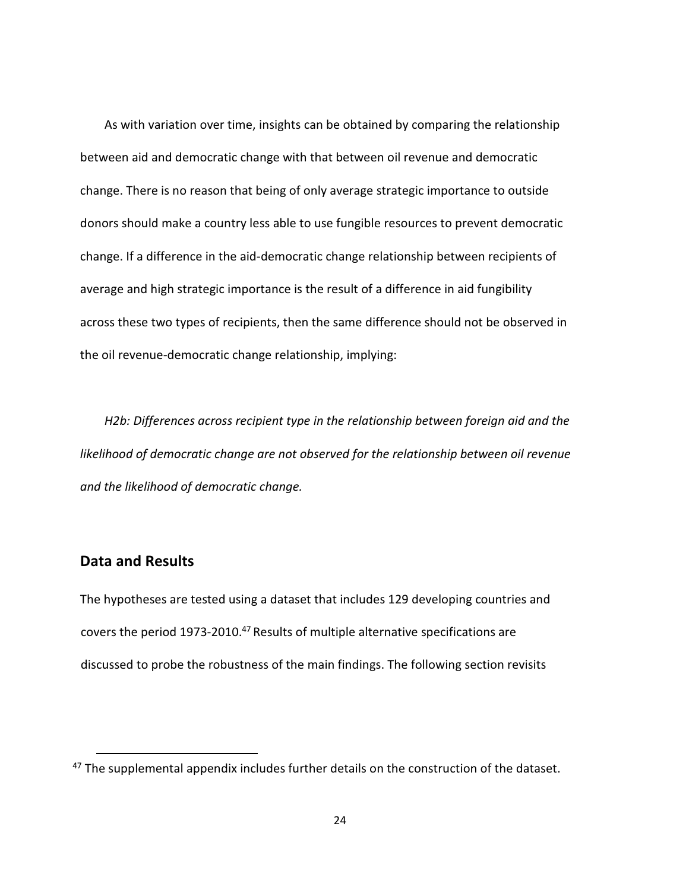As with variation over time, insights can be obtained by comparing the relationship between aid and democratic change with that between oil revenue and democratic change. There is no reason that being of only average strategic importance to outside donors should make a country less able to use fungible resources to prevent democratic change. If a difference in the aid-democratic change relationship between recipients of average and high strategic importance is the result of a difference in aid fungibility across these two types of recipients, then the same difference should not be observed in the oil revenue-democratic change relationship, implying:

*H2b: Differences across recipient type in the relationship between foreign aid and the likelihood of democratic change are not observed for the relationship between oil revenue and the likelihood of democratic change.*

## Data and Results

The hypotheses are tested using a dataset that includes 129 developing countries and covers the period 1973-2010.[47] Results of multiple alternative specifications are discussed to probe the robustness of the main findings. The following section revisits

[47] The supplemental appendix includes further details on the construction of the dataset.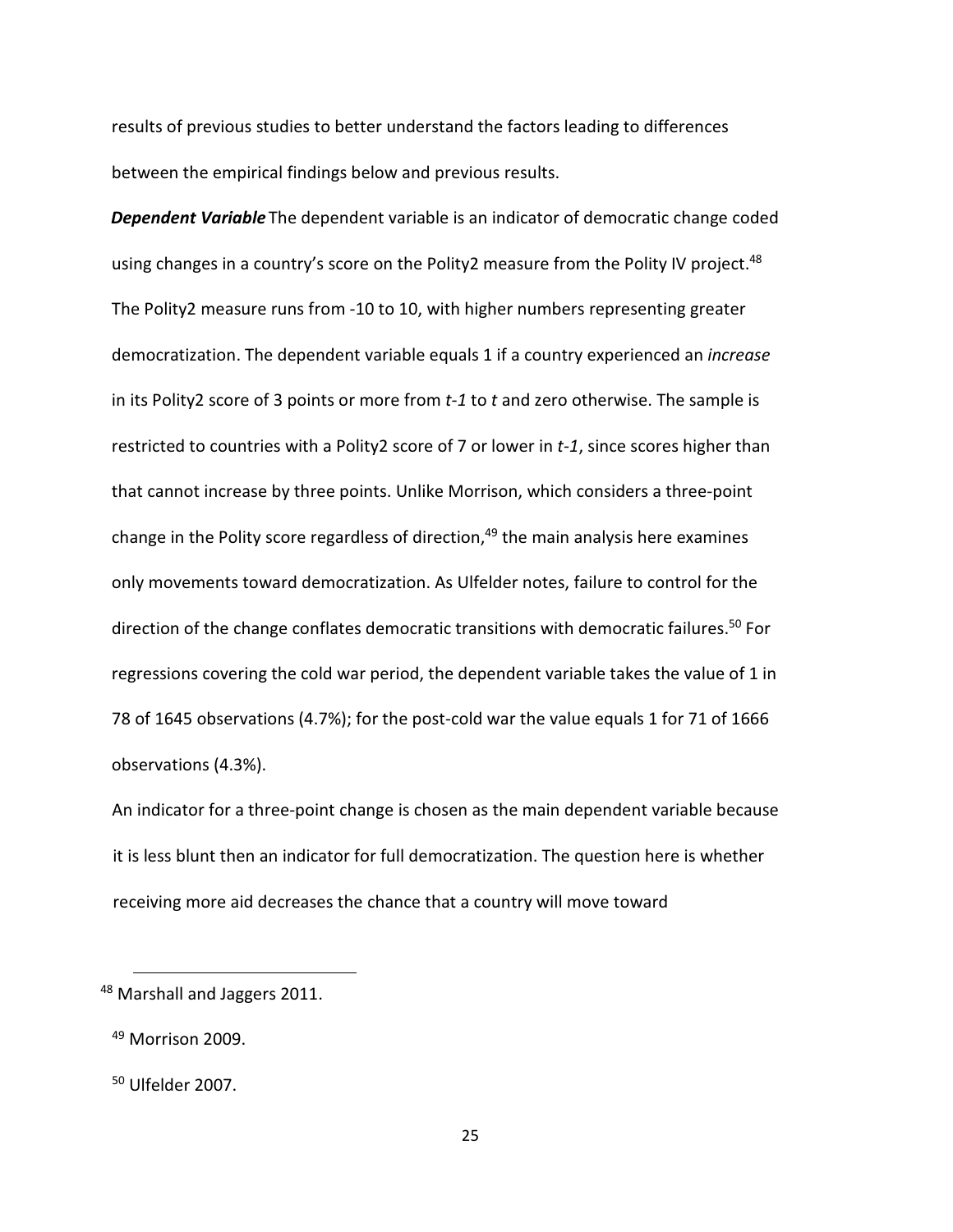results of previous studies to better understand the factors leading to differences between the empirical findings below and previous results.

***Dependent Variable*** The dependent variable is an indicator of democratic change coded using changes in a country's score on the Polity2 measure from the Polity IV project.[48] The Polity2 measure runs from -10 to 10, with higher numbers representing greater democratization. The dependent variable equals 1 if a country experienced an *increase* in its Polity2 score of 3 points or more from *t-1* to *t* and zero otherwise. The sample is restricted to countries with a Polity2 score of 7 or lower in *t-1*, since scores higher than that cannot increase by three points. Unlike Morrison, which considers a three-point change in the Polity score regardless of direction,[49] the main analysis here examines only movements toward democratization. As Ulfelder notes, failure to control for the direction of the change conflates democratic transitions with democratic failures.[50] For regressions covering the cold war period, the dependent variable takes the value of 1 in 78 of 1645 observations (4.7%); for the post-cold war the value equals 1 for 71 of 1666 observations (4.3%).

An indicator for a three-point change is chosen as the main dependent variable because it is less blunt then an indicator for full democratization. The question here is whether receiving more aid decreases the chance that a country will move toward

---

[48] Marshall and Jaggers 2011.

[49] Morrison 2009.

[50] Ulfelder 2007.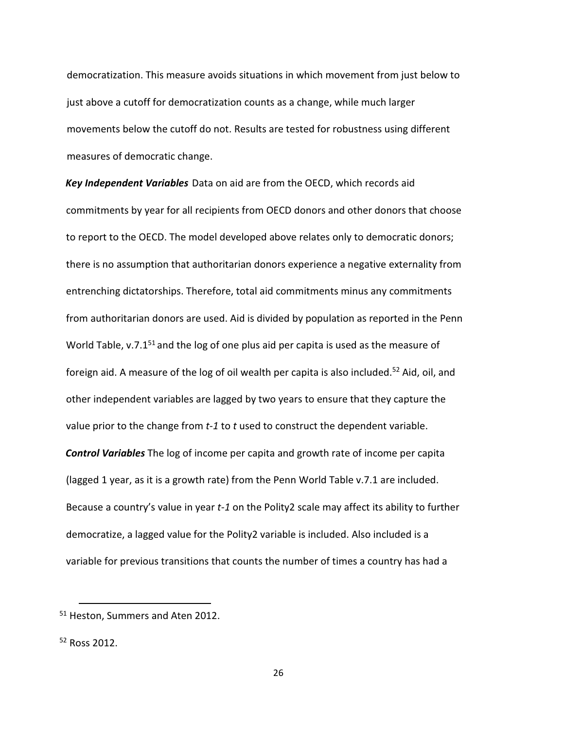democratization. This measure avoids situations in which movement from just below to just above a cutoff for democratization counts as a change, while much larger movements below the cutoff do not. Results are tested for robustness using different measures of democratic change.

***Key Independent Variables*** Data on aid are from the OECD, which records aid commitments by year for all recipients from OECD donors and other donors that choose to report to the OECD. The model developed above relates only to democratic donors; there is no assumption that authoritarian donors experience a negative externality from entrenching dictatorships. Therefore, total aid commitments minus any commitments from authoritarian donors are used. Aid is divided by population as reported in the Penn World Table, v.7.1[51] and the log of one plus aid per capita is used as the measure of foreign aid. A measure of the log of oil wealth per capita is also included.[52] Aid, oil, and other independent variables are lagged by two years to ensure that they capture the value prior to the change from *t-1* to *t* used to construct the dependent variable.

***Control Variables*** The log of income per capita and growth rate of income per capita (lagged 1 year, as it is a growth rate) from the Penn World Table v.7.1 are included. Because a country's value in year *t-1* on the Polity2 scale may affect its ability to further democratize, a lagged value for the Polity2 variable is included. Also included is a variable for previous transitions that counts the number of times a country has had a

[51] Heston, Summers and Aten 2012.

[52] Ross 2012.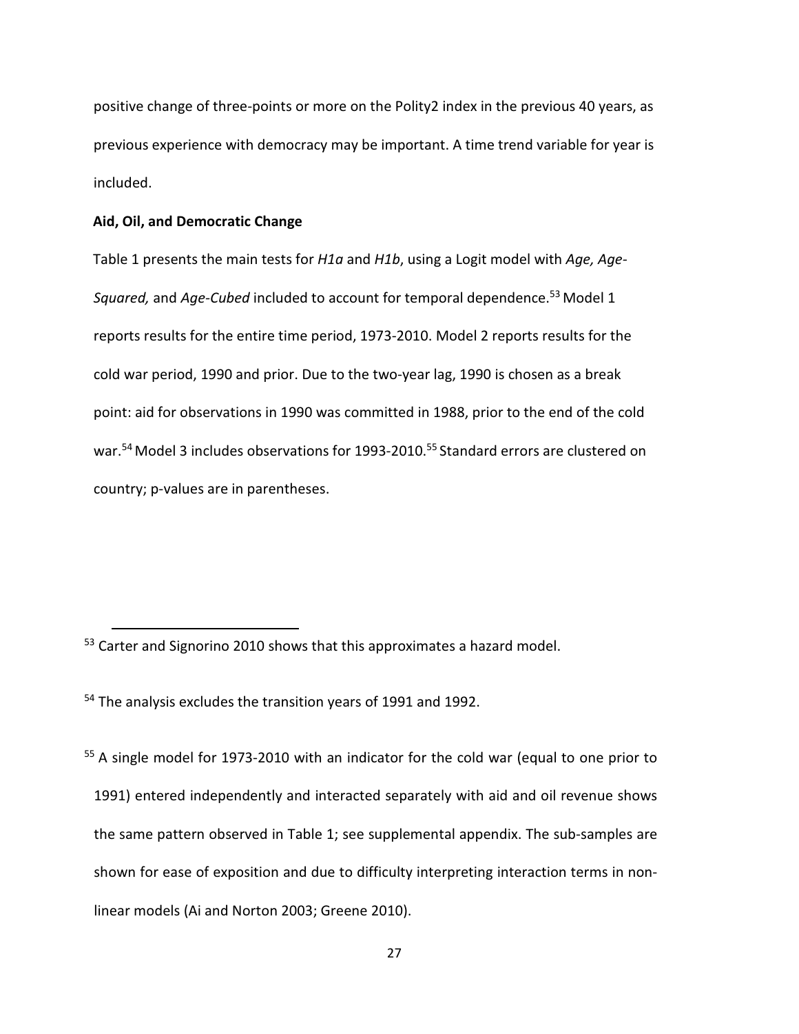positive change of three-points or more on the Polity2 index in the previous 40 years, as previous experience with democracy may be important. A time trend variable for year is included.

**Aid, Oil, and Democratic Change**

Table 1 presents the main tests for *H1a* and *H1b*, using a Logit model with *Age, Age-Squared,* and *Age-Cubed* included to account for temporal dependence.[53] Model 1 reports results for the entire time period, 1973-2010. Model 2 reports results for the cold war period, 1990 and prior. Due to the two-year lag, 1990 is chosen as a break point: aid for observations in 1990 was committed in 1988, prior to the end of the cold war.[54] Model 3 includes observations for 1993-2010.[55] Standard errors are clustered on country; p-values are in parentheses.

---

[53] Carter and Signorino 2010 shows that this approximates a hazard model.

[54] The analysis excludes the transition years of 1991 and 1992.

[55] A single model for 1973-2010 with an indicator for the cold war (equal to one prior to 1991) entered independently and interacted separately with aid and oil revenue shows the same pattern observed in Table 1; see supplemental appendix. The sub-samples are shown for ease of exposition and due to difficulty interpreting interaction terms in non-linear models (Ai and Norton 2003; Greene 2010).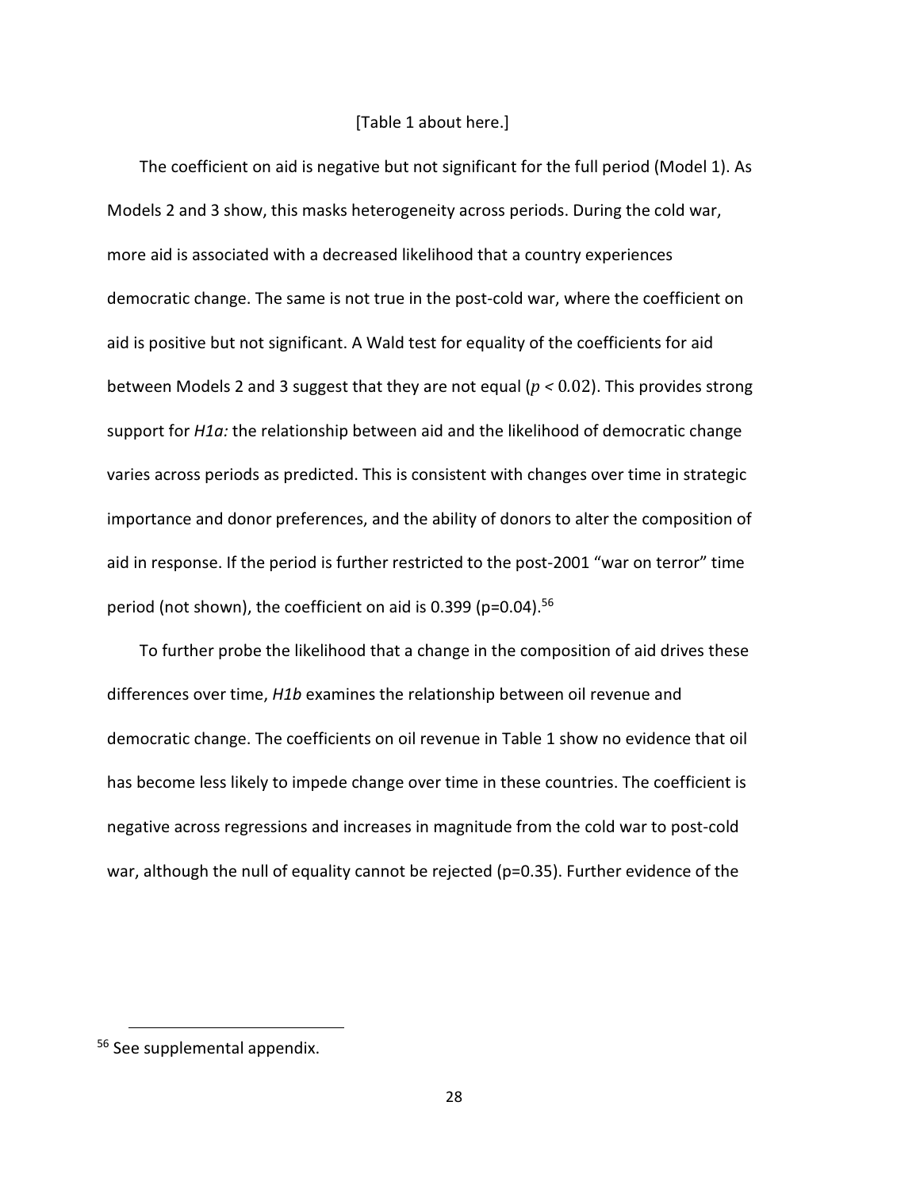[Table 1 about here.]

The coefficient on aid is negative but not significant for the full period (Model 1). As Models 2 and 3 show, this masks heterogeneity across periods. During the cold war, more aid is associated with a decreased likelihood that a country experiences democratic change. The same is not true in the post-cold war, where the coefficient on aid is positive but not significant. A Wald test for equality of the coefficients for aid between Models 2 and 3 suggest that they are not equal ($p < 0.02$). This provides strong support for *H1a:* the relationship between aid and the likelihood of democratic change varies across periods as predicted. This is consistent with changes over time in strategic importance and donor preferences, and the ability of donors to alter the composition of aid in response. If the period is further restricted to the post-2001 "war on terror" time period (not shown), the coefficient on aid is 0.399 (p=0.04).[56]

To further probe the likelihood that a change in the composition of aid drives these differences over time, *H1b* examines the relationship between oil revenue and democratic change. The coefficients on oil revenue in Table 1 show no evidence that oil has become less likely to impede change over time in these countries. The coefficient is negative across regressions and increases in magnitude from the cold war to post-cold war, although the null of equality cannot be rejected (p=0.35). Further evidence of the

[56] See supplemental appendix.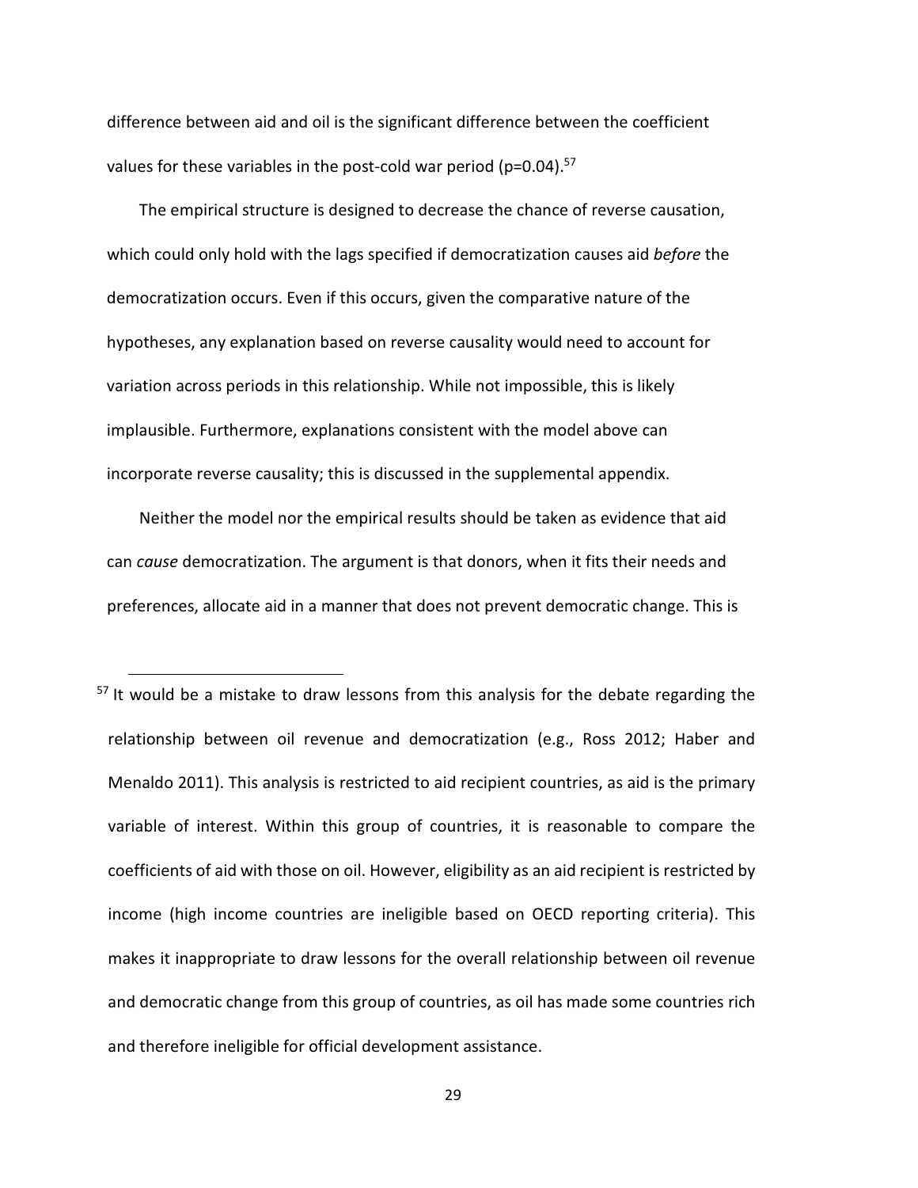difference between aid and oil is the significant difference between the coefficient values for these variables in the post-cold war period ($p=0.04$).[57]

The empirical structure is designed to decrease the chance of reverse causation, which could only hold with the lags specified if democratization causes aid *before* the democratization occurs. Even if this occurs, given the comparative nature of the hypotheses, any explanation based on reverse causality would need to account for variation across periods in this relationship. While not impossible, this is likely implausible. Furthermore, explanations consistent with the model above can incorporate reverse causality; this is discussed in the supplemental appendix.

Neither the model nor the empirical results should be taken as evidence that aid can *cause* democratization. The argument is that donors, when it fits their needs and preferences, allocate aid in a manner that does not prevent democratic change. This is

---

[57] It would be a mistake to draw lessons from this analysis for the debate regarding the relationship between oil revenue and democratization (e.g., Ross 2012; Haber and Menaldo 2011). This analysis is restricted to aid recipient countries, as aid is the primary variable of interest. Within this group of countries, it is reasonable to compare the coefficients of aid with those on oil. However, eligibility as an aid recipient is restricted by income (high income countries are ineligible based on OECD reporting criteria). This makes it inappropriate to draw lessons for the overall relationship between oil revenue and democratic change from this group of countries, as oil has made some countries rich and therefore ineligible for official development assistance.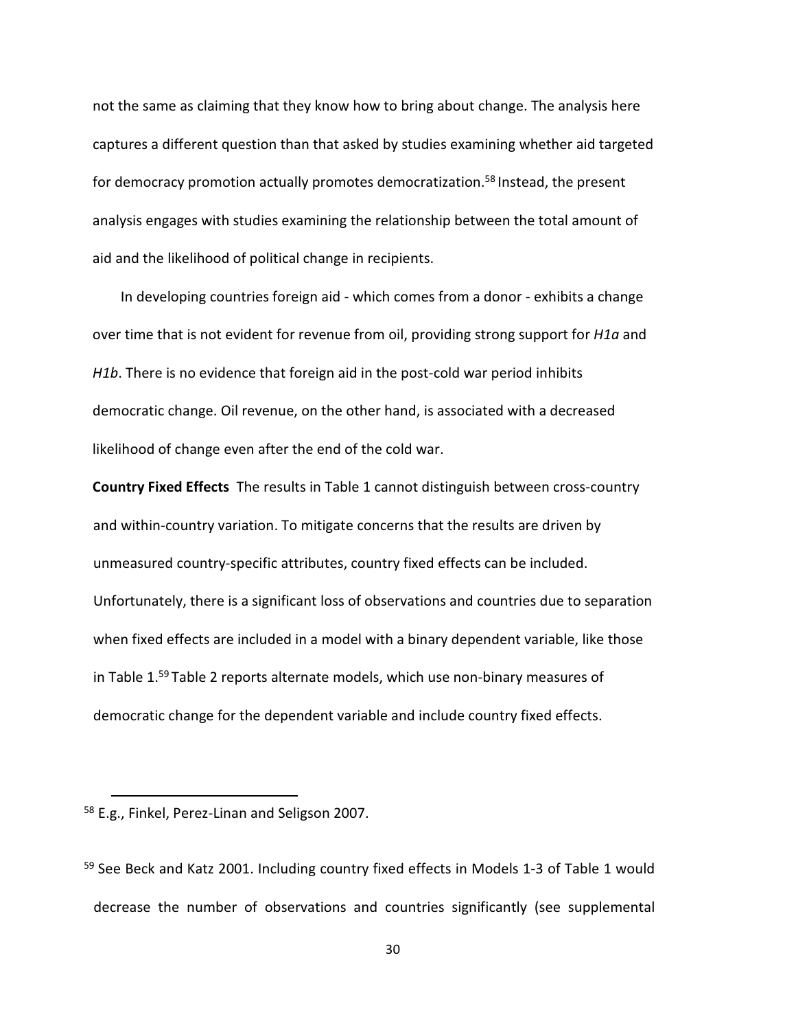not the same as claiming that they know how to bring about change. The analysis here captures a different question than that asked by studies examining whether aid targeted for democracy promotion actually promotes democratization.[58] Instead, the present analysis engages with studies examining the relationship between the total amount of aid and the likelihood of political change in recipients.

In developing countries foreign aid - which comes from a donor - exhibits a change over time that is not evident for revenue from oil, providing strong support for *H1a* and *H1b*. There is no evidence that foreign aid in the post-cold war period inhibits democratic change. Oil revenue, on the other hand, is associated with a decreased likelihood of change even after the end of the cold war.

**Country Fixed Effects** The results in Table 1 cannot distinguish between cross-country and within-country variation. To mitigate concerns that the results are driven by unmeasured country-specific attributes, country fixed effects can be included. Unfortunately, there is a significant loss of observations and countries due to separation when fixed effects are included in a model with a binary dependent variable, like those in Table 1.[59] Table 2 reports alternate models, which use non-binary measures of democratic change for the dependent variable and include country fixed effects.

[58] E.g., Finkel, Perez-Linan and Seligson 2007.

[59] See Beck and Katz 2001. Including country fixed effects in Models 1-3 of Table 1 would decrease the number of observations and countries significantly (see supplemental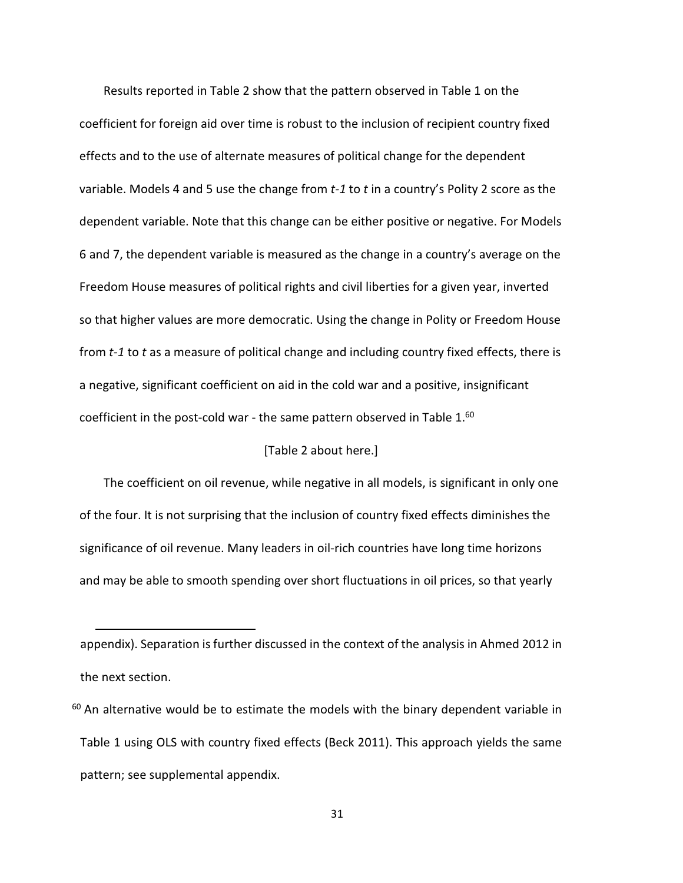Results reported in Table 2 show that the pattern observed in Table 1 on the coefficient for foreign aid over time is robust to the inclusion of recipient country fixed effects and to the use of alternate measures of political change for the dependent variable. Models 4 and 5 use the change from *t-1* to *t* in a country's Polity 2 score as the dependent variable. Note that this change can be either positive or negative. For Models 6 and 7, the dependent variable is measured as the change in a country's average on the Freedom House measures of political rights and civil liberties for a given year, inverted so that higher values are more democratic. Using the change in Polity or Freedom House from *t-1* to *t* as a measure of political change and including country fixed effects, there is a negative, significant coefficient on aid in the cold war and a positive, insignificant coefficient in the post-cold war - the same pattern observed in Table 1.[60]

[Table 2 about here.]

The coefficient on oil revenue, while negative in all models, is significant in only one of the four. It is not surprising that the inclusion of country fixed effects diminishes the significance of oil revenue. Many leaders in oil-rich countries have long time horizons and may be able to smooth spending over short fluctuations in oil prices, so that yearly

---

appendix). Separation is further discussed in the context of the analysis in Ahmed 2012 in the next section.

[60] An alternative would be to estimate the models with the binary dependent variable in Table 1 using OLS with country fixed effects (Beck 2011). This approach yields the same pattern; see supplemental appendix.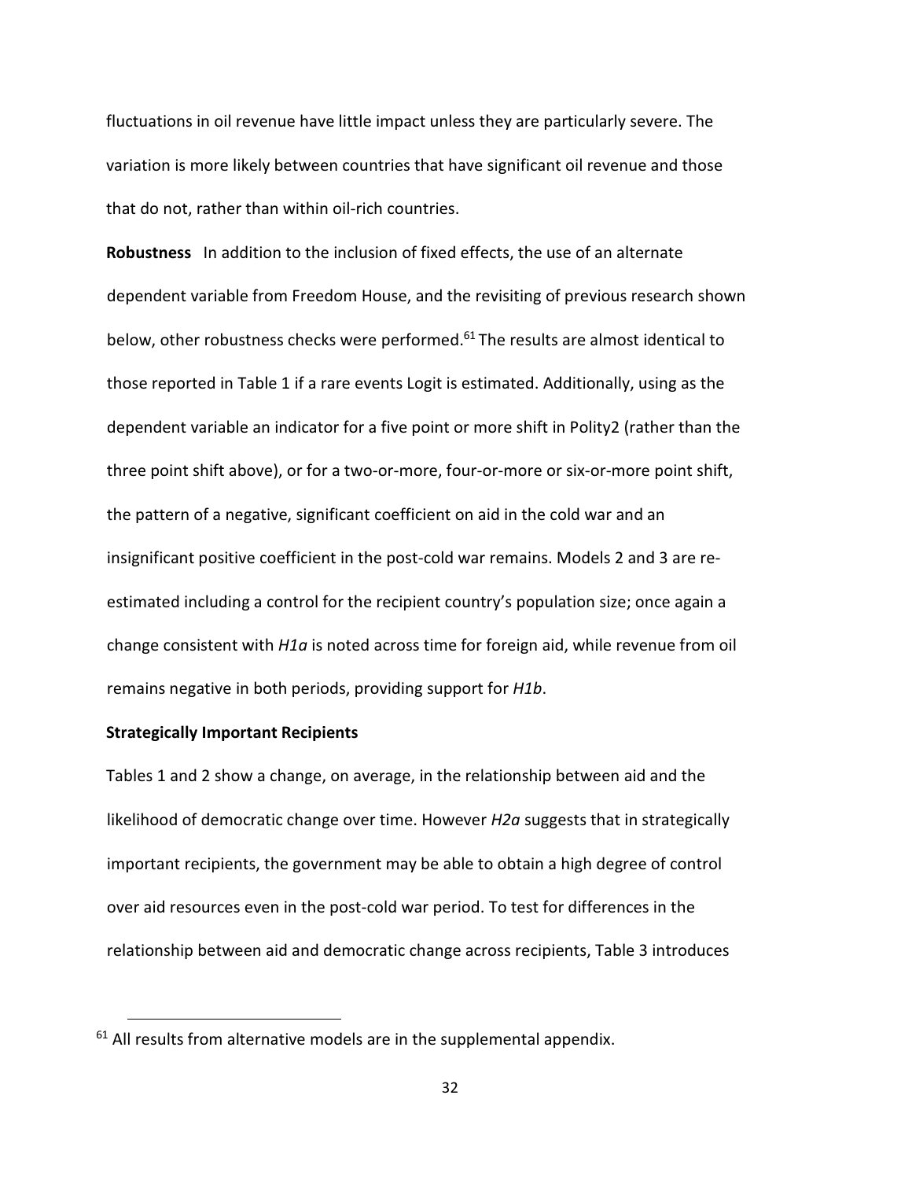fluctuations in oil revenue have little impact unless they are particularly severe. The variation is more likely between countries that have significant oil revenue and those that do not, rather than within oil-rich countries.

**Robustness** In addition to the inclusion of fixed effects, the use of an alternate dependent variable from Freedom House, and the revisiting of previous research shown below, other robustness checks were performed.[61] The results are almost identical to those reported in Table 1 if a rare events Logit is estimated. Additionally, using as the dependent variable an indicator for a five point or more shift in Polity2 (rather than the three point shift above), or for a two-or-more, four-or-more or six-or-more point shift, the pattern of a negative, significant coefficient on aid in the cold war and an insignificant positive coefficient in the post-cold war remains. Models 2 and 3 are re-estimated including a control for the recipient country's population size; once again a change consistent with *H1a* is noted across time for foreign aid, while revenue from oil remains negative in both periods, providing support for *H1b*.

**Strategically Important Recipients**

Tables 1 and 2 show a change, on average, in the relationship between aid and the likelihood of democratic change over time. However *H2a* suggests that in strategically important recipients, the government may be able to obtain a high degree of control over aid resources even in the post-cold war period. To test for differences in the relationship between aid and democratic change across recipients, Table 3 introduces

[61] All results from alternative models are in the supplemental appendix.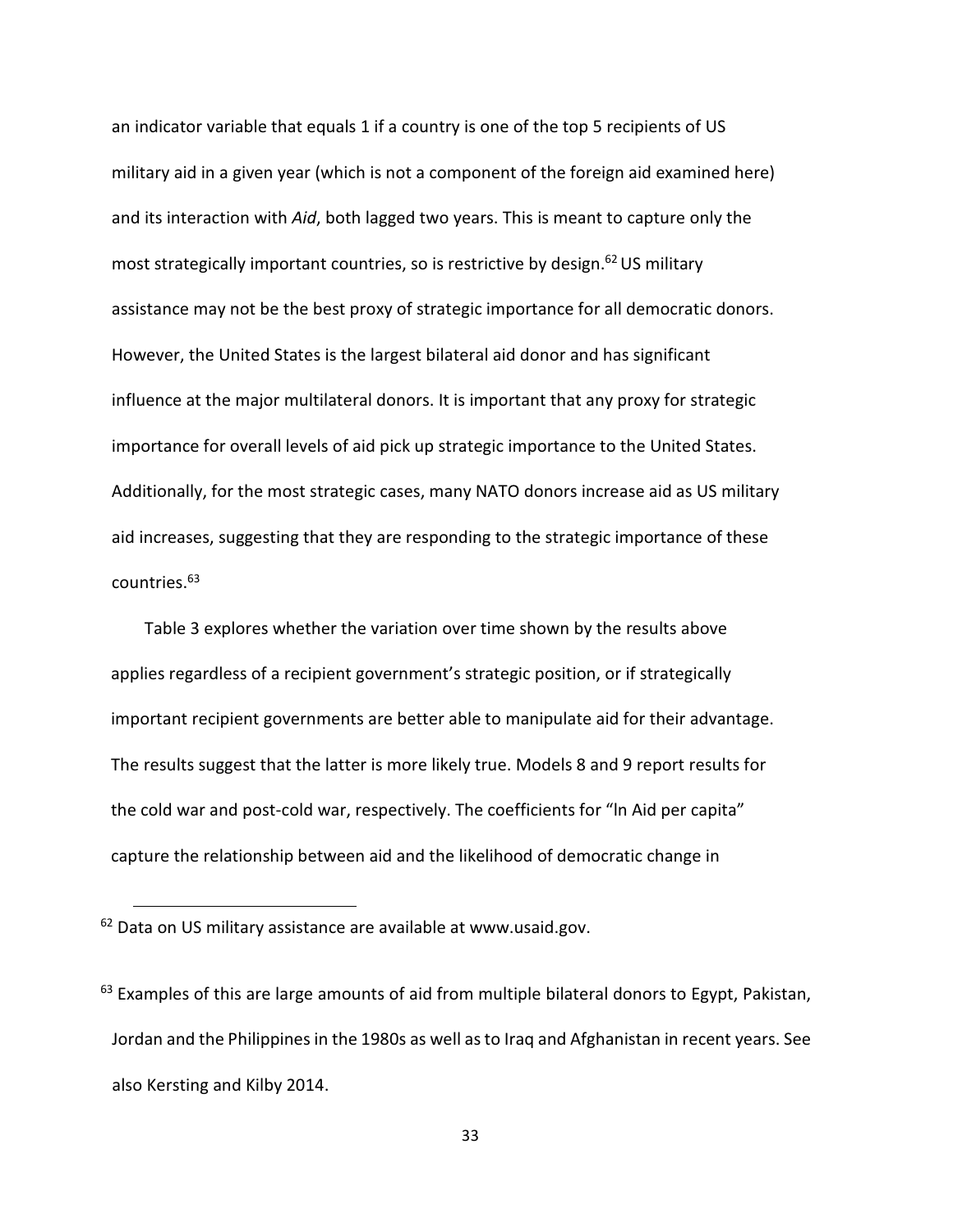an indicator variable that equals 1 if a country is one of the top 5 recipients of US military aid in a given year (which is not a component of the foreign aid examined here) and its interaction with *Aid*, both lagged two years. This is meant to capture only the most strategically important countries, so is restrictive by design.[62] US military assistance may not be the best proxy of strategic importance for all democratic donors. However, the United States is the largest bilateral aid donor and has significant influence at the major multilateral donors. It is important that any proxy for strategic importance for overall levels of aid pick up strategic importance to the United States. Additionally, for the most strategic cases, many NATO donors increase aid as US military aid increases, suggesting that they are responding to the strategic importance of these countries.[63]

Table 3 explores whether the variation over time shown by the results above applies regardless of a recipient government's strategic position, or if strategically important recipient governments are better able to manipulate aid for their advantage. The results suggest that the latter is more likely true. Models 8 and 9 report results for the cold war and post-cold war, respectively. The coefficients for "ln Aid per capita" capture the relationship between aid and the likelihood of democratic change in

---

[62] Data on US military assistance are available at www.usaid.gov.

[63] Examples of this are large amounts of aid from multiple bilateral donors to Egypt, Pakistan, Jordan and the Philippines in the 1980s as well as to Iraq and Afghanistan in recent years. See also Kersting and Kilby 2014.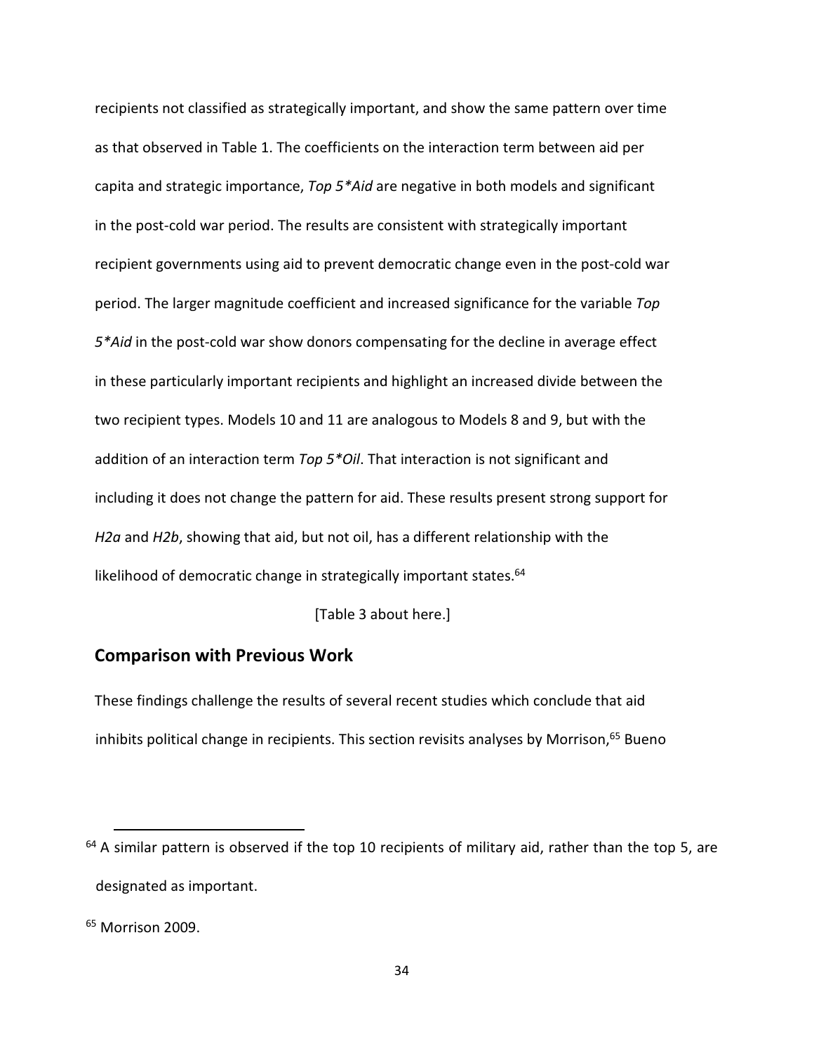recipients not classified as strategically important, and show the same pattern over time as that observed in Table 1. The coefficients on the interaction term between aid per capita and strategic importance, *Top 5*Aid* are negative in both models and significant in the post-cold war period. The results are consistent with strategically important recipient governments using aid to prevent democratic change even in the post-cold war period. The larger magnitude coefficient and increased significance for the variable *Top 5*Aid* in the post-cold war show donors compensating for the decline in average effect in these particularly important recipients and highlight an increased divide between the two recipient types. Models 10 and 11 are analogous to Models 8 and 9, but with the addition of an interaction term *Top 5*Oil*. That interaction is not significant and including it does not change the pattern for aid. These results present strong support for *H2a* and *H2b*, showing that aid, but not oil, has a different relationship with the likelihood of democratic change in strategically important states.[64]

[Table 3 about here.]

## Comparison with Previous Work

These findings challenge the results of several recent studies which conclude that aid inhibits political change in recipients. This section revisits analyses by Morrison,[65] Bueno

---

[64] A similar pattern is observed if the top 10 recipients of military aid, rather than the top 5, are designated as important.

[65] Morrison 2009.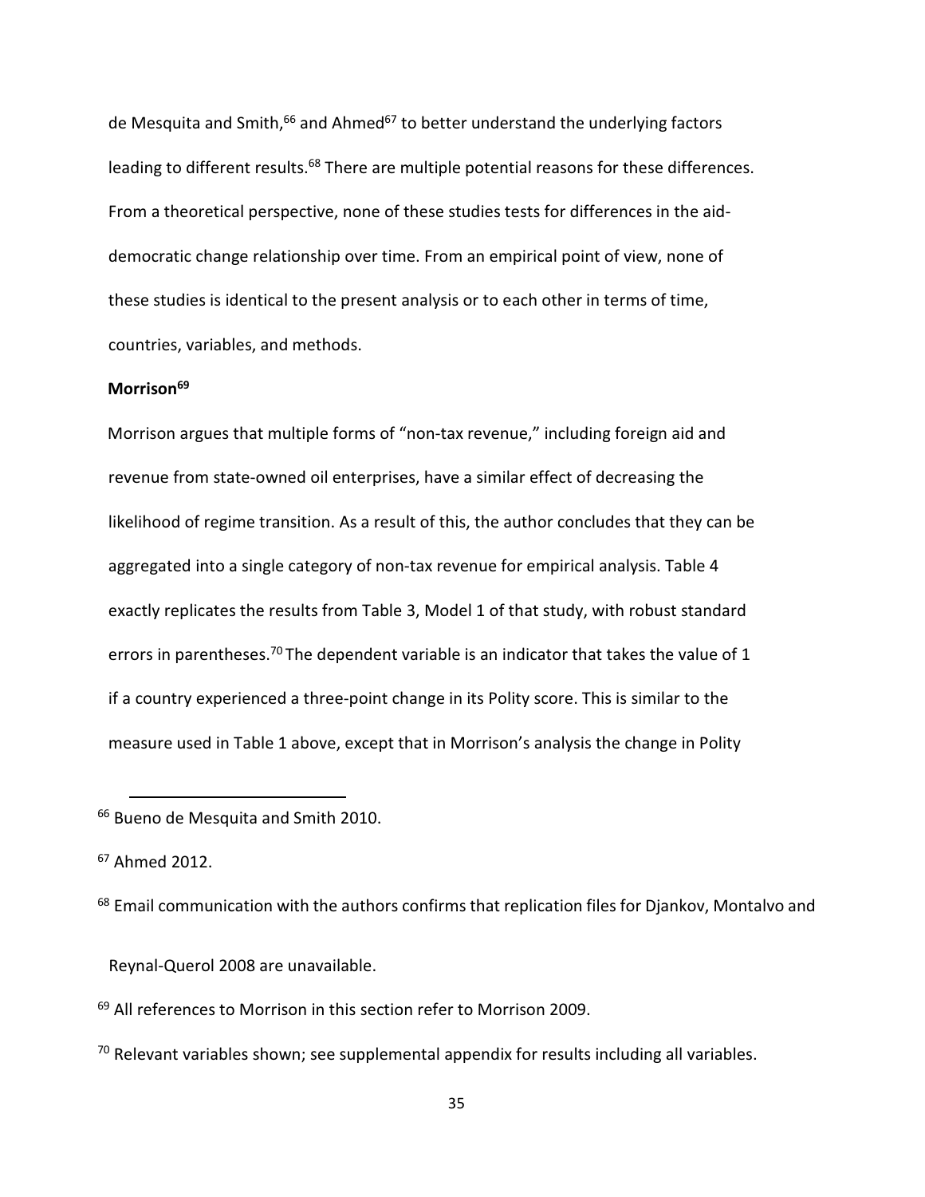de Mesquita and Smith,[66] and Ahmed[67] to better understand the underlying factors leading to different results.[68] There are multiple potential reasons for these differences. From a theoretical perspective, none of these studies tests for differences in the aid-democratic change relationship over time. From an empirical point of view, none of these studies is identical to the present analysis or to each other in terms of time, countries, variables, and methods.

**Morrison[69]**

Morrison argues that multiple forms of "non-tax revenue," including foreign aid and revenue from state-owned oil enterprises, have a similar effect of decreasing the likelihood of regime transition. As a result of this, the author concludes that they can be aggregated into a single category of non-tax revenue for empirical analysis. Table 4 exactly replicates the results from Table 3, Model 1 of that study, with robust standard errors in parentheses.[70] The dependent variable is an indicator that takes the value of 1 if a country experienced a three-point change in its Polity score. This is similar to the measure used in Table 1 above, except that in Morrison's analysis the change in Polity

---

[66] Bueno de Mesquita and Smith 2010.

[67] Ahmed 2012.

[68] Email communication with the authors confirms that replication files for Djankov, Montalvo and Reynal-Querol 2008 are unavailable.

[69] All references to Morrison in this section refer to Morrison 2009.

[70] Relevant variables shown; see supplemental appendix for results including all variables.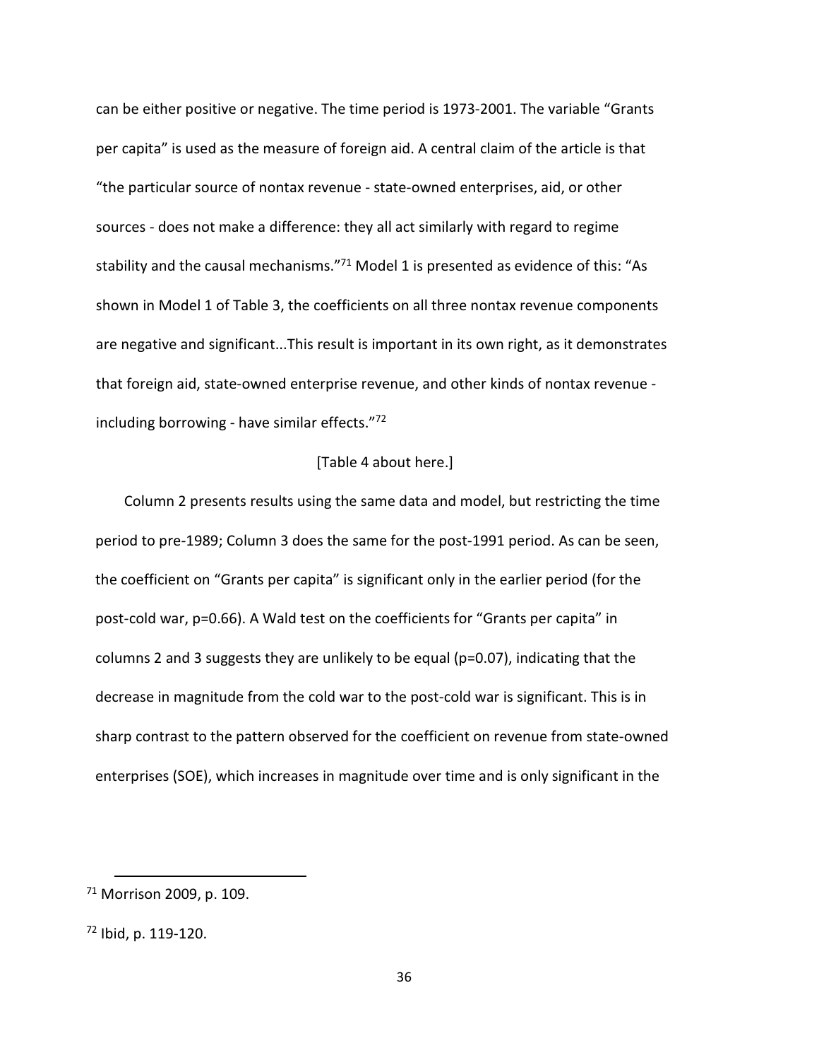can be either positive or negative. The time period is 1973-2001. The variable “Grants per capita” is used as the measure of foreign aid. A central claim of the article is that “the particular source of nontax revenue - state-owned enterprises, aid, or other sources - does not make a difference: they all act similarly with regard to regime stability and the causal mechanisms.”[71] Model 1 is presented as evidence of this: “As shown in Model 1 of Table 3, the coefficients on all three nontax revenue components are negative and significant...This result is important in its own right, as it demonstrates that foreign aid, state-owned enterprise revenue, and other kinds of nontax revenue - including borrowing - have similar effects.”[72]

[Table 4 about here.]

Column 2 presents results using the same data and model, but restricting the time period to pre-1989; Column 3 does the same for the post-1991 period. As can be seen, the coefficient on “Grants per capita” is significant only in the earlier period (for the post-cold war, $p=0.66$). A Wald test on the coefficients for “Grants per capita” in columns 2 and 3 suggests they are unlikely to be equal ($p=0.07$), indicating that the decrease in magnitude from the cold war to the post-cold war is significant. This is in sharp contrast to the pattern observed for the coefficient on revenue from state-owned enterprises (SOE), which increases in magnitude over time and is only significant in the

[71] Morrison 2009, p. 109.

[72] Ibid, p. 119-120.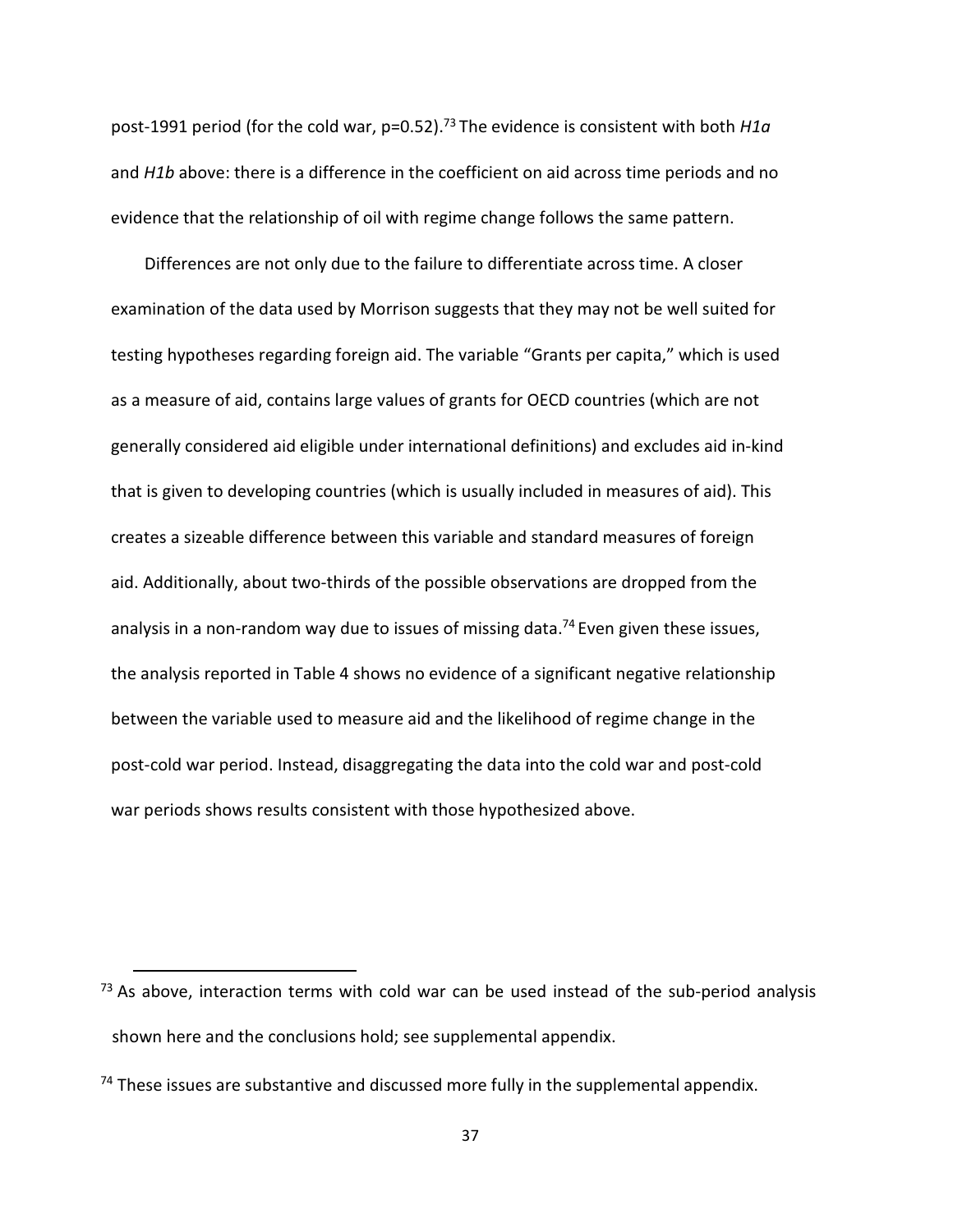post-1991 period (for the cold war, $p=0.52$).[73] The evidence is consistent with both *H1a* and *H1b* above: there is a difference in the coefficient on aid across time periods and no evidence that the relationship of oil with regime change follows the same pattern.

Differences are not only due to the failure to differentiate across time. A closer examination of the data used by Morrison suggests that they may not be well suited for testing hypotheses regarding foreign aid. The variable "Grants per capita," which is used as a measure of aid, contains large values of grants for OECD countries (which are not generally considered aid eligible under international definitions) and excludes aid in-kind that is given to developing countries (which is usually included in measures of aid). This creates a sizeable difference between this variable and standard measures of foreign aid. Additionally, about two-thirds of the possible observations are dropped from the analysis in a non-random way due to issues of missing data.[74] Even given these issues, the analysis reported in Table 4 shows no evidence of a significant negative relationship between the variable used to measure aid and the likelihood of regime change in the post-cold war period. Instead, disaggregating the data into the cold war and post-cold war periods shows results consistent with those hypothesized above.

---

[73] As above, interaction terms with cold war can be used instead of the sub-period analysis shown here and the conclusions hold; see supplemental appendix.

[74] These issues are substantive and discussed more fully in the supplemental appendix.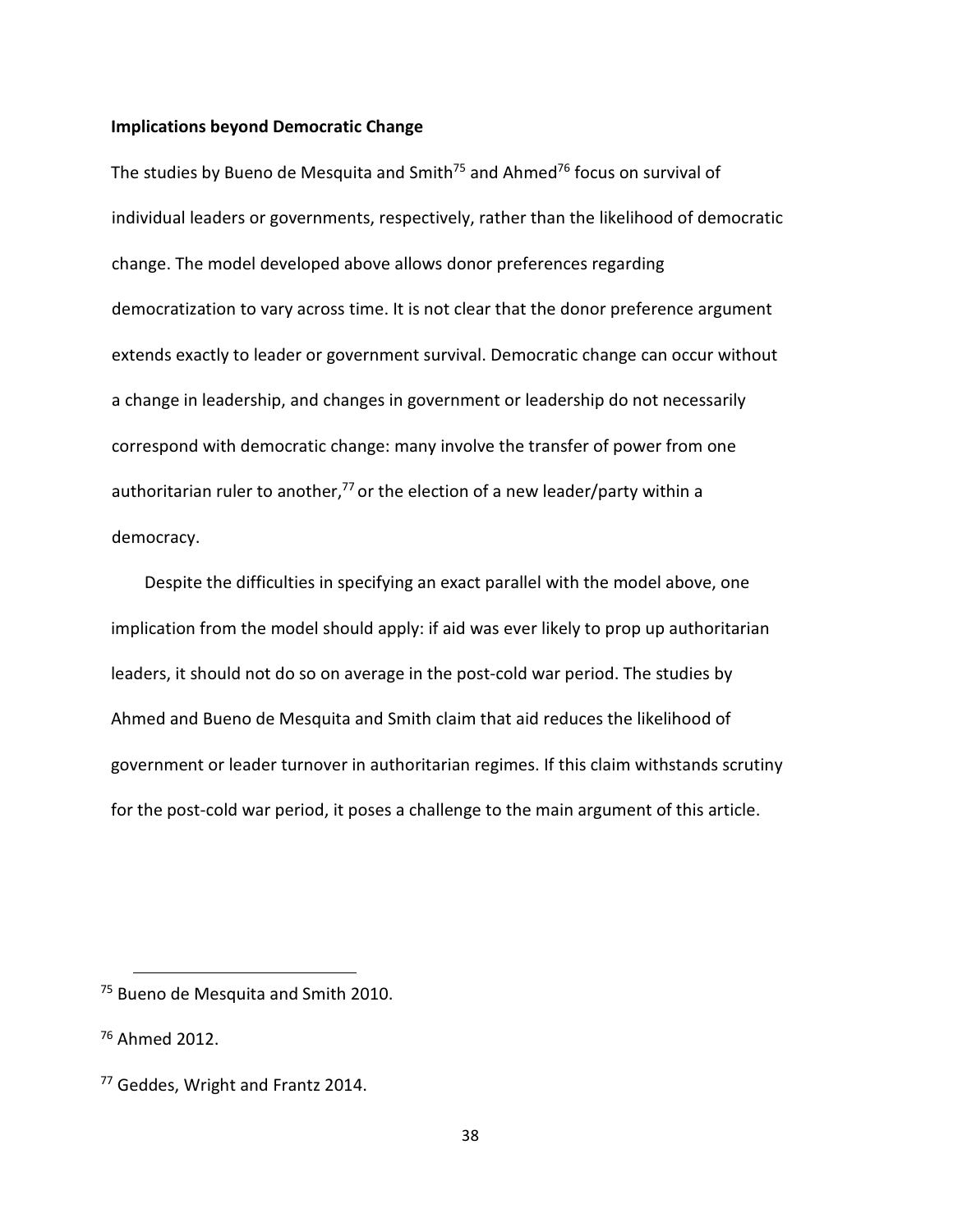**Implications beyond Democratic Change**

The studies by Bueno de Mesquita and Smith[75] and Ahmed[76] focus on survival of individual leaders or governments, respectively, rather than the likelihood of democratic change. The model developed above allows donor preferences regarding democratization to vary across time. It is not clear that the donor preference argument extends exactly to leader or government survival. Democratic change can occur without a change in leadership, and changes in government or leadership do not necessarily correspond with democratic change: many involve the transfer of power from one authoritarian ruler to another,[77] or the election of a new leader/party within a democracy.

Despite the difficulties in specifying an exact parallel with the model above, one implication from the model should apply: if aid was ever likely to prop up authoritarian leaders, it should not do so on average in the post-cold war period. The studies by Ahmed and Bueno de Mesquita and Smith claim that aid reduces the likelihood of government or leader turnover in authoritarian regimes. If this claim withstands scrutiny for the post-cold war period, it poses a challenge to the main argument of this article.

---

[75] Bueno de Mesquita and Smith 2010.

[76] Ahmed 2012.

[77] Geddes, Wright and Frantz 2014.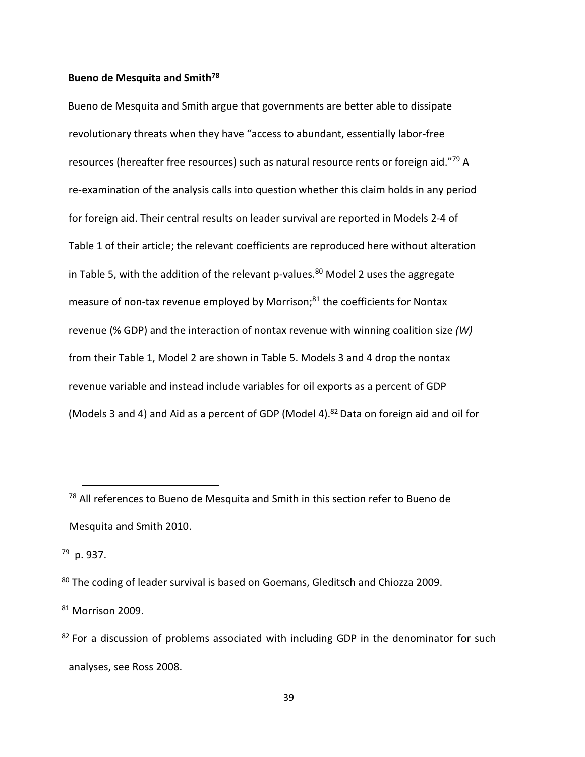**Bueno de Mesquita and Smith[78]**

Bueno de Mesquita and Smith argue that governments are better able to dissipate revolutionary threats when they have "access to abundant, essentially labor-free resources (hereafter free resources) such as natural resource rents or foreign aid."[79] A re-examination of the analysis calls into question whether this claim holds in any period for foreign aid. Their central results on leader survival are reported in Models 2-4 of Table 1 of their article; the relevant coefficients are reproduced here without alteration in Table 5, with the addition of the relevant p-values.[80] Model 2 uses the aggregate measure of non-tax revenue employed by Morrison;[81] the coefficients for Nontax revenue (% GDP) and the interaction of nontax revenue with winning coalition size *(W)* from their Table 1, Model 2 are shown in Table 5. Models 3 and 4 drop the nontax revenue variable and instead include variables for oil exports as a percent of GDP (Models 3 and 4) and Aid as a percent of GDP (Model 4).[82] Data on foreign aid and oil for

---

[78] All references to Bueno de Mesquita and Smith in this section refer to Bueno de Mesquita and Smith 2010.

[79] p. 937.

[80] The coding of leader survival is based on Goemans, Gleditsch and Chiozza 2009.

[81] Morrison 2009.

[82] For a discussion of problems associated with including GDP in the denominator for such analyses, see Ross 2008.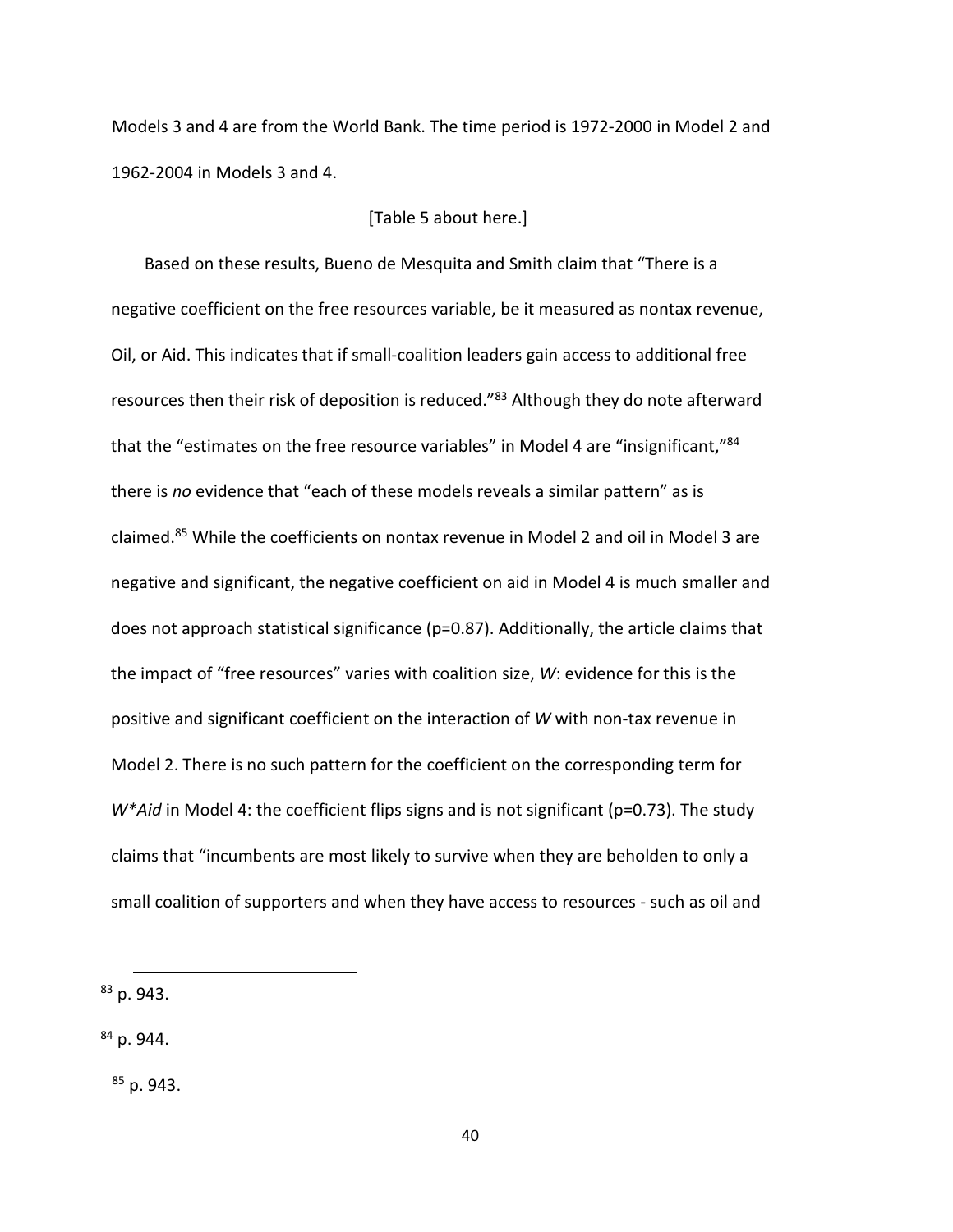Models 3 and 4 are from the World Bank. The time period is 1972-2000 in Model 2 and 1962-2004 in Models 3 and 4.

[Table 5 about here.]

Based on these results, Bueno de Mesquita and Smith claim that "There is a negative coefficient on the free resources variable, be it measured as nontax revenue, Oil, or Aid. This indicates that if small-coalition leaders gain access to additional free resources then their risk of deposition is reduced."[83] Although they do note afterward that the "estimates on the free resource variables" in Model 4 are "insignificant,"[84] there is *no* evidence that "each of these models reveals a similar pattern" as is claimed.[85] While the coefficients on nontax revenue in Model 2 and oil in Model 3 are negative and significant, the negative coefficient on aid in Model 4 is much smaller and does not approach statistical significance ($p=0.87$). Additionally, the article claims that the impact of "free resources" varies with coalition size, *W*: evidence for this is the positive and significant coefficient on the interaction of *W* with non-tax revenue in Model 2. There is no such pattern for the coefficient on the corresponding term for *W*Aid* in Model 4: the coefficient flips signs and is not significant ($p=0.73$). The study claims that "incumbents are most likely to survive when they are beholden to only a small coalition of supporters and when they have access to resources - such as oil and

[83] p. 943.

[84] p. 944.

[85] p. 943.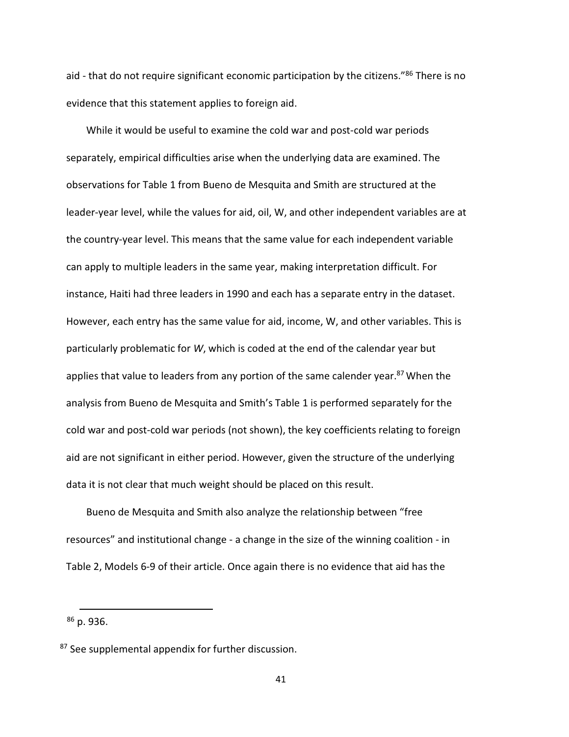aid - that do not require significant economic participation by the citizens."[86] There is no evidence that this statement applies to foreign aid.

While it would be useful to examine the cold war and post-cold war periods separately, empirical difficulties arise when the underlying data are examined. The observations for Table 1 from Bueno de Mesquita and Smith are structured at the leader-year level, while the values for aid, oil, W, and other independent variables are at the country-year level. This means that the same value for each independent variable can apply to multiple leaders in the same year, making interpretation difficult. For instance, Haiti had three leaders in 1990 and each has a separate entry in the dataset. However, each entry has the same value for aid, income, W, and other variables. This is particularly problematic for *W*, which is coded at the end of the calendar year but applies that value to leaders from any portion of the same calender year.[87] When the analysis from Bueno de Mesquita and Smith's Table 1 is performed separately for the cold war and post-cold war periods (not shown), the key coefficients relating to foreign aid are not significant in either period. However, given the structure of the underlying data it is not clear that much weight should be placed on this result.

Bueno de Mesquita and Smith also analyze the relationship between "free resources" and institutional change - a change in the size of the winning coalition - in Table 2, Models 6-9 of their article. Once again there is no evidence that aid has the

---

[86] p. 936.

[87] See supplemental appendix for further discussion.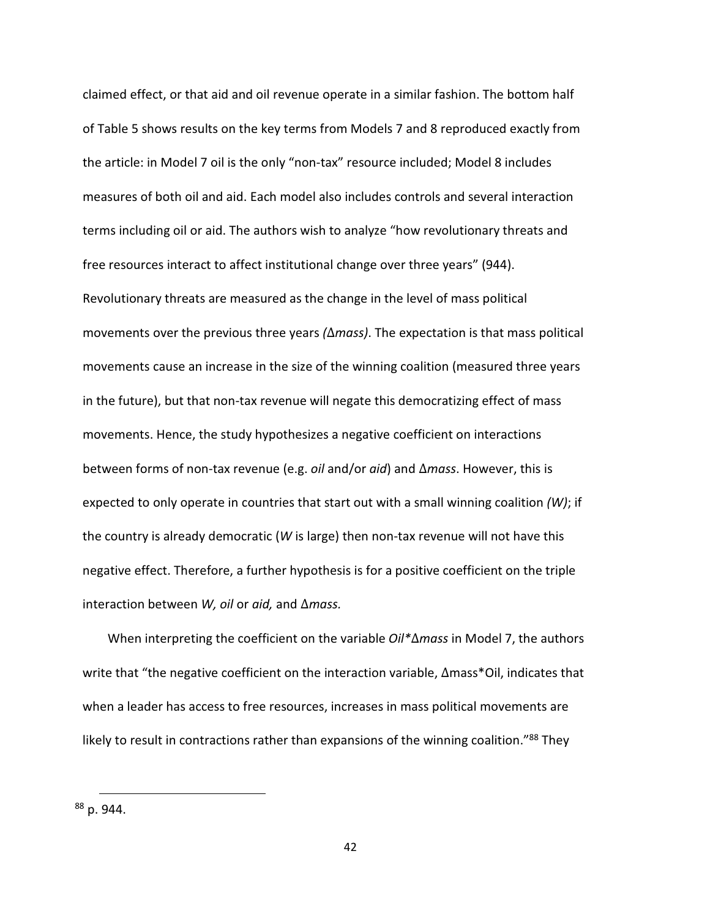claimed effect, or that aid and oil revenue operate in a similar fashion. The bottom half of Table 5 shows results on the key terms from Models 7 and 8 reproduced exactly from the article: in Model 7 oil is the only "non-tax" resource included; Model 8 includes measures of both oil and aid. Each model also includes controls and several interaction terms including oil or aid. The authors wish to analyze "how revolutionary threats and free resources interact to affect institutional change over three years" (944). Revolutionary threats are measured as the change in the level of mass political movements over the previous three years *(Δmass)*. The expectation is that mass political movements cause an increase in the size of the winning coalition (measured three years in the future), but that non-tax revenue will negate this democratizing effect of mass movements. Hence, the study hypothesizes a negative coefficient on interactions between forms of non-tax revenue (e.g. *oil* and/or *aid*) and Δ*mass*. However, this is expected to only operate in countries that start out with a small winning coalition *(W)*; if the country is already democratic (*W* is large) then non-tax revenue will not have this negative effect. Therefore, a further hypothesis is for a positive coefficient on the triple interaction between *W, oil* or *aid,* and Δ*mass.*

When interpreting the coefficient on the variable *Oil*Δmass* in Model 7, the authors write that "the negative coefficient on the interaction variable, Δmass*Oil, indicates that when a leader has access to free resources, increases in mass political movements are likely to result in contractions rather than expansions of the winning coalition."[88] They

[88] p. 944.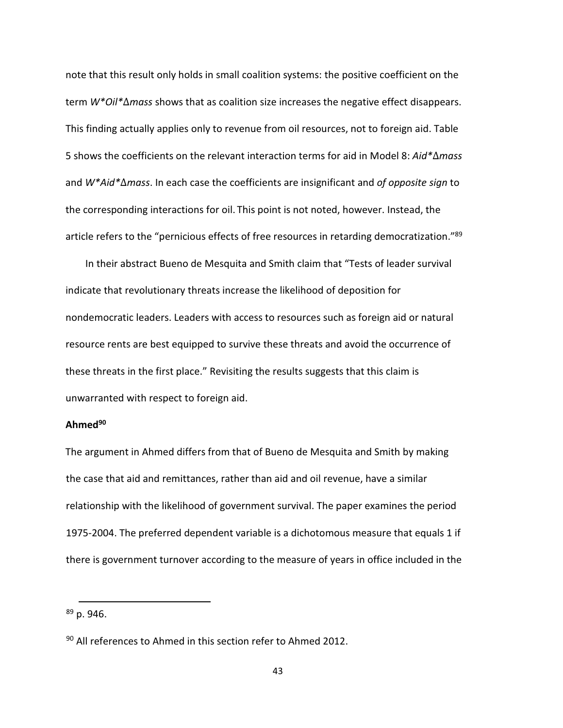note that this result only holds in small coalition systems: the positive coefficient on the term *W\*Oil\*Δmass* shows that as coalition size increases the negative effect disappears. This finding actually applies only to revenue from oil resources, not to foreign aid. Table 5 shows the coefficients on the relevant interaction terms for aid in Model 8: *Aid\*Δmass* and *W\*Aid\*Δmass*. In each case the coefficients are insignificant and *of opposite sign* to the corresponding interactions for oil. This point is not noted, however. Instead, the article refers to the "pernicious effects of free resources in retarding democratization."[89]

In their abstract Bueno de Mesquita and Smith claim that "Tests of leader survival indicate that revolutionary threats increase the likelihood of deposition for nondemocratic leaders. Leaders with access to resources such as foreign aid or natural resource rents are best equipped to survive these threats and avoid the occurrence of these threats in the first place." Revisiting the results suggests that this claim is unwarranted with respect to foreign aid.

**Ahmed[90]**

The argument in Ahmed differs from that of Bueno de Mesquita and Smith by making the case that aid and remittances, rather than aid and oil revenue, have a similar relationship with the likelihood of government survival. The paper examines the period 1975-2004. The preferred dependent variable is a dichotomous measure that equals 1 if there is government turnover according to the measure of years in office included in the

[89] p. 946.

[90] All references to Ahmed in this section refer to Ahmed 2012.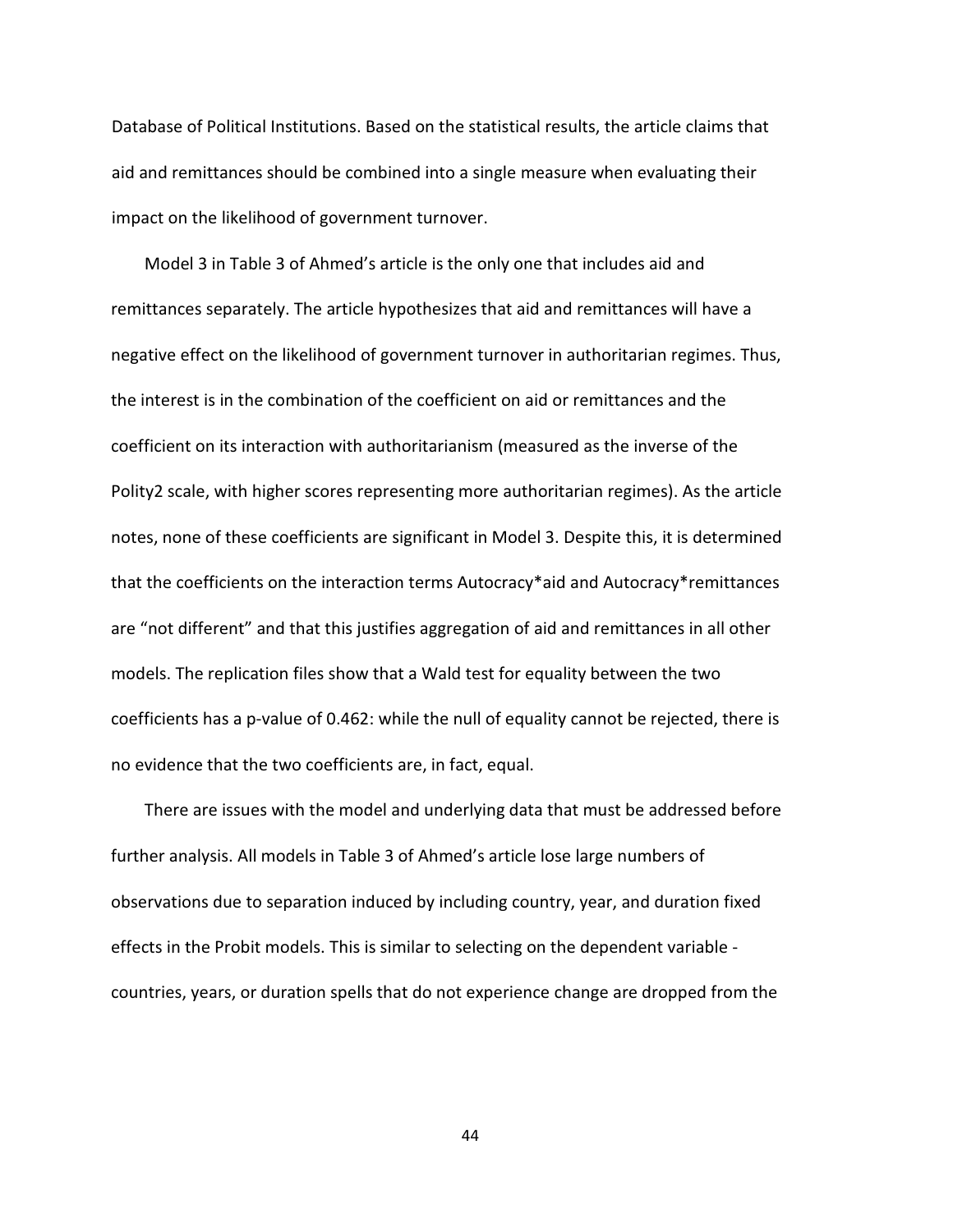Database of Political Institutions. Based on the statistical results, the article claims that aid and remittances should be combined into a single measure when evaluating their impact on the likelihood of government turnover.

Model 3 in Table 3 of Ahmed's article is the only one that includes aid and remittances separately. The article hypothesizes that aid and remittances will have a negative effect on the likelihood of government turnover in authoritarian regimes. Thus, the interest is in the combination of the coefficient on aid or remittances and the coefficient on its interaction with authoritarianism (measured as the inverse of the Polity2 scale, with higher scores representing more authoritarian regimes). As the article notes, none of these coefficients are significant in Model 3. Despite this, it is determined that the coefficients on the interaction terms Autocracy*aid and Autocracy*remittances are "not different" and that this justifies aggregation of aid and remittances in all other models. The replication files show that a Wald test for equality between the two coefficients has a p-value of 0.462: while the null of equality cannot be rejected, there is no evidence that the two coefficients are, in fact, equal.

There are issues with the model and underlying data that must be addressed before further analysis. All models in Table 3 of Ahmed's article lose large numbers of observations due to separation induced by including country, year, and duration fixed effects in the Probit models. This is similar to selecting on the dependent variable - countries, years, or duration spells that do not experience change are dropped from the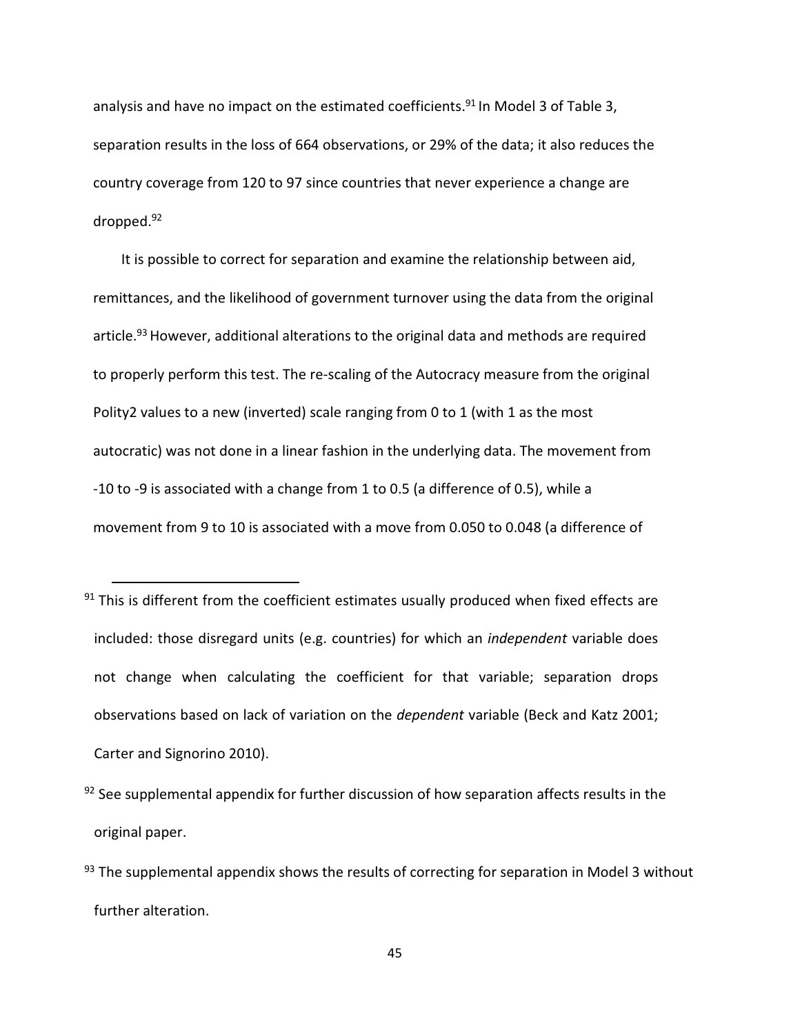analysis and have no impact on the estimated coefficients.[91] In Model 3 of Table 3, separation results in the loss of 664 observations, or 29% of the data; it also reduces the country coverage from 120 to 97 since countries that never experience a change are dropped.[92]

It is possible to correct for separation and examine the relationship between aid, remittances, and the likelihood of government turnover using the data from the original article.[93] However, additional alterations to the original data and methods are required to properly perform this test. The re-scaling of the Autocracy measure from the original Polity2 values to a new (inverted) scale ranging from 0 to 1 (with 1 as the most autocratic) was not done in a linear fashion in the underlying data. The movement from -10 to -9 is associated with a change from 1 to 0.5 (a difference of 0.5), while a movement from 9 to 10 is associated with a move from 0.050 to 0.048 (a difference of

---

[91] This is different from the coefficient estimates usually produced when fixed effects are included: those disregard units (e.g. countries) for which an *independent* variable does not change when calculating the coefficient for that variable; separation drops observations based on lack of variation on the *dependent* variable (Beck and Katz 2001; Carter and Signorino 2010).

[92] See supplemental appendix for further discussion of how separation affects results in the original paper.

[93] The supplemental appendix shows the results of correcting for separation in Model 3 without further alteration.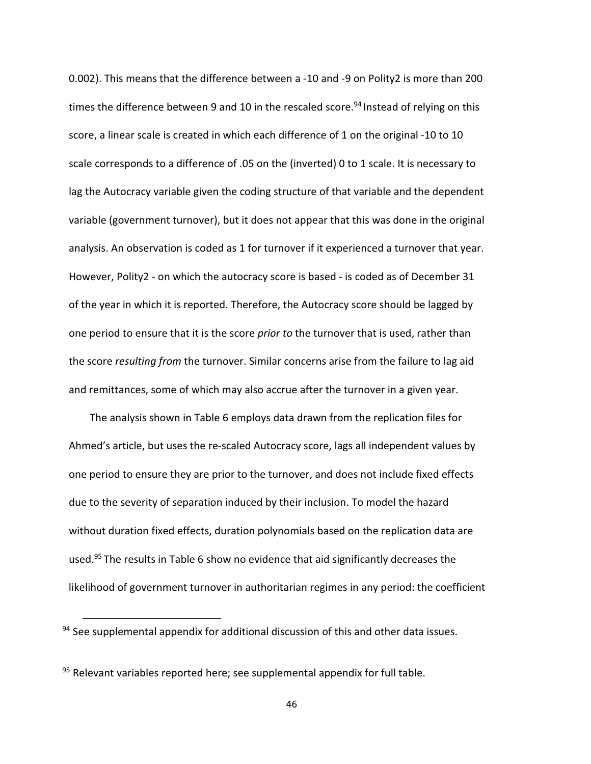0.002). This means that the difference between a -10 and -9 on Polity2 is more than 200 times the difference between 9 and 10 in the rescaled score.[94] Instead of relying on this score, a linear scale is created in which each difference of 1 on the original -10 to 10 scale corresponds to a difference of .05 on the (inverted) 0 to 1 scale. It is necessary to lag the Autocracy variable given the coding structure of that variable and the dependent variable (government turnover), but it does not appear that this was done in the original analysis. An observation is coded as 1 for turnover if it experienced a turnover that year. However, Polity2 - on which the autocracy score is based - is coded as of December 31 of the year in which it is reported. Therefore, the Autocracy score should be lagged by one period to ensure that it is the score *prior to* the turnover that is used, rather than the score *resulting from* the turnover. Similar concerns arise from the failure to lag aid and remittances, some of which may also accrue after the turnover in a given year.

The analysis shown in Table 6 employs data drawn from the replication files for Ahmed's article, but uses the re-scaled Autocracy score, lags all independent values by one period to ensure they are prior to the turnover, and does not include fixed effects due to the severity of separation induced by their inclusion. To model the hazard without duration fixed effects, duration polynomials based on the replication data are used.[95] The results in Table 6 show no evidence that aid significantly decreases the likelihood of government turnover in authoritarian regimes in any period: the coefficient

---

[94] See supplemental appendix for additional discussion of this and other data issues.

[95] Relevant variables reported here; see supplemental appendix for full table.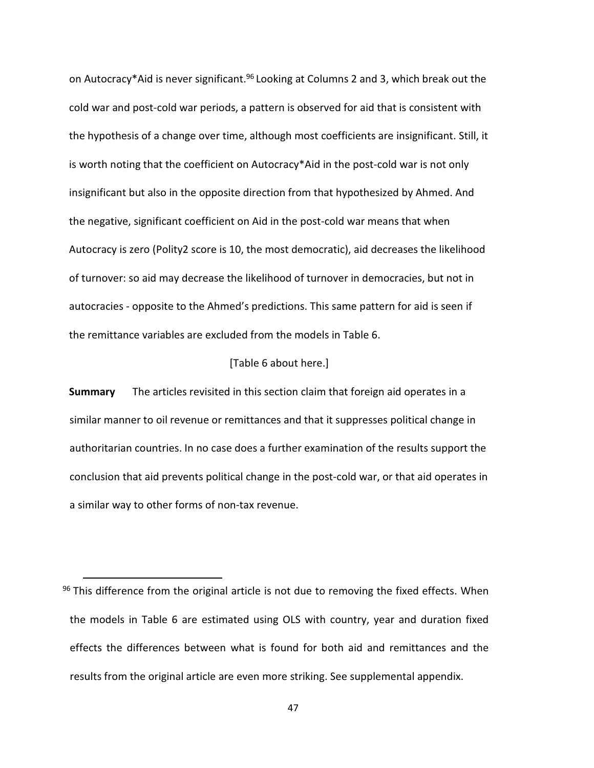on Autocracy*Aid is never significant.[96] Looking at Columns 2 and 3, which break out the cold war and post-cold war periods, a pattern is observed for aid that is consistent with the hypothesis of a change over time, although most coefficients are insignificant. Still, it is worth noting that the coefficient on Autocracy*Aid in the post-cold war is not only insignificant but also in the opposite direction from that hypothesized by Ahmed. And the negative, significant coefficient on Aid in the post-cold war means that when Autocracy is zero (Polity2 score is 10, the most democratic), aid decreases the likelihood of turnover: so aid may decrease the likelihood of turnover in democracies, but not in autocracies - opposite to the Ahmed's predictions. This same pattern for aid is seen if the remittance variables are excluded from the models in Table 6.

[Table 6 about here.]

**Summary** The articles revisited in this section claim that foreign aid operates in a similar manner to oil revenue or remittances and that it suppresses political change in authoritarian countries. In no case does a further examination of the results support the conclusion that aid prevents political change in the post-cold war, or that aid operates in a similar way to other forms of non-tax revenue.

[96] This difference from the original article is not due to removing the fixed effects. When the models in Table 6 are estimated using OLS with country, year and duration fixed effects the differences between what is found for both aid and remittances and the results from the original article are even more striking. See supplemental appendix.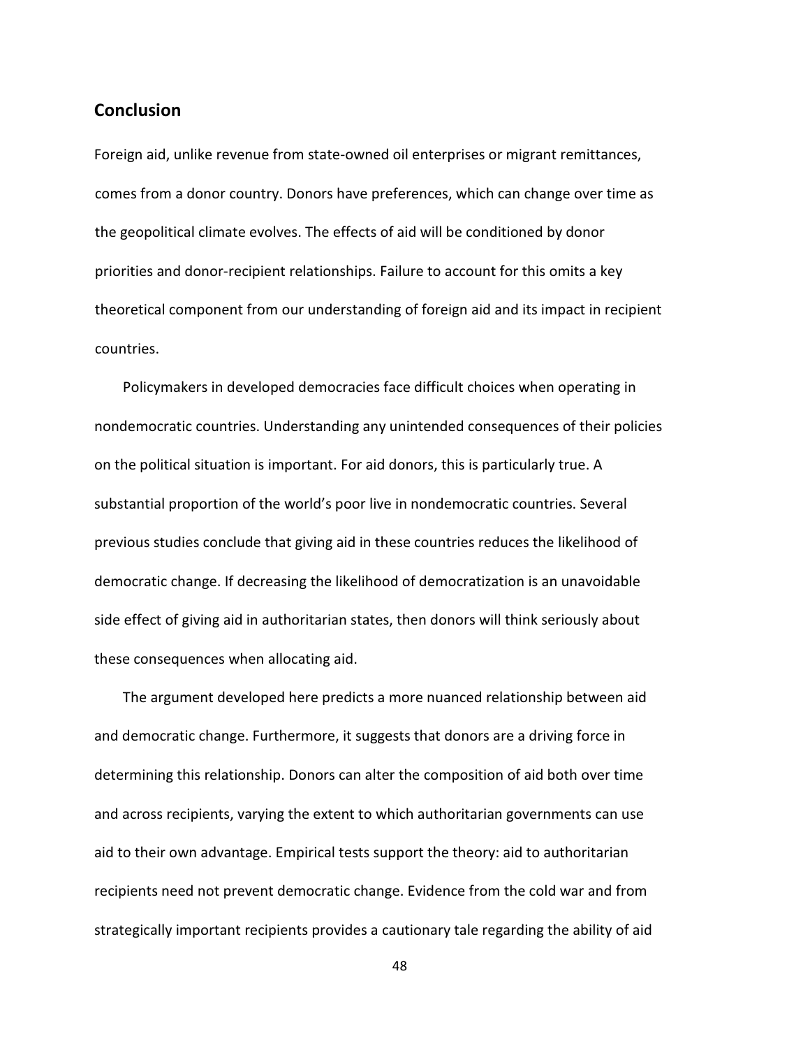## Conclusion

Foreign aid, unlike revenue from state-owned oil enterprises or migrant remittances, comes from a donor country. Donors have preferences, which can change over time as the geopolitical climate evolves. The effects of aid will be conditioned by donor priorities and donor-recipient relationships. Failure to account for this omits a key theoretical component from our understanding of foreign aid and its impact in recipient countries.

Policymakers in developed democracies face difficult choices when operating in nondemocratic countries. Understanding any unintended consequences of their policies on the political situation is important. For aid donors, this is particularly true. A substantial proportion of the world's poor live in nondemocratic countries. Several previous studies conclude that giving aid in these countries reduces the likelihood of democratic change. If decreasing the likelihood of democratization is an unavoidable side effect of giving aid in authoritarian states, then donors will think seriously about these consequences when allocating aid.

The argument developed here predicts a more nuanced relationship between aid and democratic change. Furthermore, it suggests that donors are a driving force in determining this relationship. Donors can alter the composition of aid both over time and across recipients, varying the extent to which authoritarian governments can use aid to their own advantage. Empirical tests support the theory: aid to authoritarian recipients need not prevent democratic change. Evidence from the cold war and from strategically important recipients provides a cautionary tale regarding the ability of aid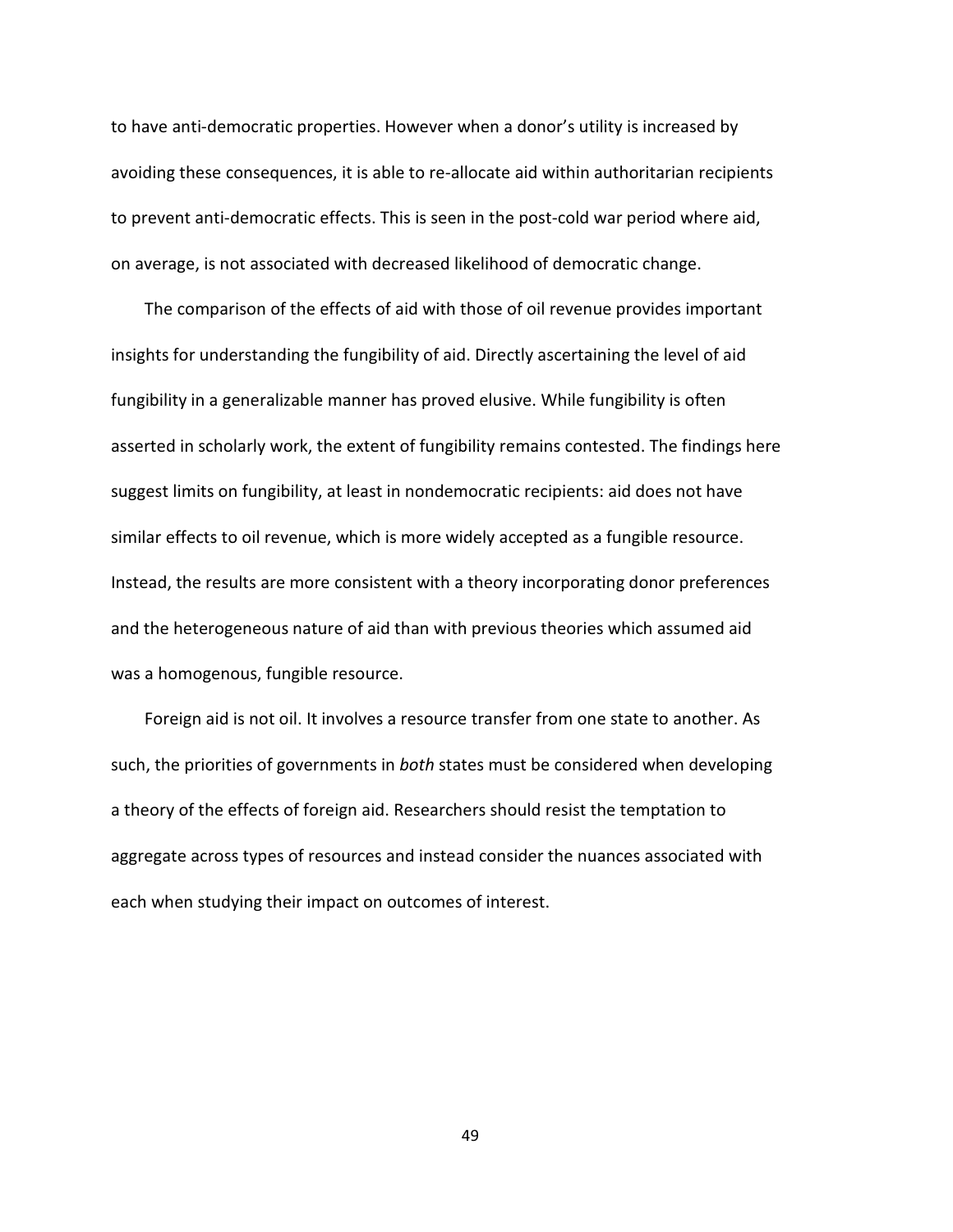to have anti-democratic properties. However when a donor's utility is increased by avoiding these consequences, it is able to re-allocate aid within authoritarian recipients to prevent anti-democratic effects. This is seen in the post-cold war period where aid, on average, is not associated with decreased likelihood of democratic change.

The comparison of the effects of aid with those of oil revenue provides important insights for understanding the fungibility of aid. Directly ascertaining the level of aid fungibility in a generalizable manner has proved elusive. While fungibility is often asserted in scholarly work, the extent of fungibility remains contested. The findings here suggest limits on fungibility, at least in nondemocratic recipients: aid does not have similar effects to oil revenue, which is more widely accepted as a fungible resource. Instead, the results are more consistent with a theory incorporating donor preferences and the heterogeneous nature of aid than with previous theories which assumed aid was a homogenous, fungible resource.

Foreign aid is not oil. It involves a resource transfer from one state to another. As such, the priorities of governments in *both* states must be considered when developing a theory of the effects of foreign aid. Researchers should resist the temptation to aggregate across types of resources and instead consider the nuances associated with each when studying their impact on outcomes of interest.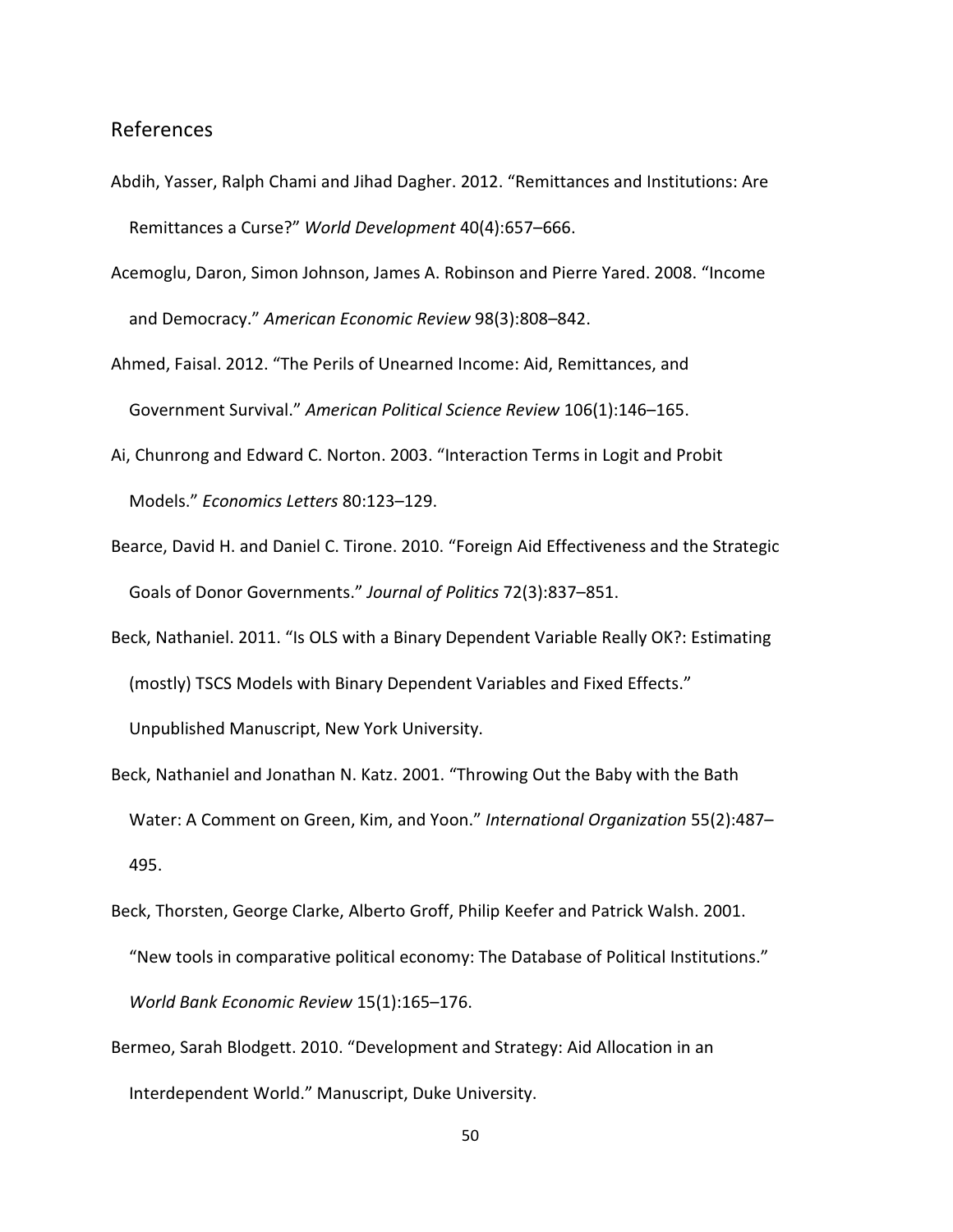## References

Abdih, Yasser, Ralph Chami and Jihad Dagher. 2012. "Remittances and Institutions: Are Remittances a Curse?" *World Development* 40(4):657–666.

Acemoglu, Daron, Simon Johnson, James A. Robinson and Pierre Yared. 2008. "Income and Democracy." *American Economic Review* 98(3):808–842.

Ahmed, Faisal. 2012. "The Perils of Unearned Income: Aid, Remittances, and Government Survival." *American Political Science Review* 106(1):146–165.

Ai, Chunrong and Edward C. Norton. 2003. "Interaction Terms in Logit and Probit Models." *Economics Letters* 80:123–129.

Bearce, David H. and Daniel C. Tirone. 2010. "Foreign Aid Effectiveness and the Strategic Goals of Donor Governments." *Journal of Politics* 72(3):837–851.

Beck, Nathaniel. 2011. "Is OLS with a Binary Dependent Variable Really OK?: Estimating (mostly) TSCS Models with Binary Dependent Variables and Fixed Effects." Unpublished Manuscript, New York University.

Beck, Nathaniel and Jonathan N. Katz. 2001. "Throwing Out the Baby with the Bath Water: A Comment on Green, Kim, and Yoon." *International Organization* 55(2):487–495.

Beck, Thorsten, George Clarke, Alberto Groff, Philip Keefer and Patrick Walsh. 2001. "New tools in comparative political economy: The Database of Political Institutions." *World Bank Economic Review* 15(1):165–176.

Bermeo, Sarah Blodgett. 2010. "Development and Strategy: Aid Allocation in an Interdependent World." Manuscript, Duke University.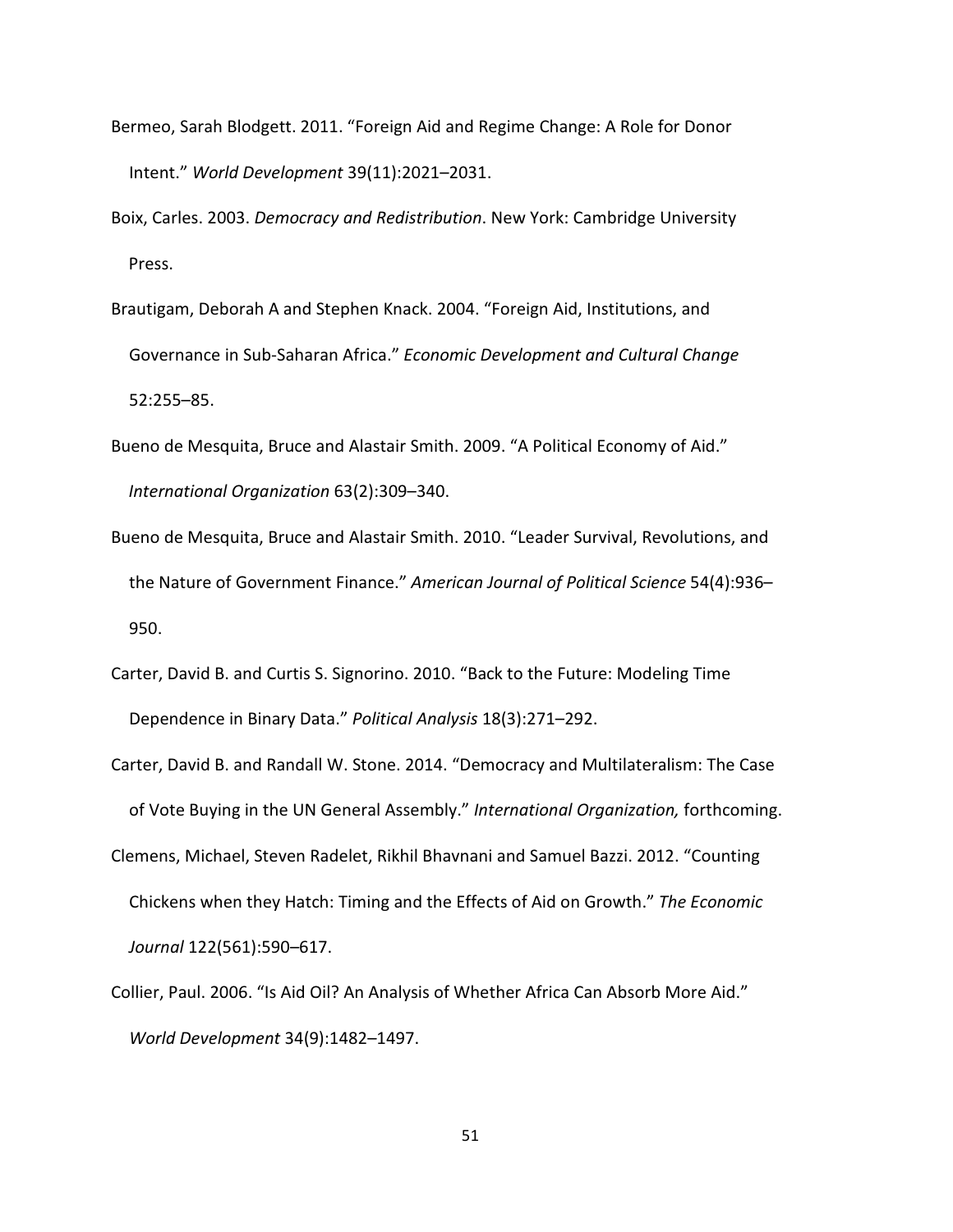Bermeo, Sarah Blodgett. 2011. "Foreign Aid and Regime Change: A Role for Donor Intent." *World Development* 39(11):2021–2031.

Boix, Carles. 2003. *Democracy and Redistribution*. New York: Cambridge University Press.

Brautigam, Deborah A and Stephen Knack. 2004. "Foreign Aid, Institutions, and Governance in Sub-Saharan Africa." *Economic Development and Cultural Change* 52:255–85.

Bueno de Mesquita, Bruce and Alastair Smith. 2009. "A Political Economy of Aid." *International Organization* 63(2):309–340.

Bueno de Mesquita, Bruce and Alastair Smith. 2010. "Leader Survival, Revolutions, and the Nature of Government Finance." *American Journal of Political Science* 54(4):936–950.

Carter, David B. and Curtis S. Signorino. 2010. "Back to the Future: Modeling Time Dependence in Binary Data." *Political Analysis* 18(3):271–292.

Carter, David B. and Randall W. Stone. 2014. "Democracy and Multilateralism: The Case of Vote Buying in the UN General Assembly." *International Organization,* forthcoming.

Clemens, Michael, Steven Radelet, Rikhil Bhavnani and Samuel Bazzi. 2012. "Counting Chickens when they Hatch: Timing and the Effects of Aid on Growth." *The Economic Journal* 122(561):590–617.

Collier, Paul. 2006. "Is Aid Oil? An Analysis of Whether Africa Can Absorb More Aid." *World Development* 34(9):1482–1497.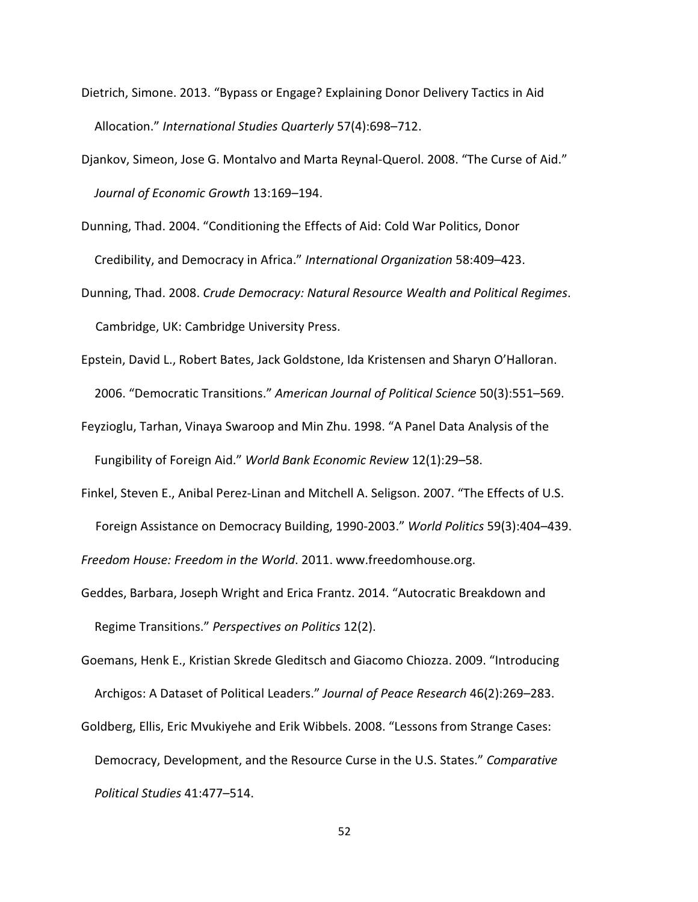Dietrich, Simone. 2013. “Bypass or Engage? Explaining Donor Delivery Tactics in Aid Allocation.” *International Studies Quarterly* 57(4):698–712.

Djankov, Simeon, Jose G. Montalvo and Marta Reynal-Querol. 2008. “The Curse of Aid.” *Journal of Economic Growth* 13:169–194.

Dunning, Thad. 2004. “Conditioning the Effects of Aid: Cold War Politics, Donor Credibility, and Democracy in Africa.” *International Organization* 58:409–423.

Dunning, Thad. 2008. *Crude Democracy: Natural Resource Wealth and Political Regimes*. Cambridge, UK: Cambridge University Press.

Epstein, David L., Robert Bates, Jack Goldstone, Ida Kristensen and Sharyn O’Halloran. 2006. “Democratic Transitions.” *American Journal of Political Science* 50(3):551–569.

Feyzioglu, Tarhan, Vinaya Swaroop and Min Zhu. 1998. “A Panel Data Analysis of the Fungibility of Foreign Aid.” *World Bank Economic Review* 12(1):29–58.

Finkel, Steven E., Anibal Perez-Linan and Mitchell A. Seligson. 2007. “The Effects of U.S. Foreign Assistance on Democracy Building, 1990-2003.” *World Politics* 59(3):404–439.

*Freedom House: Freedom in the World*. 2011. www.freedomhouse.org.

Geddes, Barbara, Joseph Wright and Erica Frantz. 2014. “Autocratic Breakdown and Regime Transitions.” *Perspectives on Politics* 12(2).

Goemans, Henk E., Kristian Skrede Gleditsch and Giacomo Chiozza. 2009. “Introducing Archigos: A Dataset of Political Leaders.” *Journal of Peace Research* 46(2):269–283.

Goldberg, Ellis, Eric Mvukiyehe and Erik Wibbels. 2008. “Lessons from Strange Cases: Democracy, Development, and the Resource Curse in the U.S. States.” *Comparative Political Studies* 41:477–514.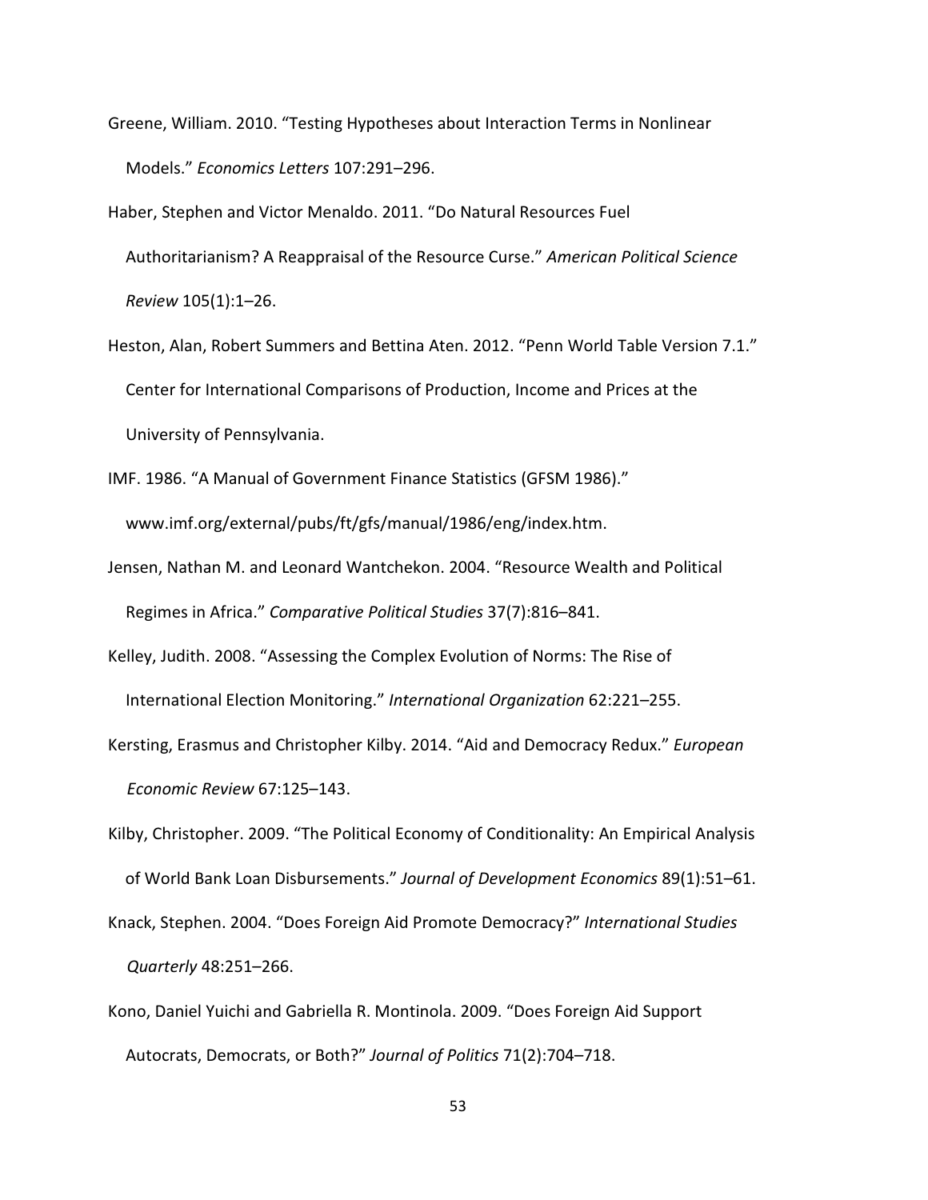Greene, William. 2010. "Testing Hypotheses about Interaction Terms in Nonlinear Models." *Economics Letters* 107:291–296.

Haber, Stephen and Victor Menaldo. 2011. "Do Natural Resources Fuel Authoritarianism? A Reappraisal of the Resource Curse." *American Political Science Review* 105(1):1–26.

Heston, Alan, Robert Summers and Bettina Aten. 2012. "Penn World Table Version 7.1." Center for International Comparisons of Production, Income and Prices at the University of Pennsylvania.

IMF. 1986. "A Manual of Government Finance Statistics (GFSM 1986)." www.imf.org/external/pubs/ft/gfs/manual/1986/eng/index.htm.

Jensen, Nathan M. and Leonard Wantchekon. 2004. "Resource Wealth and Political Regimes in Africa." *Comparative Political Studies* 37(7):816–841.

Kelley, Judith. 2008. "Assessing the Complex Evolution of Norms: The Rise of International Election Monitoring." *International Organization* 62:221–255.

Kersting, Erasmus and Christopher Kilby. 2014. "Aid and Democracy Redux." *European Economic Review* 67:125–143.

Kilby, Christopher. 2009. "The Political Economy of Conditionality: An Empirical Analysis of World Bank Loan Disbursements." *Journal of Development Economics* 89(1):51–61.

Knack, Stephen. 2004. "Does Foreign Aid Promote Democracy?" *International Studies Quarterly* 48:251–266.

Kono, Daniel Yuichi and Gabriella R. Montinola. 2009. "Does Foreign Aid Support Autocrats, Democrats, or Both?" *Journal of Politics* 71(2):704–718.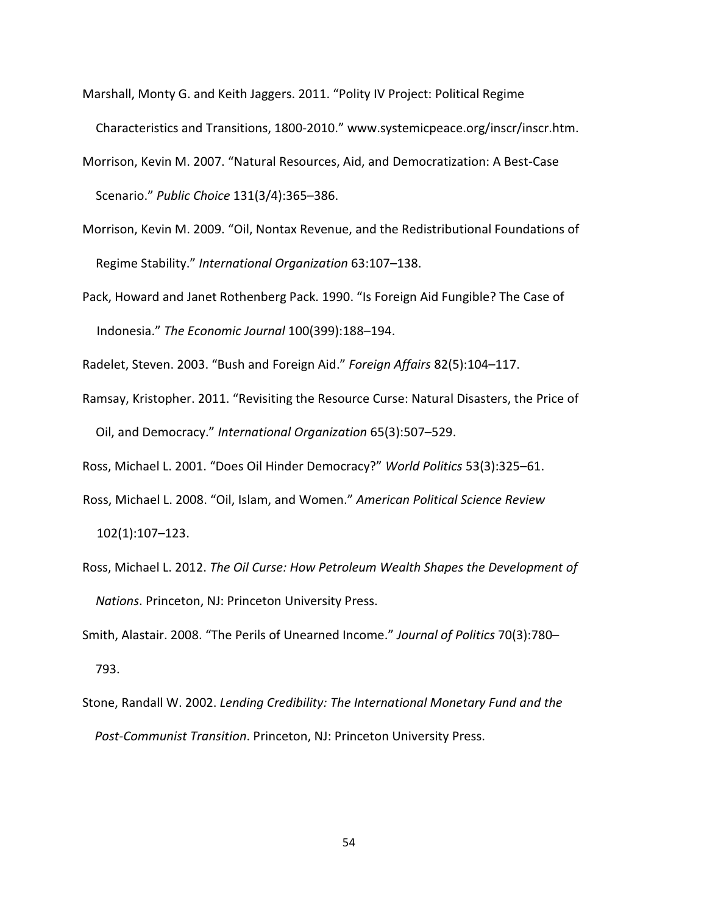Marshall, Monty G. and Keith Jaggers. 2011. "Polity IV Project: Political Regime Characteristics and Transitions, 1800-2010." www.systemicpeace.org/inscr/inscr.htm.

Morrison, Kevin M. 2007. "Natural Resources, Aid, and Democratization: A Best-Case Scenario." *Public Choice* 131(3/4):365–386.

Morrison, Kevin M. 2009. "Oil, Nontax Revenue, and the Redistributional Foundations of Regime Stability." *International Organization* 63:107–138.

Pack, Howard and Janet Rothenberg Pack. 1990. "Is Foreign Aid Fungible? The Case of Indonesia." *The Economic Journal* 100(399):188–194.

Radelet, Steven. 2003. "Bush and Foreign Aid." *Foreign Affairs* 82(5):104–117.

Ramsay, Kristopher. 2011. "Revisiting the Resource Curse: Natural Disasters, the Price of Oil, and Democracy." *International Organization* 65(3):507–529.

Ross, Michael L. 2001. "Does Oil Hinder Democracy?" *World Politics* 53(3):325–61.

Ross, Michael L. 2008. "Oil, Islam, and Women." *American Political Science Review* 102(1):107–123.

Ross, Michael L. 2012. *The Oil Curse: How Petroleum Wealth Shapes the Development of Nations*. Princeton, NJ: Princeton University Press.

Smith, Alastair. 2008. "The Perils of Unearned Income." *Journal of Politics* 70(3):780–793.

Stone, Randall W. 2002. *Lending Credibility: The International Monetary Fund and the Post-Communist Transition*. Princeton, NJ: Princeton University Press.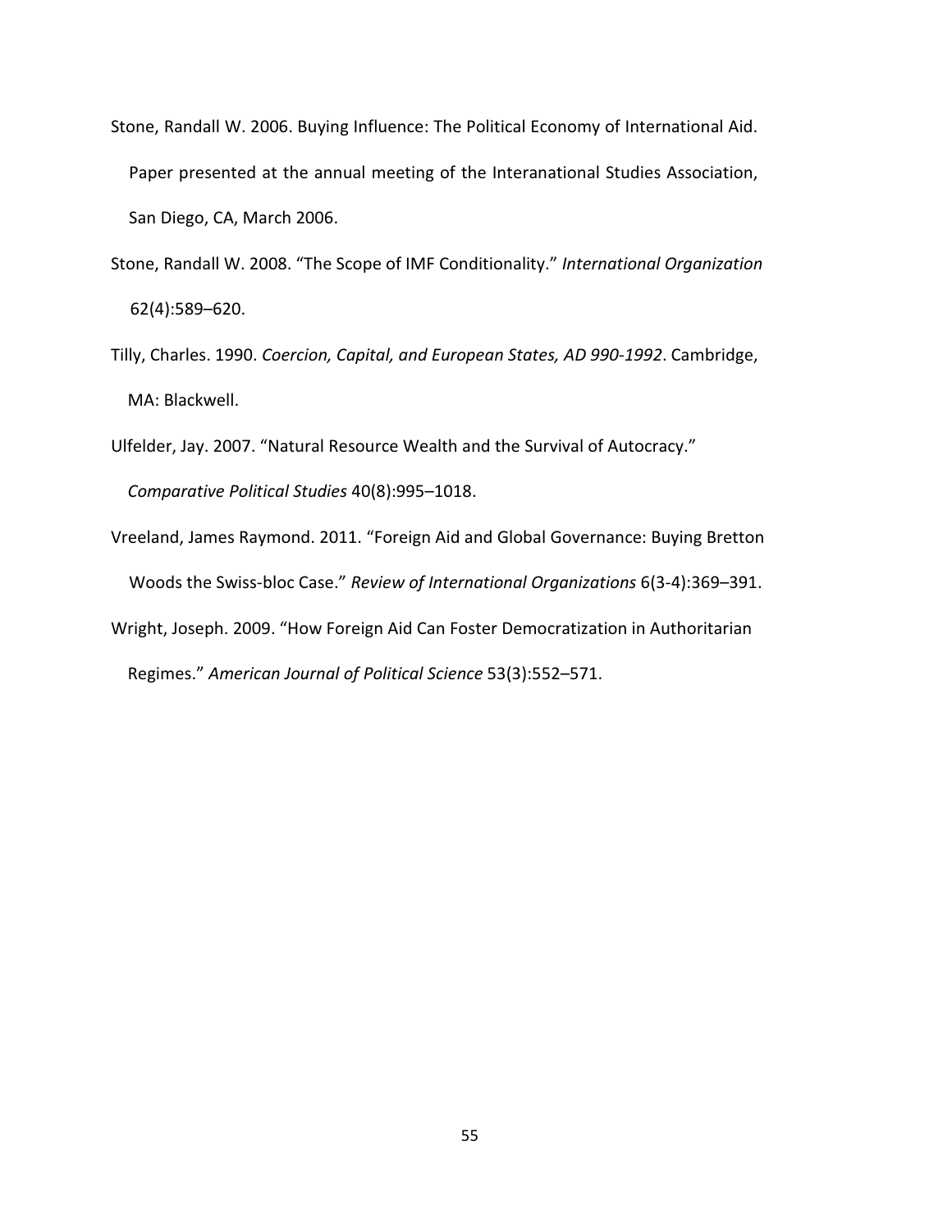Stone, Randall W. 2006. Buying Influence: The Political Economy of International Aid. Paper presented at the annual meeting of the Interanational Studies Association, San Diego, CA, March 2006.

Stone, Randall W. 2008. "The Scope of IMF Conditionality." *International Organization* 62(4):589–620.

Tilly, Charles. 1990. *Coercion, Capital, and European States, AD 990-1992*. Cambridge, MA: Blackwell.

Ulfelder, Jay. 2007. "Natural Resource Wealth and the Survival of Autocracy." *Comparative Political Studies* 40(8):995–1018.

Vreeland, James Raymond. 2011. "Foreign Aid and Global Governance: Buying Bretton Woods the Swiss-bloc Case." *Review of International Organizations* 6(3-4):369–391.

Wright, Joseph. 2009. "How Foreign Aid Can Foster Democratization in Authoritarian Regimes." *American Journal of Political Science* 53(3):552–571.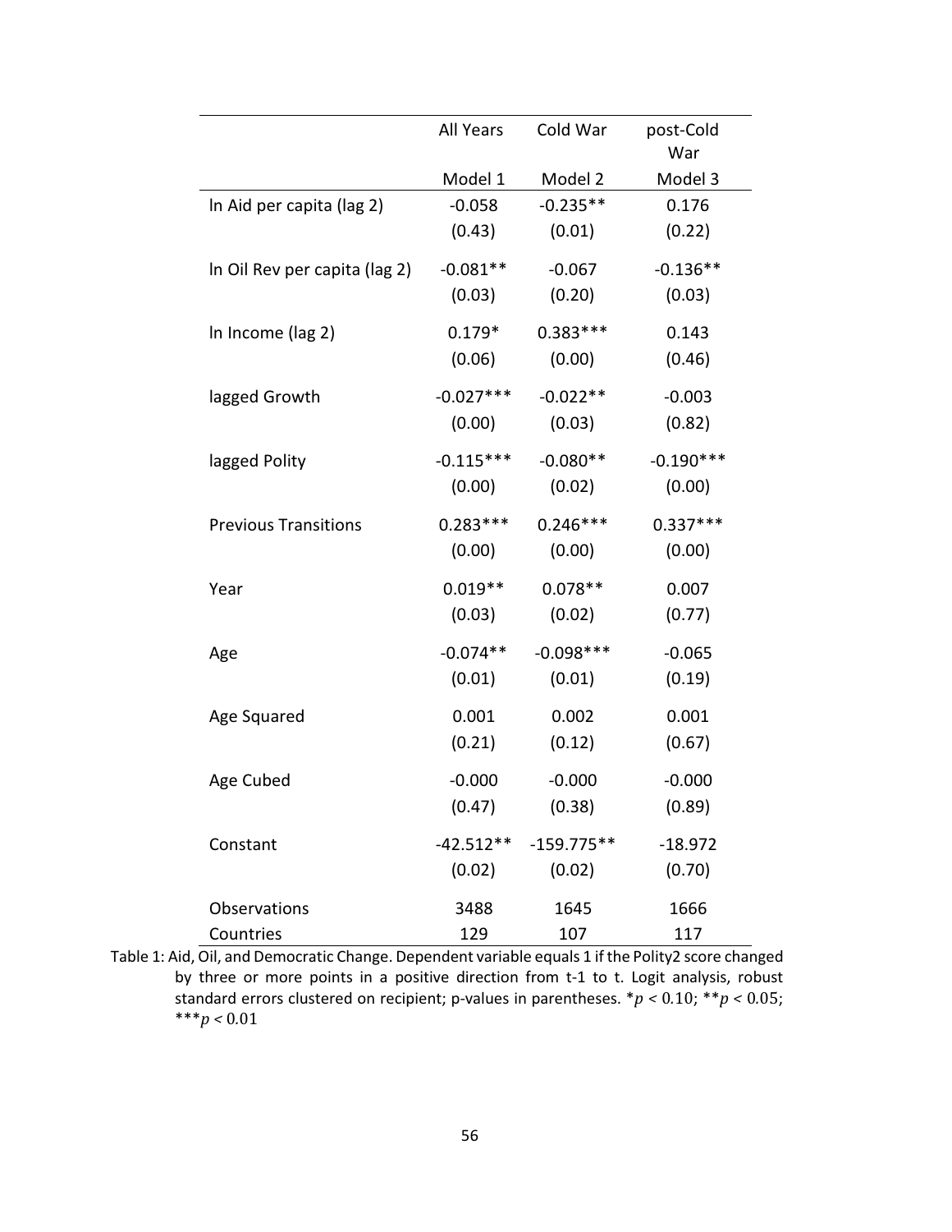| | All Years | Cold War | post-Cold War |
|---|---|---|---|
| | Model 1 | Model 2 | Model 3 |
| ln Aid per capita (lag 2) | -0.058 | -0.235** | 0.176 |
| | (0.43) | (0.01) | (0.22) |
| ln Oil Rev per capita (lag 2) | -0.081** | -0.067 | -0.136** |
| | (0.03) | (0.20) | (0.03) |
| ln Income (lag 2) | 0.179* | 0.383*** | 0.143 |
| | (0.06) | (0.00) | (0.46) |
| lagged Growth | -0.027*** | -0.022** | -0.003 |
| | (0.00) | (0.03) | (0.82) |
| lagged Polity | -0.115*** | -0.080** | -0.190*** |
| | (0.00) | (0.02) | (0.00) |
| Previous Transitions | 0.283*** | 0.246*** | 0.337*** |
| | (0.00) | (0.00) | (0.00) |
| Year | 0.019** | 0.078** | 0.007 |
| | (0.03) | (0.02) | (0.77) |
| Age | -0.074** | -0.098*** | -0.065 |
| | (0.01) | (0.01) | (0.19) |
| Age Squared | 0.001 | 0.002 | 0.001 |
| | (0.21) | (0.12) | (0.67) |
| Age Cubed | -0.000 | -0.000 | -0.000 |
| | (0.47) | (0.38) | (0.89) |
| Constant | -42.512** | -159.775** | -18.972 |
| | (0.02) | (0.02) | (0.70) |
| Observations | 3488 | 1645 | 1666 |
| Countries | 129 | 107 | 117 |

Table 1: Aid, Oil, and Democratic Change. Dependent variable equals 1 if the Polity2 score changed by three or more points in a positive direction from t-1 to t. Logit analysis, robust standard errors clustered on recipient; p-values in parentheses. *$p < 0.10$; **$p < 0.05$; ***$p < 0.01$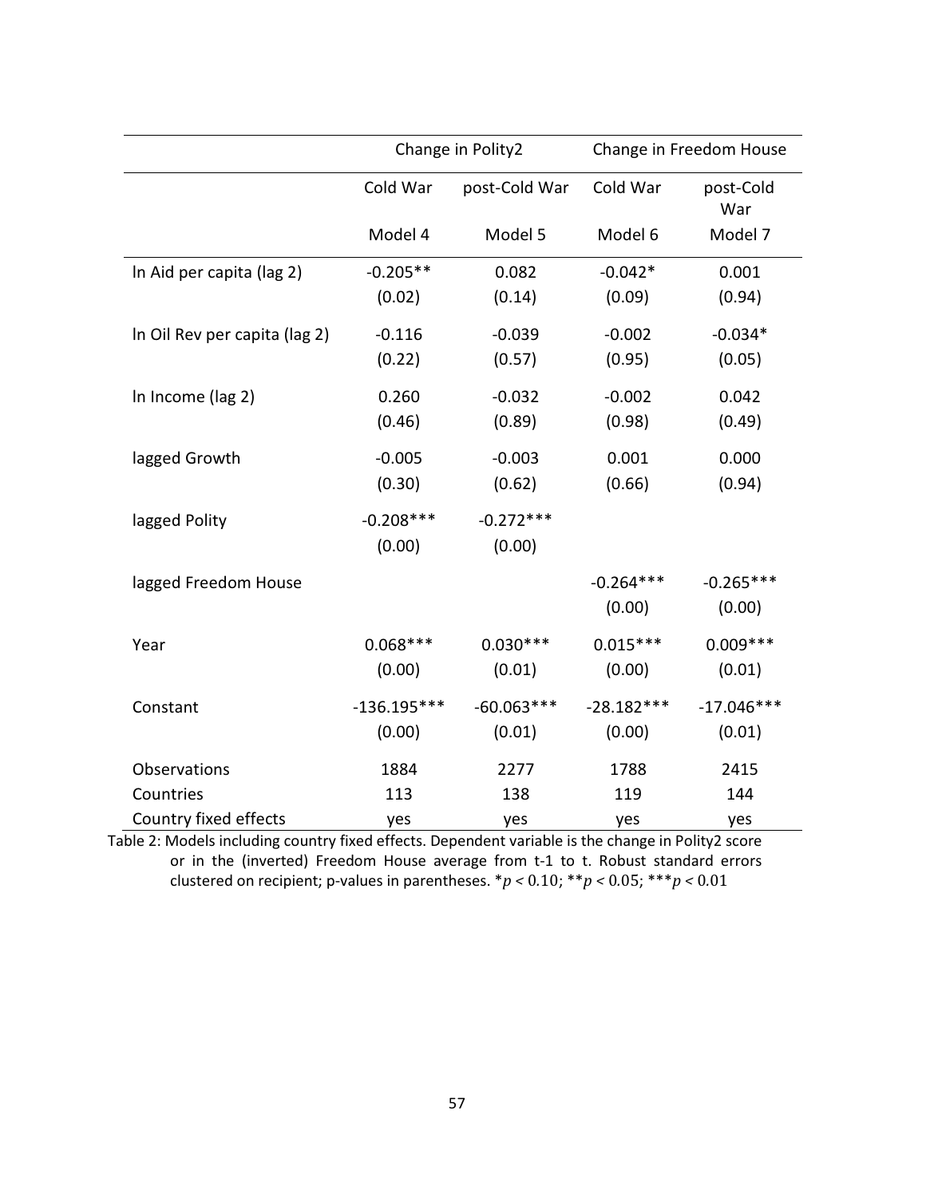| | Change in Polity2 | | Change in Freedom House | |
|---|---|---|---|---|
| | Cold War | post-Cold War | Cold War | post-Cold War |
| | Model 4 | Model 5 | Model 6 | Model 7 |
| ln Aid per capita (lag 2) | -0.205** | 0.082 | -0.042* | 0.001 |
| | (0.02) | (0.14) | (0.09) | (0.94) |
| ln Oil Rev per capita (lag 2) | -0.116 | -0.039 | -0.002 | -0.034* |
| | (0.22) | (0.57) | (0.95) | (0.05) |
| ln Income (lag 2) | 0.260 | -0.032 | -0.002 | 0.042 |
| | (0.46) | (0.89) | (0.98) | (0.49) |
| lagged Growth | -0.005 | -0.003 | 0.001 | 0.000 |
| | (0.30) | (0.62) | (0.66) | (0.94) |
| lagged Polity | -0.208*** | -0.272*** | | |
| | (0.00) | (0.00) | | |
| lagged Freedom House | | | -0.264*** | -0.265*** |
| | | | (0.00) | (0.00) |
| Year | 0.068*** | 0.030*** | 0.015*** | 0.009*** |
| | (0.00) | (0.01) | (0.00) | (0.01) |
| Constant | -136.195*** | -60.063*** | -28.182*** | -17.046*** |
| | (0.00) | (0.01) | (0.00) | (0.01) |
| Observations | 1884 | 2277 | 1788 | 2415 |
| Countries | 113 | 138 | 119 | 144 |
| Country fixed effects | yes | yes | yes | yes |

Table 2: Models including country fixed effects. Dependent variable is the change in Polity2 score or in the (inverted) Freedom House average from t-1 to t. Robust standard errors clustered on recipient; p-values in parentheses. *$p < 0.10$; **$p < 0.05$; ***$p < 0.01$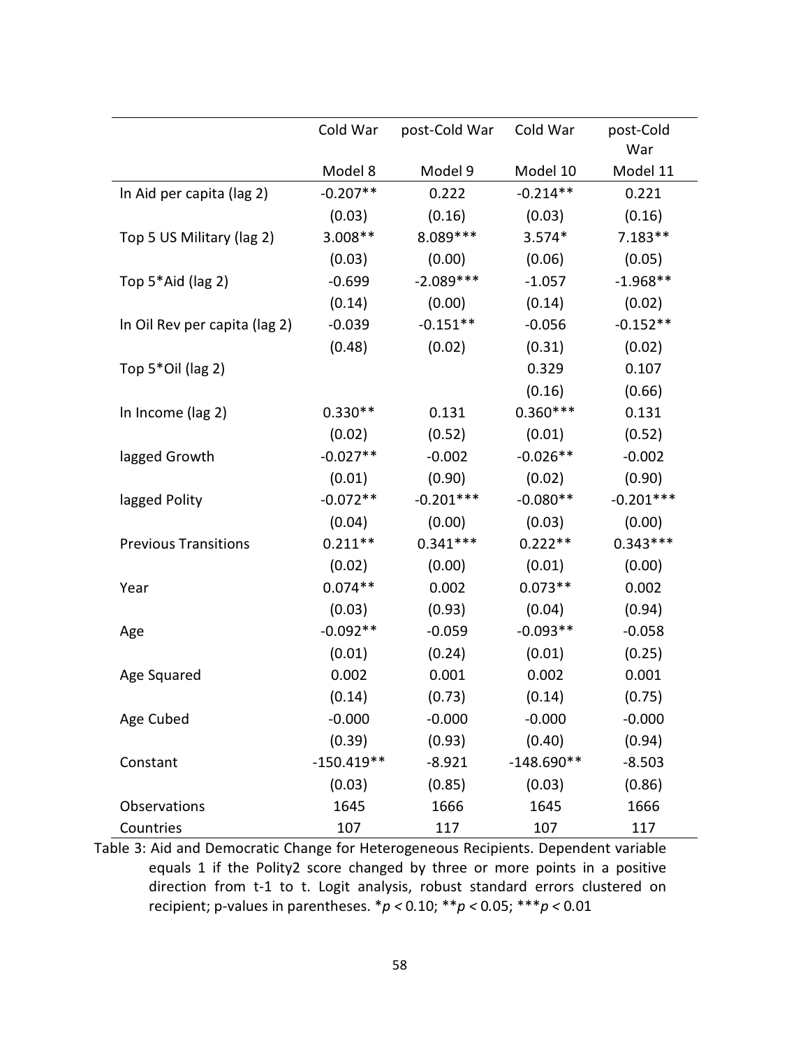| | Cold War | post-Cold War | Cold War | post-Cold War |
|---|---|---|---|---|
| | Model 8 | Model 9 | Model 10 | Model 11 |
| ln Aid per capita (lag 2) | -0.207** | 0.222 | -0.214** | 0.221 |
| | (0.03) | (0.16) | (0.03) | (0.16) |
| Top 5 US Military (lag 2) | 3.008** | 8.089*** | 3.574* | 7.183** |
| | (0.03) | (0.00) | (0.06) | (0.05) |
| Top 5*Aid (lag 2) | -0.699 | -2.089*** | -1.057 | -1.968** |
| | (0.14) | (0.00) | (0.14) | (0.02) |
| ln Oil Rev per capita (lag 2) | -0.039 | -0.151** | -0.056 | -0.152** |
| | (0.48) | (0.02) | (0.31) | (0.02) |
| Top 5*Oil (lag 2) | | | 0.329 | 0.107 |
| | | | (0.16) | (0.66) |
| ln Income (lag 2) | 0.330** | 0.131 | 0.360*** | 0.131 |
| | (0.02) | (0.52) | (0.01) | (0.52) |
| lagged Growth | -0.027** | -0.002 | -0.026** | -0.002 |
| | (0.01) | (0.90) | (0.02) | (0.90) |
| lagged Polity | -0.072** | -0.201*** | -0.080** | -0.201*** |
| | (0.04) | (0.00) | (0.03) | (0.00) |
| Previous Transitions | 0.211** | 0.341*** | 0.222** | 0.343*** |
| | (0.02) | (0.00) | (0.01) | (0.00) |
| Year | 0.074** | 0.002 | 0.073** | 0.002 |
| | (0.03) | (0.93) | (0.04) | (0.94) |
| Age | -0.092** | -0.059 | -0.093** | -0.058 |
| | (0.01) | (0.24) | (0.01) | (0.25) |
| Age Squared | 0.002 | 0.001 | 0.002 | 0.001 |
| | (0.14) | (0.73) | (0.14) | (0.75) |
| Age Cubed | -0.000 | -0.000 | -0.000 | -0.000 |
| | (0.39) | (0.93) | (0.40) | (0.94) |
| Constant | -150.419** | -8.921 | -148.690** | -8.503 |
| | (0.03) | (0.85) | (0.03) | (0.86) |
| Observations | 1645 | 1666 | 1645 | 1666 |
| Countries | 107 | 117 | 107 | 117 |

Table 3: Aid and Democratic Change for Heterogeneous Recipients. Dependent variable equals 1 if the Polity2 score changed by three or more points in a positive direction from t-1 to t. Logit analysis, robust standard errors clustered on recipient; p-values in parentheses. *$p < 0.10$; **$p < 0.05$; ***$p < 0.01$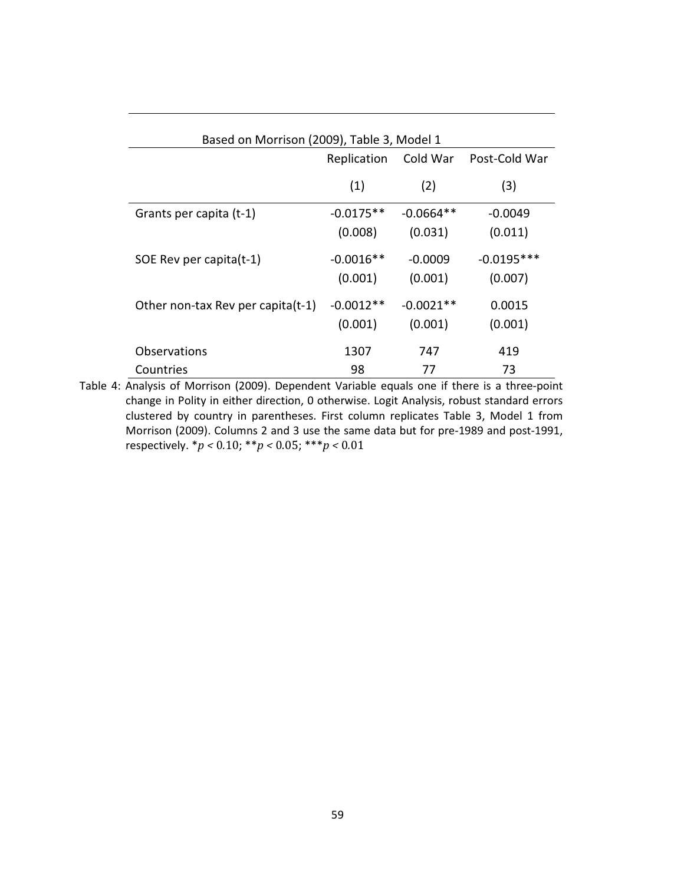| Based on Morrison (2009), Table 3, Model 1 | | | |
|---|---|---|---|
| | Replication | Cold War | Post-Cold War |
| | (1) | (2) | (3) |
| Grants per capita (t-1) | -0.0175** | -0.0664** | -0.0049 |
| | (0.008) | (0.031) | (0.011) |
| SOE Rev per capita(t-1) | -0.0016** | -0.0009 | -0.0195*** |
| | (0.001) | (0.001) | (0.007) |
| Other non-tax Rev per capita(t-1) | -0.0012** | -0.0021** | 0.0015 |
| | (0.001) | (0.001) | (0.001) |
| Observations | 1307 | 747 | 419 |
| Countries | 98 | 77 | 73 |

Table 4: Analysis of Morrison (2009). Dependent Variable equals one if there is a three-point change in Polity in either direction, 0 otherwise. Logit Analysis, robust standard errors clustered by country in parentheses. First column replicates Table 3, Model 1 from Morrison (2009). Columns 2 and 3 use the same data but for pre-1989 and post-1991, respectively. *$p < 0.10$; **$p < 0.05$; ***$p < 0.01$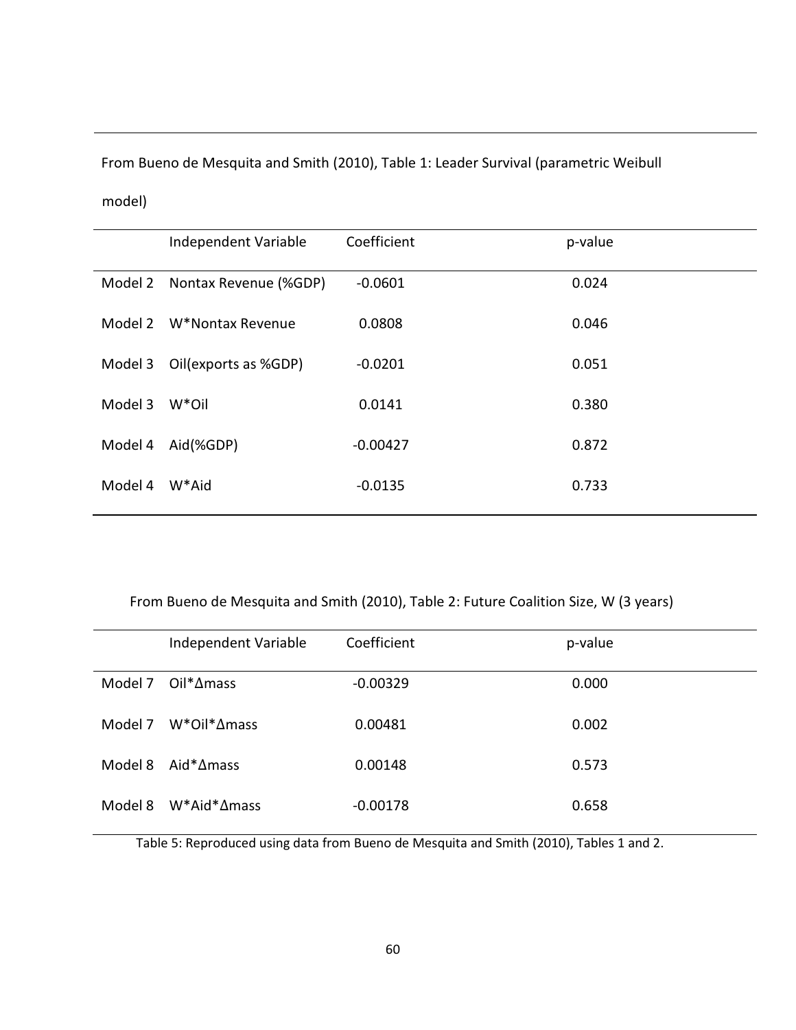From Bueno de Mesquita and Smith (2010), Table 1: Leader Survival (parametric Weibull model)

| | Independent Variable | Coefficient | p-value |
|---|---|---|---|
| Model 2 | Nontax Revenue (%GDP) | -0.0601 | 0.024 |
| Model 2 | W*Nontax Revenue | 0.0808 | 0.046 |
| Model 3 | Oil(exports as %GDP) | -0.0201 | 0.051 |
| Model 3 | W*Oil | 0.0141 | 0.380 |
| Model 4 | Aid(%GDP) | -0.00427 | 0.872 |
| Model 4 | W*Aid | -0.0135 | 0.733 |

From Bueno de Mesquita and Smith (2010), Table 2: Future Coalition Size, W (3 years)

| | Independent Variable | Coefficient | p-value |
|---|---|---|---|
| Model 7 | Oil*Δmass | -0.00329 | 0.000 |
| Model 7 | W*Oil*Δmass | 0.00481 | 0.002 |
| Model 8 | Aid*Δmass | 0.00148 | 0.573 |
| Model 8 | W*Aid*Δmass | -0.00178 | 0.658 |

Table 5: Reproduced using data from Bueno de Mesquita and Smith (2010), Tables 1 and 2.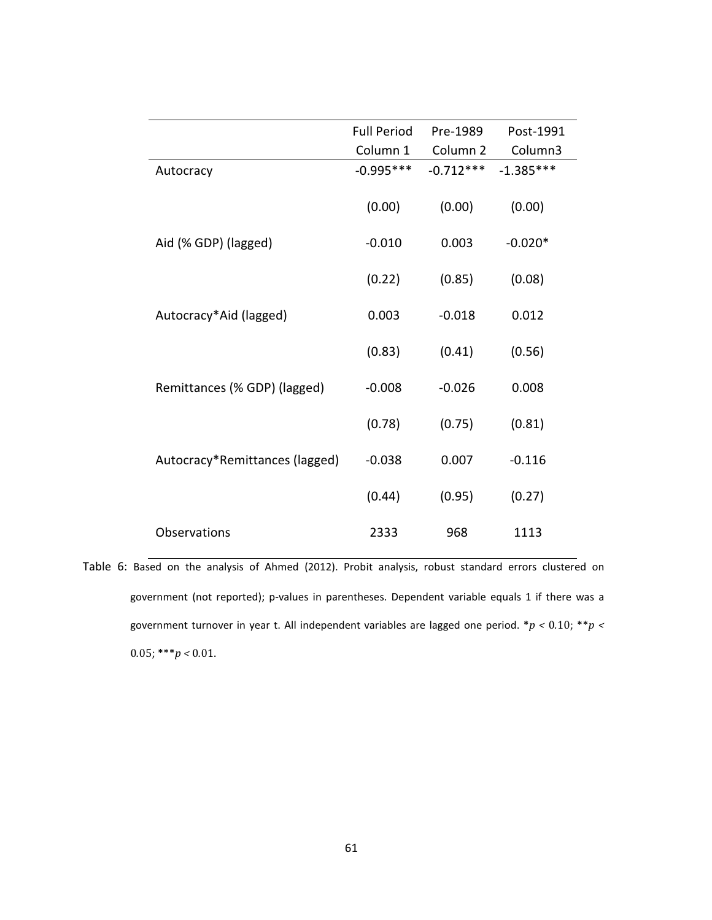| | Full Period<br>Column 1 | Pre-1989<br>Column 2 | Post-1991<br>Column3 |
|---|---|---|---|
| Autocracy | -0.995*** | -0.712*** | -1.385*** |
| | (0.00) | (0.00) | (0.00) |
| Aid (% GDP) (lagged) | -0.010 | 0.003 | -0.020* |
| | (0.22) | (0.85) | (0.08) |
| Autocracy*Aid (lagged) | 0.003 | -0.018 | 0.012 |
| | (0.83) | (0.41) | (0.56) |
| Remittances (% GDP) (lagged) | -0.008 | -0.026 | 0.008 |
| | (0.78) | (0.75) | (0.81) |
| Autocracy*Remittances (lagged) | -0.038 | 0.007 | -0.116 |
| | (0.44) | (0.95) | (0.27) |
| Observations | 2333 | 968 | 1113 |

Table 6: Based on the analysis of Ahmed (2012). Probit analysis, robust standard errors clustered on government (not reported); p-values in parentheses. Dependent variable equals 1 if there was a government turnover in year t. All independent variables are lagged one period. *$p < 0.10$; **$p < 0.05$; ***$p < 0.01$.